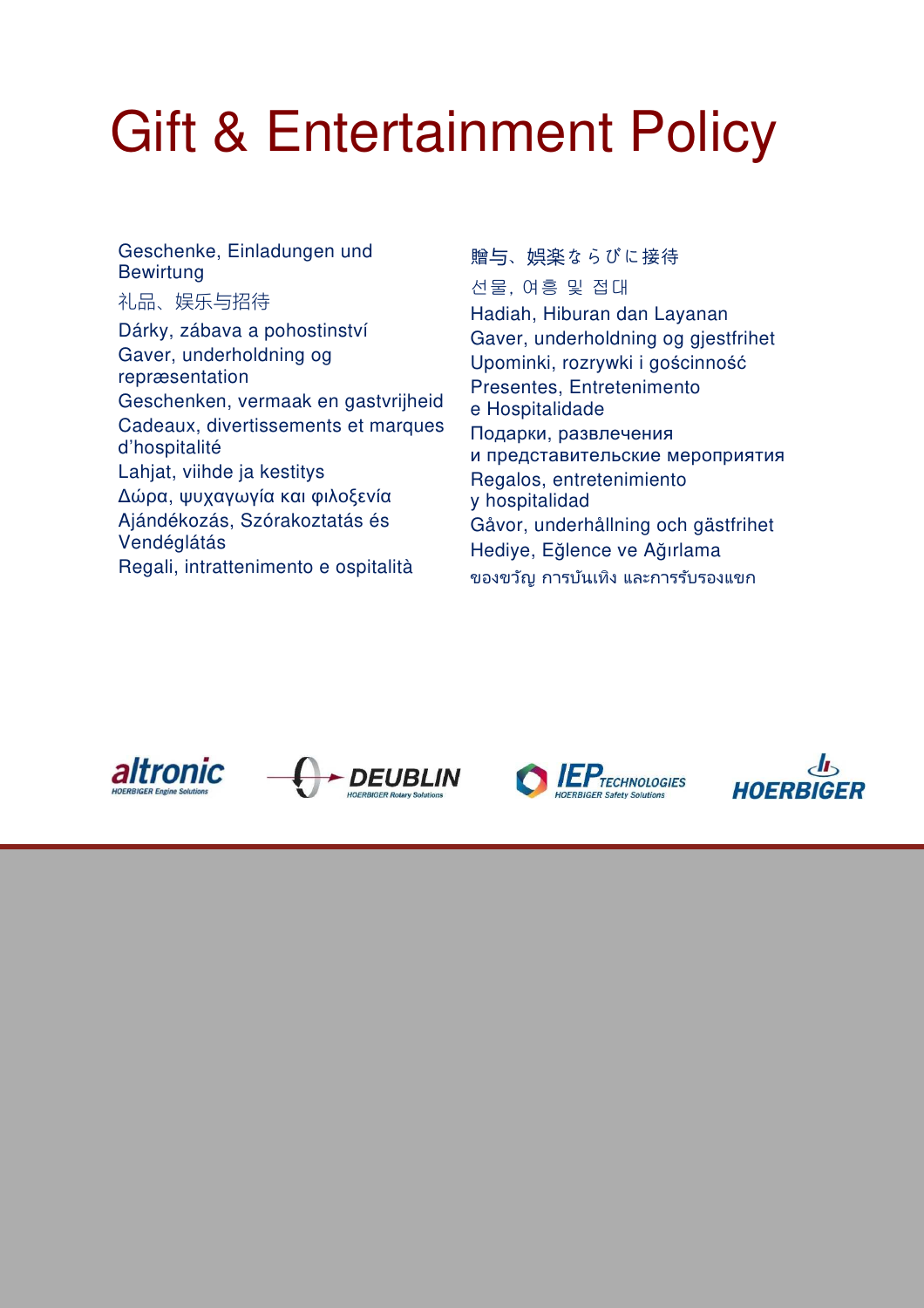# Gift & Entertainment Policy

Geschenke, Einladungen und Bewirtung

礼品、娱乐与招待

Dárky, zábava a pohostinství

Gaver, underholdning og repræsentation

Geschenken, vermaak en gastvrijheid

Cadeaux, divertissements et marques d'hospitalité

Lahjat, viihde ja kestitys

Δώρα, ψυχαγωγία και φιλοξενία

Ajándékozás, Szórakoztatás és Vendéglátás

Regali, intrattenimento e ospitalità

贈与、娯楽ならびに接待

선물, 여흥 및 접대

Hadiah, Hiburan dan Layanan

Gaver, underholdning og gjestfrihet

Upominki, rozrywki i gościnność

Presentes, Entretenimento e Hospitalidade

Подарки, развлечения и представительские мероприятия

Regalos, entretenimiento y hospitalidad

Gåvor, underhållning och gästfrihet

Hediye, Eğlence ve Ağırlama

ของขวัญ การบันเทิง และการรับรองแขก

altronic HOERBIGER Engine Solutions

DEUBLIN HOERBIGER Rotary Solutions

IEP TECHNOLOGIES HOERBIGER Safety Solutions

HOERBIGER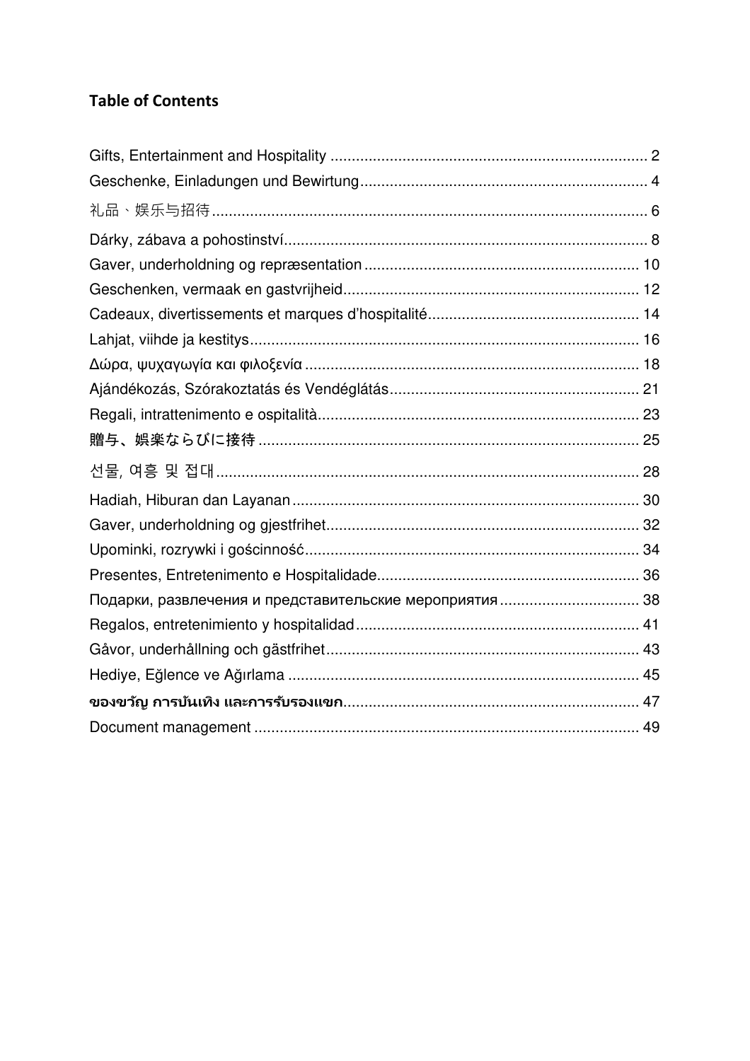**Table of Contents**

Gifts, Entertainment and Hospitality .......................................................................... 2
Geschenke, Einladungen und Bewirtung................................................................... 4
礼品、娱乐与招待...................................................................................................... 6
Dárky, zábava a pohostinství..................................................................................... 8
Gaver, underholdning og repræsentation ................................................................ 10
Geschenken, vermaak en gastvrijheid..................................................................... 12
Cadeaux, divertissements et marques d’hospitalité................................................. 14
Lahjat, viihde ja kestitys........................................................................................... 16
Δώρα, ψυχαγωγία και φιλοξενία .............................................................................. 18
Ajándékozás, Szórakoztatás és Vendéglátás........................................................... 21
Regali, intrattenimento e ospitalità........................................................................... 23
贈与、娯楽ならびに接待 .......................................................................................... 25
선물, 여흥 및 접대.................................................................................................... 28
Hadiah, Hiburan dan Layanan.................................................................................. 30
Gaver, underholdning og gjestfrihet......................................................................... 32
Upominki, rozrywki i gościnność.............................................................................. 34
Presentes, Entretenimento e Hospitalidade............................................................. 36
Подарки, развлечения и представительские мероприятия................................. 38
Regalos, entretenimiento y hospitalidad.................................................................. 41
Gåvor, underhållning och gästfrihet.......................................................................... 43
Hediye, Eğlence ve Ağırlama .................................................................................. 45
ของขวัญ การบันเทิง และการรับรองแขก..................................................................... 47
Document management ........................................................................................... 49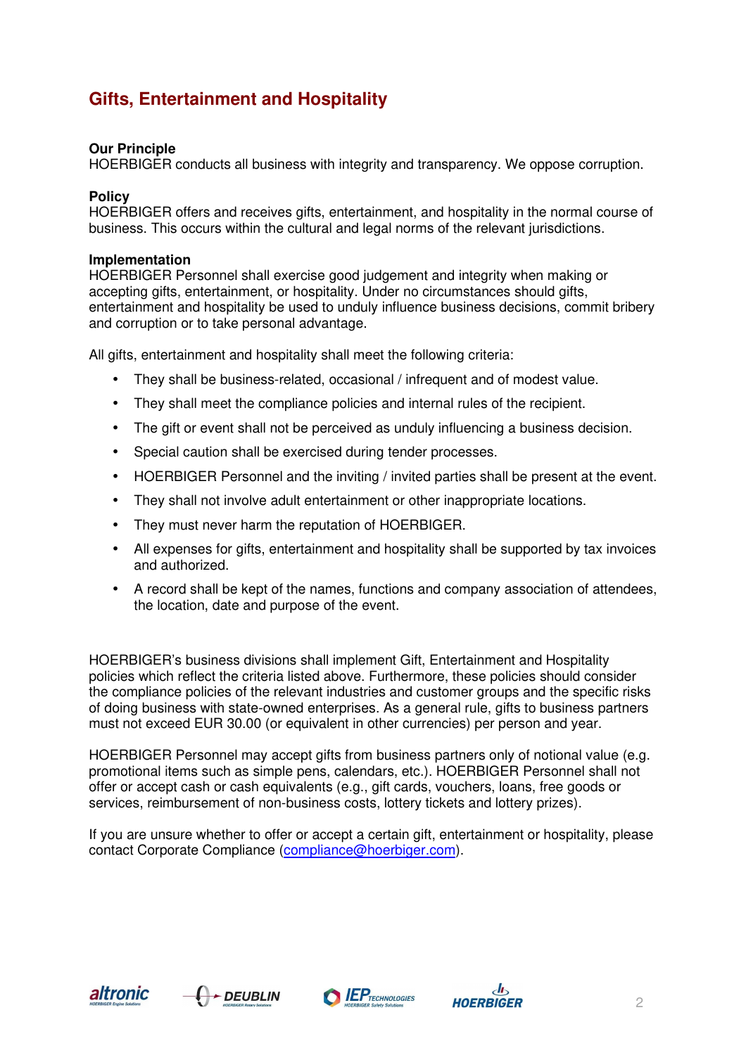# Gifts, Entertainment and Hospitality

**Our Principle**
HOERBIGER conducts all business with integrity and transparency. We oppose corruption.

**Policy**
HOERBIGER offers and receives gifts, entertainment, and hospitality in the normal course of business. This occurs within the cultural and legal norms of the relevant jurisdictions.

**Implementation**
HOERBIGER Personnel shall exercise good judgement and integrity when making or accepting gifts, entertainment, or hospitality. Under no circumstances should gifts, entertainment and hospitality be used to unduly influence business decisions, commit bribery and corruption or to take personal advantage.

All gifts, entertainment and hospitality shall meet the following criteria:

- They shall be business-related, occasional / infrequent and of modest value.
- They shall meet the compliance policies and internal rules of the recipient.
- The gift or event shall not be perceived as unduly influencing a business decision.
- Special caution shall be exercised during tender processes.
- HOERBIGER Personnel and the inviting / invited parties shall be present at the event.
- They shall not involve adult entertainment or other inappropriate locations.
- They must never harm the reputation of HOERBIGER.
- All expenses for gifts, entertainment and hospitality shall be supported by tax invoices and authorized.
- A record shall be kept of the names, functions and company association of attendees, the location, date and purpose of the event.

HOERBIGER's business divisions shall implement Gift, Entertainment and Hospitality policies which reflect the criteria listed above. Furthermore, these policies should consider the compliance policies of the relevant industries and customer groups and the specific risks of doing business with state-owned enterprises. As a general rule, gifts to business partners must not exceed EUR 30.00 (or equivalent in other currencies) per person and year.

HOERBIGER Personnel may accept gifts from business partners only of notional value (e.g. promotional items such as simple pens, calendars, etc.). HOERBIGER Personnel shall not offer or accept cash or cash equivalents (e.g., gift cards, vouchers, loans, free goods or services, reimbursement of non-business costs, lottery tickets and lottery prizes).

If you are unsure whether to offer or accept a certain gift, entertainment or hospitality, please contact Corporate Compliance (compliance@hoerbiger.com).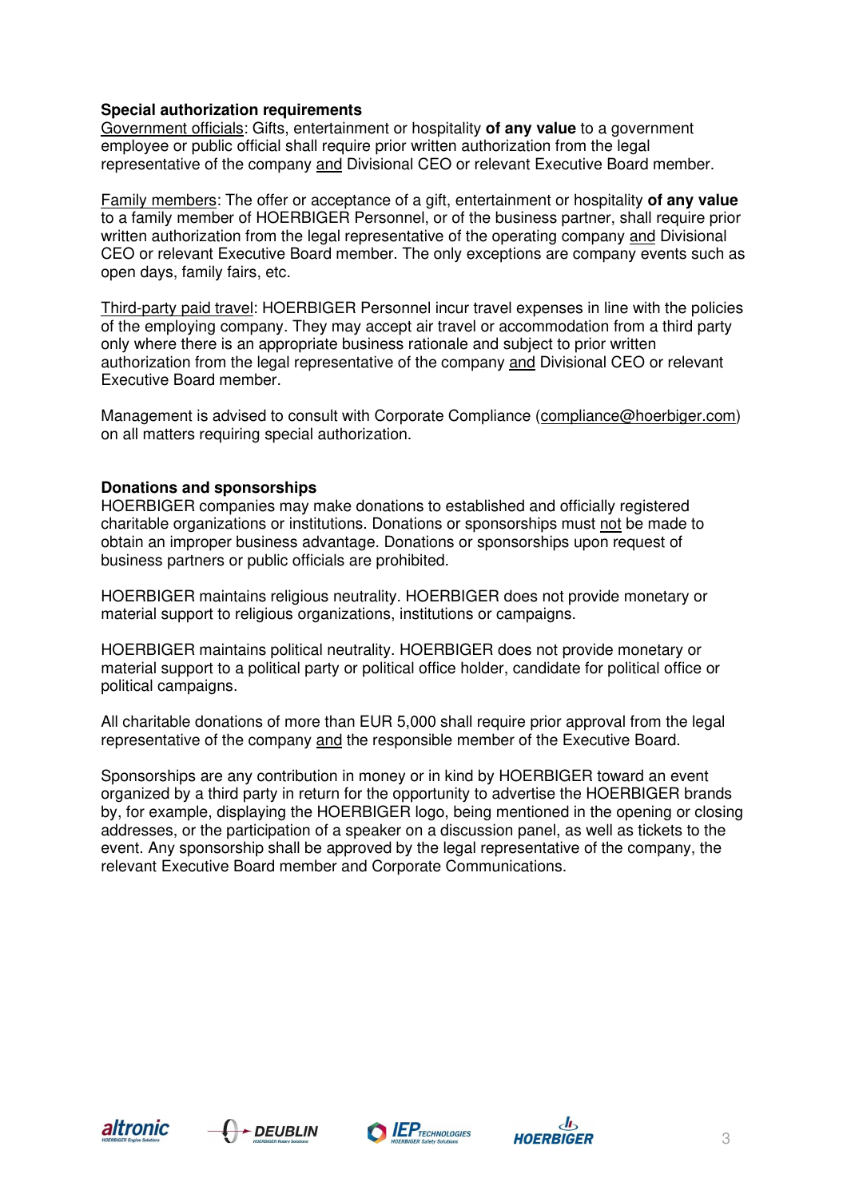**Special authorization requirements**

Government officials: Gifts, entertainment or hospitality **of any value** to a government employee or public official shall require prior written authorization from the legal representative of the company and Divisional CEO or relevant Executive Board member.

Family members: The offer or acceptance of a gift, entertainment or hospitality **of any value** to a family member of HOERBIGER Personnel, or of the business partner, shall require prior written authorization from the legal representative of the operating company and Divisional CEO or relevant Executive Board member. The only exceptions are company events such as open days, family fairs, etc.

Third-party paid travel: HOERBIGER Personnel incur travel expenses in line with the policies of the employing company. They may accept air travel or accommodation from a third party only where there is an appropriate business rationale and subject to prior written authorization from the legal representative of the company and Divisional CEO or relevant Executive Board member.

Management is advised to consult with Corporate Compliance (compliance@hoerbiger.com) on all matters requiring special authorization.

**Donations and sponsorships**

HOERBIGER companies may make donations to established and officially registered charitable organizations or institutions. Donations or sponsorships must not be made to obtain an improper business advantage. Donations or sponsorships upon request of business partners or public officials are prohibited.

HOERBIGER maintains religious neutrality. HOERBIGER does not provide monetary or material support to religious organizations, institutions or campaigns.

HOERBIGER maintains political neutrality. HOERBIGER does not provide monetary or material support to a political party or political office holder, candidate for political office or political campaigns.

All charitable donations of more than EUR 5,000 shall require prior approval from the legal representative of the company and the responsible member of the Executive Board.

Sponsorships are any contribution in money or in kind by HOERBIGER toward an event organized by a third party in return for the opportunity to advertise the HOERBIGER brands by, for example, displaying the HOERBIGER logo, being mentioned in the opening or closing addresses, or the participation of a speaker on a discussion panel, as well as tickets to the event. Any sponsorship shall be approved by the legal representative of the company, the relevant Executive Board member and Corporate Communications.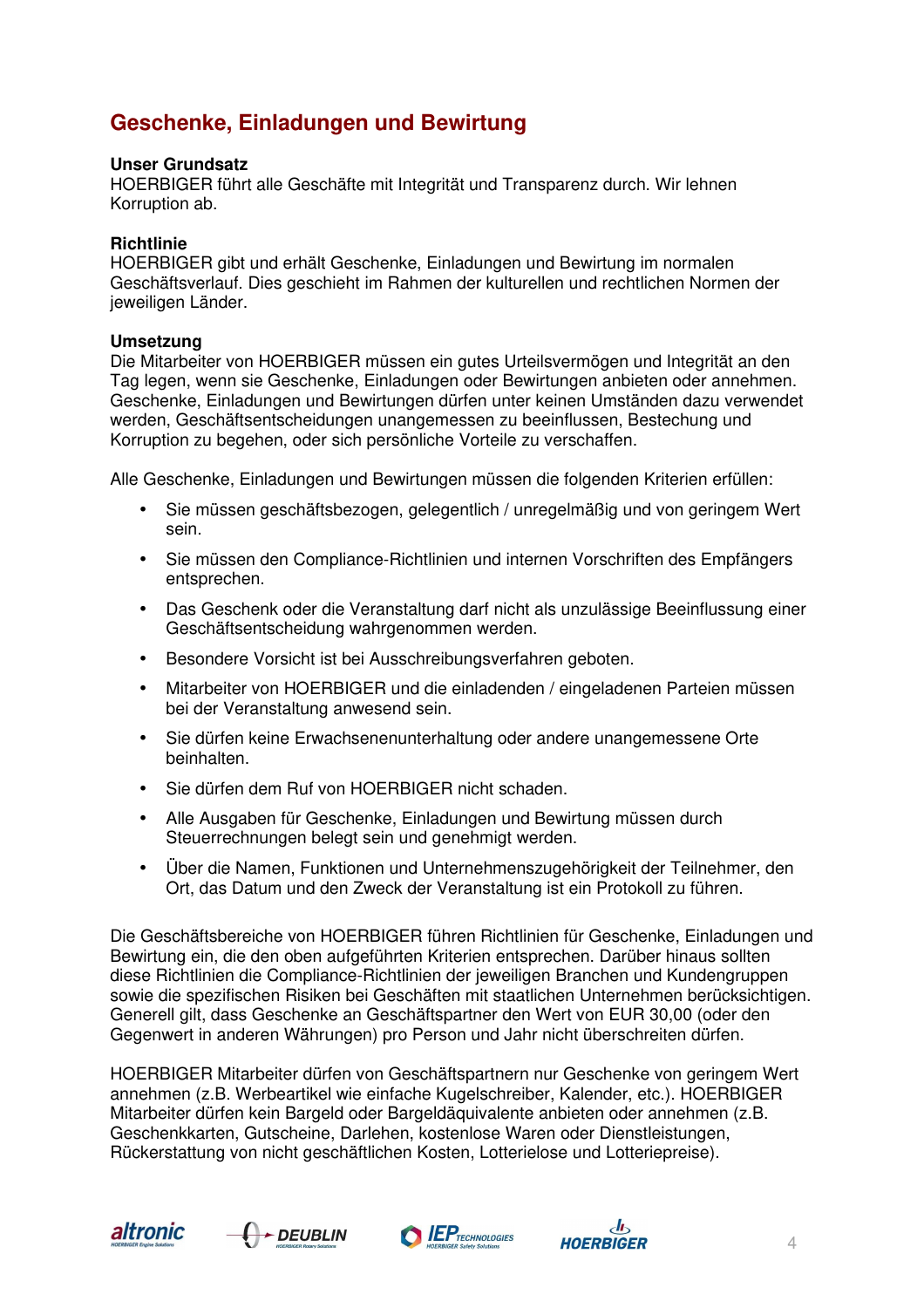## Geschenke, Einladungen und Bewirtung

**Unser Grundsatz**
HOERBIGER führt alle Geschäfte mit Integrität und Transparenz durch. Wir lehnen Korruption ab.

**Richtlinie**
HOERBIGER gibt und erhält Geschenke, Einladungen und Bewirtung im normalen Geschäftsverlauf. Dies geschieht im Rahmen der kulturellen und rechtlichen Normen der jeweiligen Länder.

**Umsetzung**
Die Mitarbeiter von HOERBIGER müssen ein gutes Urteilsvermögen und Integrität an den Tag legen, wenn sie Geschenke, Einladungen oder Bewirtungen anbieten oder annehmen. Geschenke, Einladungen und Bewirtungen dürfen unter keinen Umständen dazu verwendet werden, Geschäftsentscheidungen unangemessen zu beeinflussen, Bestechung und Korruption zu begehen, oder sich persönliche Vorteile zu verschaffen.

Alle Geschenke, Einladungen und Bewirtungen müssen die folgenden Kriterien erfüllen:

- Sie müssen geschäftsbezogen, gelegentlich / unregelmäßig und von geringem Wert sein.
- Sie müssen den Compliance-Richtlinien und internen Vorschriften des Empfängers entsprechen.
- Das Geschenk oder die Veranstaltung darf nicht als unzulässige Beeinflussung einer Geschäftsentscheidung wahrgenommen werden.
- Besondere Vorsicht ist bei Ausschreibungsverfahren geboten.
- Mitarbeiter von HOERBIGER und die einladenden / eingeladenen Parteien müssen bei der Veranstaltung anwesend sein.
- Sie dürfen keine Erwachsenenunterhaltung oder andere unangemessene Orte beinhalten.
- Sie dürfen dem Ruf von HOERBIGER nicht schaden.
- Alle Ausgaben für Geschenke, Einladungen und Bewirtung müssen durch Steuerrechnungen belegt sein und genehmigt werden.
- Über die Namen, Funktionen und Unternehmenszugehörigkeit der Teilnehmer, den Ort, das Datum und den Zweck der Veranstaltung ist ein Protokoll zu führen.

Die Geschäftsbereiche von HOERBIGER führen Richtlinien für Geschenke, Einladungen und Bewirtung ein, die den oben aufgeführten Kriterien entsprechen. Darüber hinaus sollten diese Richtlinien die Compliance-Richtlinien der jeweiligen Branchen und Kundengruppen sowie die spezifischen Risiken bei Geschäften mit staatlichen Unternehmen berücksichtigen. Generell gilt, dass Geschenke an Geschäftspartner den Wert von EUR 30,00 (oder den Gegenwert in anderen Währungen) pro Person und Jahr nicht überschreiten dürfen.

HOERBIGER Mitarbeiter dürfen von Geschäftspartnern nur Geschenke von geringem Wert annehmen (z.B. Werbeartikel wie einfache Kugelschreiber, Kalender, etc.). HOERBIGER Mitarbeiter dürfen kein Bargeld oder Bargeldäquivalente anbieten oder annehmen (z.B. Geschenkkarten, Gutscheine, Darlehen, kostenlose Waren oder Dienstleistungen, Rückerstattung von nicht geschäftlichen Kosten, Lotterielose und Lotteriepreise).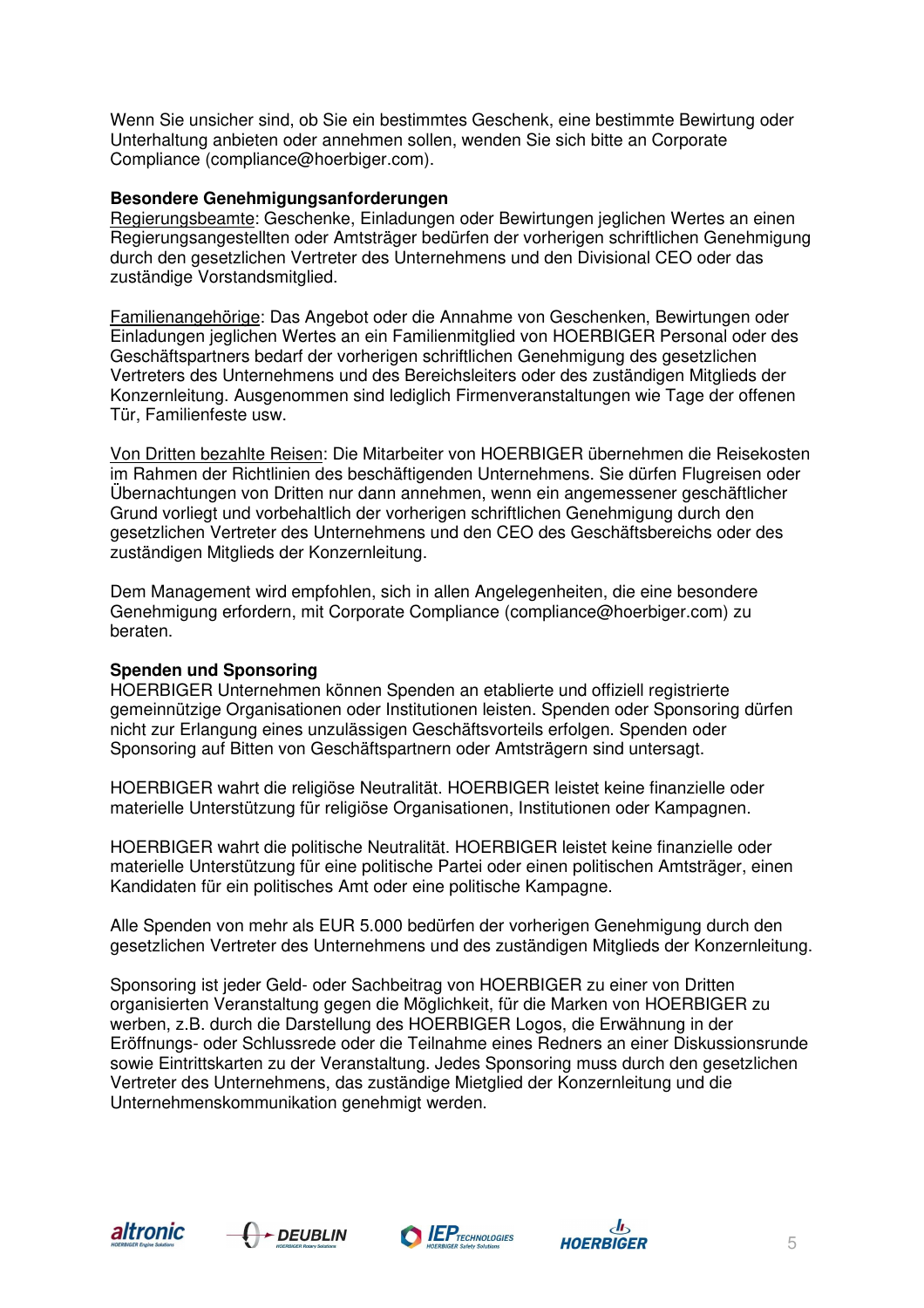Wenn Sie unsicher sind, ob Sie ein bestimmtes Geschenk, eine bestimmte Bewirtung oder Unterhaltung anbieten oder annehmen sollen, wenden Sie sich bitte an Corporate Compliance (compliance@hoerbiger.com).

**Besondere Genehmigungsanforderungen**

Regierungsbeamte: Geschenke, Einladungen oder Bewirtungen jeglichen Wertes an einen Regierungsangestellten oder Amtsträger bedürfen der vorherigen schriftlichen Genehmigung durch den gesetzlichen Vertreter des Unternehmens und den Divisional CEO oder das zuständige Vorstandsmitglied.

Familienangehörige: Das Angebot oder die Annahme von Geschenken, Bewirtungen oder Einladungen jeglichen Wertes an ein Familienmitglied von HOERBIGER Personal oder des Geschäftspartners bedarf der vorherigen schriftlichen Genehmigung des gesetzlichen Vertreters des Unternehmens und des Bereichsleiters oder des zuständigen Mitglieds der Konzernleitung. Ausgenommen sind lediglich Firmenveranstaltungen wie Tage der offenen Tür, Familienfeste usw.

Von Dritten bezahlte Reisen: Die Mitarbeiter von HOERBIGER übernehmen die Reisekosten im Rahmen der Richtlinien des beschäftigenden Unternehmens. Sie dürfen Flugreisen oder Übernachtungen von Dritten nur dann annehmen, wenn ein angemessener geschäftlicher Grund vorliegt und vorbehaltlich der vorherigen schriftlichen Genehmigung durch den gesetzlichen Vertreter des Unternehmens und den CEO des Geschäftsbereichs oder des zuständigen Mitglieds der Konzernleitung.

Dem Management wird empfohlen, sich in allen Angelegenheiten, die eine besondere Genehmigung erfordern, mit Corporate Compliance (compliance@hoerbiger.com) zu beraten.

**Spenden und Sponsoring**

HOERBIGER Unternehmen können Spenden an etablierte und offiziell registrierte gemeinnützige Organisationen oder Institutionen leisten. Spenden oder Sponsoring dürfen nicht zur Erlangung eines unzulässigen Geschäftsvorteils erfolgen. Spenden oder Sponsoring auf Bitten von Geschäftspartnern oder Amtsträgern sind untersagt.

HOERBIGER wahrt die religiöse Neutralität. HOERBIGER leistet keine finanzielle oder materielle Unterstützung für religiöse Organisationen, Institutionen oder Kampagnen.

HOERBIGER wahrt die politische Neutralität. HOERBIGER leistet keine finanzielle oder materielle Unterstützung für eine politische Partei oder einen politischen Amtsträger, einen Kandidaten für ein politisches Amt oder eine politische Kampagne.

Alle Spenden von mehr als EUR 5.000 bedürfen der vorherigen Genehmigung durch den gesetzlichen Vertreter des Unternehmens und des zuständigen Mitglieds der Konzernleitung.

Sponsoring ist jeder Geld- oder Sachbeitrag von HOERBIGER zu einer von Dritten organisierten Veranstaltung gegen die Möglichkeit, für die Marken von HOERBIGER zu werben, z.B. durch die Darstellung des HOERBIGER Logos, die Erwähnung in der Eröffnungs- oder Schlussrede oder die Teilnahme eines Redners an einer Diskussionsrunde sowie Eintrittskarten zu der Veranstaltung. Jedes Sponsoring muss durch den gesetzlichen Vertreter des Unternehmens, das zuständige Mietglied der Konzernleitung und die Unternehmenskommunikation genehmigt werden.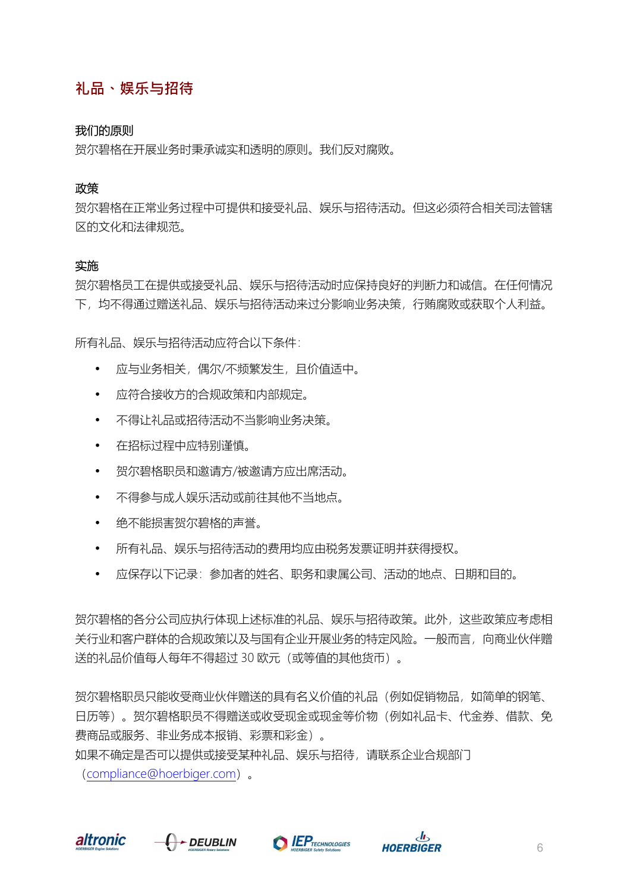## 礼品、娱乐与招待

### 我们的原则

贺尔碧格在开展业务时秉承诚实和透明的原则。我们反对腐败。

### 政策

贺尔碧格在正常业务过程中可提供和接受礼品、娱乐与招待活动。但这必须符合相关司法管辖区的文化和法律规范。

### 实施

贺尔碧格员工在提供或接受礼品、娱乐与招待活动时应保持良好的判断力和诚信。在任何情况下，均不得通过赠送礼品、娱乐与招待活动来过分影响业务决策，行贿腐败或获取个人利益。

所有礼品、娱乐与招待活动应符合以下条件：

- 应与业务相关，偶尔/不频繁发生，且价值适中。
- 应符合接收方的合规政策和内部规定。
- 不得让礼品或招待活动不当影响业务决策。
- 在招标过程中应特别谨慎。
- 贺尔碧格职员和邀请方/被邀请方应出席活动。
- 不得参与成人娱乐活动或前往其他不当地点。
- 绝不能损害贺尔碧格的声誉。
- 所有礼品、娱乐与招待活动的费用均应由税务发票证明并获得授权。
- 应保存以下记录：参加者的姓名、职务和隶属公司、活动的地点、日期和目的。

贺尔碧格的各分公司应执行体现上述标准的礼品、娱乐与招待政策。此外，这些政策应考虑相关行业和客户群体的合规政策以及与国有企业开展业务的特定风险。一般而言，向商业伙伴赠送的礼品价值每人每年不得超过 30 欧元（或等值的其他货币）。

贺尔碧格职员只能收受商业伙伴赠送的具有名义价值的礼品（例如促销物品，如简单的钢笔、日历等）。贺尔碧格职员不得赠送或收受现金或现金等价物（例如礼品卡、代金券、借款、免费商品或服务、非业务成本报销、彩票和彩金）。
如果不确定是否可以提供或接受某种礼品、娱乐与招待，请联系企业合规部门（compliance@hoerbiger.com）。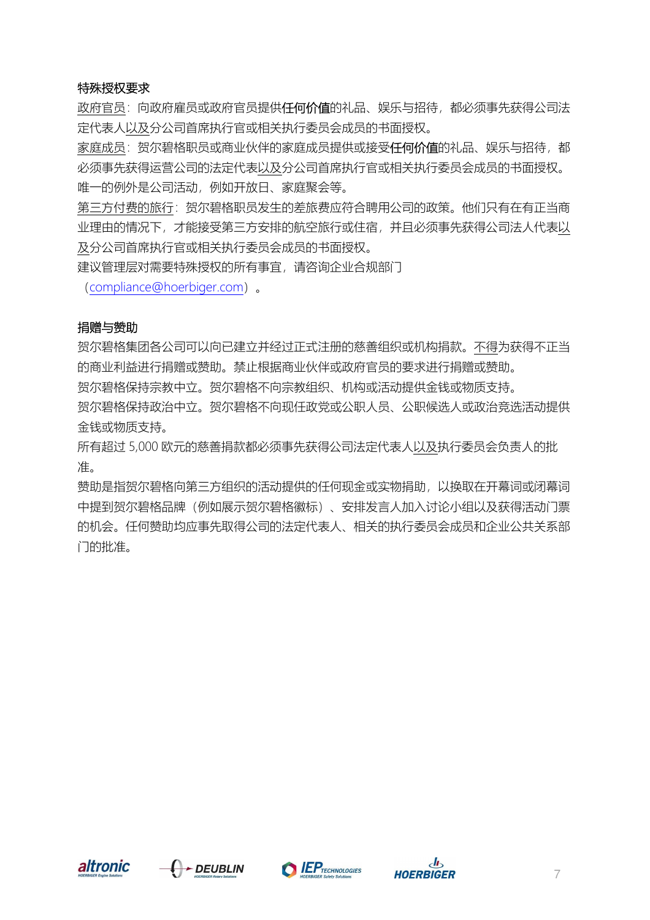**特殊授权要求**

政府官员：向政府雇员或政府官员提供**任何价值**的礼品、娱乐与招待，都必须事先获得公司法定代表人以及分公司首席执行官或相关执行委员会成员的书面授权。

家庭成员：贺尔碧格职员或商业伙伴的家庭成员提供或接受**任何价值**的礼品、娱乐与招待，都必须事先获得运营公司的法定代表以及分公司首席执行官或相关执行委员会成员的书面授权。唯一的例外是公司活动，例如开放日、家庭聚会等。

第三方付费的旅行：贺尔碧格职员发生的差旅费应符合聘用公司的政策。他们只有在有正当商业理由的情况下，才能接受第三方安排的航空旅行或住宿，并且必须事先获得公司法人代表以及分公司首席执行官或相关执行委员会成员的书面授权。

建议管理层对需要特殊授权的所有事宜，请咨询企业合规部门（compliance@hoerbiger.com）。

**捐赠与赞助**

贺尔碧格集团各公司可以向已建立并经过正式注册的慈善组织或机构捐款。不得为获得不正当的商业利益进行捐赠或赞助。禁止根据商业伙伴或政府官员的要求进行捐赠或赞助。

贺尔碧格保持宗教中立。贺尔碧格不向宗教组织、机构或活动提供金钱或物质支持。

贺尔碧格保持政治中立。贺尔碧格不向现任政党或公职人员、公职候选人或政治竞选活动提供金钱或物质支持。

所有超过 5,000 欧元的慈善捐款都必须事先获得公司法定代表人以及执行委员会负责人的批准。

赞助是指贺尔碧格向第三方组织的活动提供的任何现金或实物捐助，以换取在开幕词或闭幕词中提到贺尔碧格品牌（例如展示贺尔碧格徽标）、安排发言人加入讨论小组以及获得活动门票的机会。任何赞助均应事先取得公司的法定代表人、相关的执行委员会成员和企业公共关系部门的批准。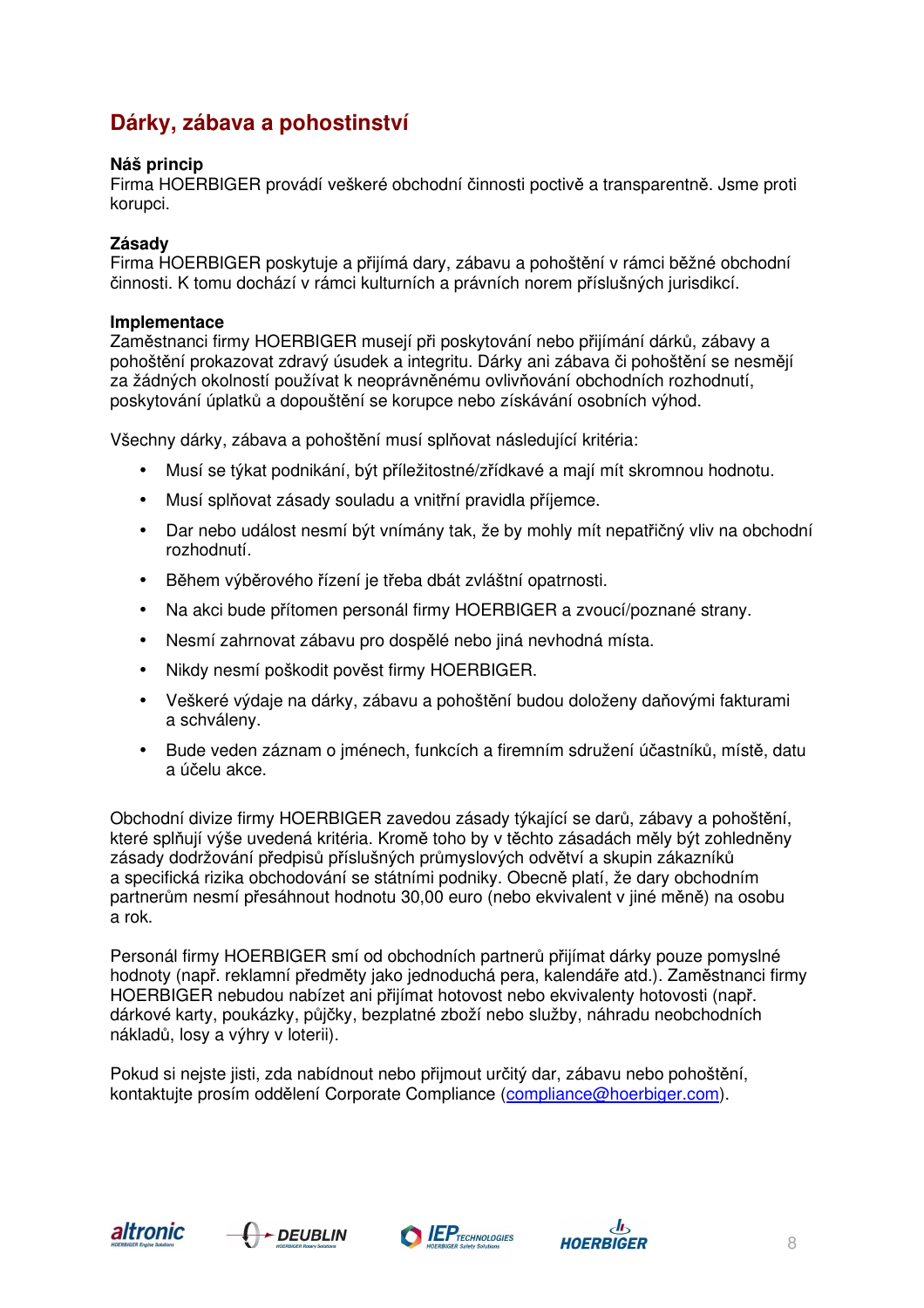## Dárky, zábava a pohostinství

**Náš princip**
Firma HOERBIGER provádí veškeré obchodní činnosti poctivě a transparentně. Jsme proti korupci.

**Zásady**
Firma HOERBIGER poskytuje a přijímá dary, zábavu a pohoštění v rámci běžné obchodní činnosti. K tomu dochází v rámci kulturních a právních norem příslušných jurisdikcí.

**Implementace**
Zaměstnanci firmy HOERBIGER musejí při poskytování nebo přijímání dárků, zábavy a pohoštění prokazovat zdravý úsudek a integritu. Dárky ani zábava či pohoštění se nesmějí za žádných okolností používat k neoprávněnému ovlivňování obchodních rozhodnutí, poskytování úplatků a dopouštění se korupce nebo získávání osobních výhod.

Všechny dárky, zábava a pohoštění musí splňovat následující kritéria:

- Musí se týkat podnikání, být příležitostné/zřídkavé a mají mít skromnou hodnotu.
- Musí splňovat zásady souladu a vnitřní pravidla příjemce.
- Dar nebo událost nesmí být vnímány tak, že by mohly mít nepatřičný vliv na obchodní rozhodnutí.
- Během výběrového řízení je třeba dbát zvláštní opatrnosti.
- Na akci bude přítomen personál firmy HOERBIGER a zvoucí/poznané strany.
- Nesmí zahrnovat zábavu pro dospělé nebo jiná nevhodná místa.
- Nikdy nesmí poškodit pověst firmy HOERBIGER.
- Veškeré výdaje na dárky, zábavu a pohoštění budou doloženy daňovými fakturami a schváleny.
- Bude veden záznam o jménech, funkcích a firemním sdružení účastníků, místě, datu a účelu akce.

Obchodní divize firmy HOERBIGER zavedou zásady týkající se darů, zábavy a pohoštění, které splňují výše uvedená kritéria. Kromě toho by v těchto zásadách měly být zohledněny zásady dodržování předpisů příslušných průmyslových odvětví a skupin zákazníků a specifická rizika obchodování se státními podniky. Obecně platí, že dary obchodním partnerům nesmí přesáhnout hodnotu 30,00 euro (nebo ekvivalent v jiné měně) na osobu a rok.

Personál firmy HOERBIGER smí od obchodních partnerů přijímat dárky pouze pomyslné hodnoty (např. reklamní předměty jako jednoduchá pera, kalendáře atd.). Zaměstnanci firmy HOERBIGER nebudou nabízet ani přijímat hotovost nebo ekvivalenty hotovosti (např. dárkové karty, poukázky, půjčky, bezplatné zboží nebo služby, náhradu neobchodních nákladů, losy a výhry v loterii).

Pokud si nejste jisti, zda nabídnout nebo přijmout určitý dar, zábavu nebo pohoštění, kontaktujte prosím oddělení Corporate Compliance (compliance@hoerbiger.com).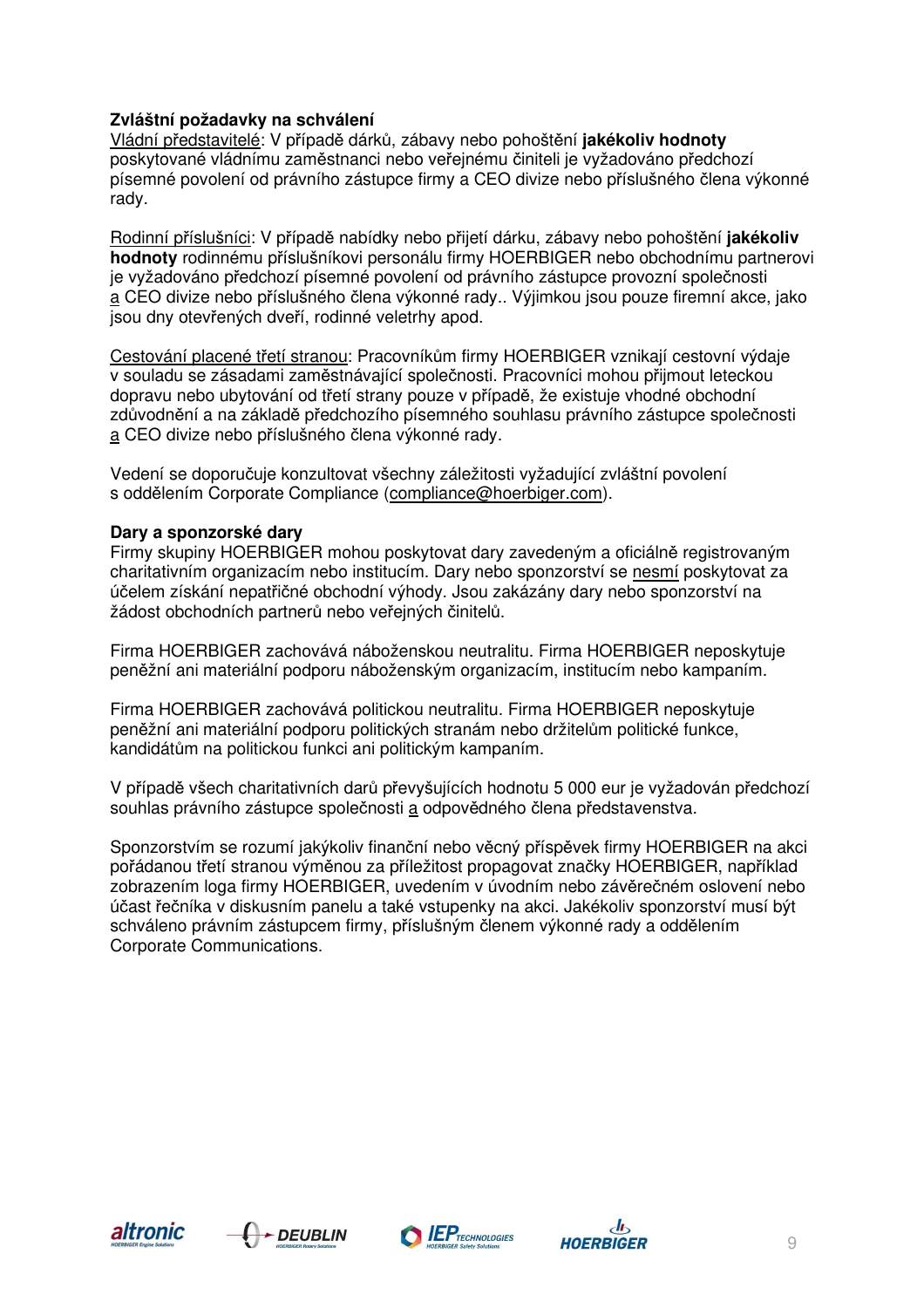**Zvláštní požadavky na schválení**

Vládní představitelé: V případě dárků, zábavy nebo pohoštění **jakékoliv hodnoty** poskytované vládnímu zaměstnanci nebo veřejnému činiteli je vyžadováno předchozí písemné povolení od právního zástupce firmy a CEO divize nebo příslušného člena výkonné rady.

Rodinní příslušníci: V případě nabídky nebo přijetí dárku, zábavy nebo pohoštění **jakékoliv hodnoty** rodinnému příslušníkovi personálu firmy HOERBIGER nebo obchodnímu partnerovi je vyžadováno předchozí písemné povolení od právního zástupce provozní společnosti a CEO divize nebo příslušného člena výkonné rady.. Výjimkou jsou pouze firemní akce, jako jsou dny otevřených dveří, rodinné veletrhy apod.

Cestování placené třetí stranou: Pracovníkům firmy HOERBIGER vznikají cestovní výdaje v souladu se zásadami zaměstnávající společnosti. Pracovníci mohou přijmout leteckou dopravu nebo ubytování od třetí strany pouze v případě, že existuje vhodné obchodní zdůvodnění a na základě předchozího písemného souhlasu právního zástupce společnosti a CEO divize nebo příslušného člena výkonné rady.

Vedení se doporučuje konzultovat všechny záležitosti vyžadující zvláštní povolení s oddělením Corporate Compliance (compliance@hoerbiger.com).

**Dary a sponzorské dary**

Firmy skupiny HOERBIGER mohou poskytovat dary zavedeným a oficiálně registrovaným charitativním organizacím nebo institucím. Dary nebo sponzorství se nesmí poskytovat za účelem získání nepatřičné obchodní výhody. Jsou zakázány dary nebo sponzorství na žádost obchodních partnerů nebo veřejných činitelů.

Firma HOERBIGER zachovává náboženskou neutralitu. Firma HOERBIGER neposkytuje peněžní ani materiální podporu náboženským organizacím, institucím nebo kampaním.

Firma HOERBIGER zachovává politickou neutralitu. Firma HOERBIGER neposkytuje peněžní ani materiální podporu politických stranám nebo držitelům politické funkce, kandidátům na politickou funkci ani politickým kampaním.

V případě všech charitativních darů převyšujících hodnotu 5 000 eur je vyžadován předchozí souhlas právního zástupce společnosti a odpovědného člena představenstva.

Sponzorstvím se rozumí jakýkoliv finanční nebo věcný příspěvek firmy HOERBIGER na akci pořádanou třetí stranou výměnou za příležitost propagovat značky HOERBIGER, například zobrazením loga firmy HOERBIGER, uvedením v úvodním nebo závěrečném oslovení nebo účast řečníka v diskusním panelu a také vstupenky na akci. Jakékoliv sponzorství musí být schváleno právním zástupcem firmy, příslušným členem výkonné rady a oddělením Corporate Communications.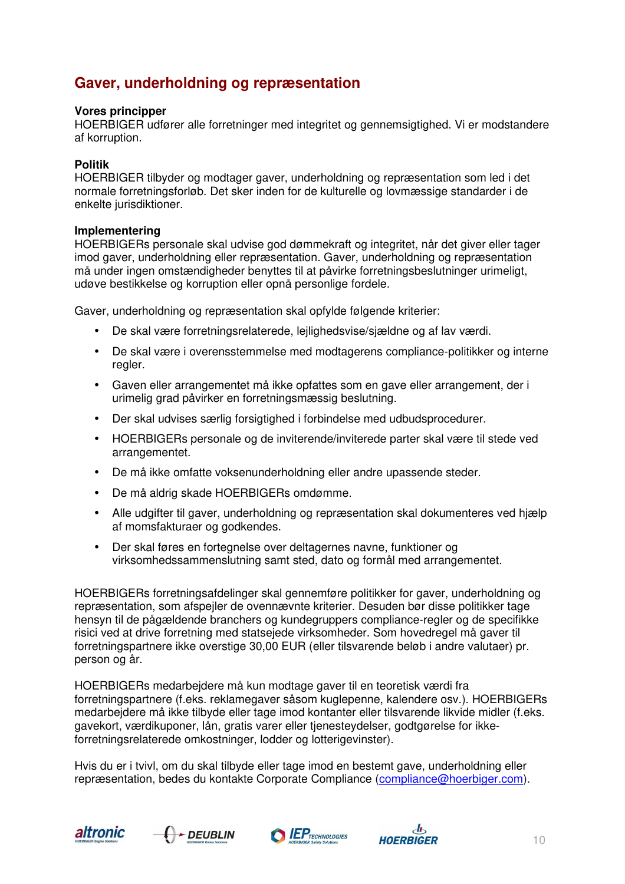## Gaver, underholdning og repræsentation

**Vores principper**
HOERBIGER udfører alle forretninger med integritet og gennemsigtighed. Vi er modstandere af korruption.

**Politik**
HOERBIGER tilbyder og modtager gaver, underholdning og repræsentation som led i det normale forretningsforløb. Det sker inden for de kulturelle og lovmæssige standarder i de enkelte jurisdiktioner.

**Implementering**
HOERBIGERs personale skal udvise god dømmekraft og integritet, når det giver eller tager imod gaver, underholdning eller repræsentation. Gaver, underholdning og repræsentation må under ingen omstændigheder benyttes til at påvirke forretningsbeslutninger urimeligt, udøve bestikkelse og korruption eller opnå personlige fordele.

Gaver, underholdning og repræsentation skal opfylde følgende kriterier:

- De skal være forretningsrelaterede, lejlighedsvise/sjældne og af lav værdi.
- De skal være i overensstemmelse med modtagerens compliance-politikker og interne regler.
- Gaven eller arrangementet må ikke opfattes som en gave eller arrangement, der i urimelig grad påvirker en forretningsmæssig beslutning.
- Der skal udvises særlig forsigtighed i forbindelse med udbudsprocedurer.
- HOERBIGERs personale og de inviterende/inviterede parter skal være til stede ved arrangementet.
- De må ikke omfatte voksenunderholdning eller andre upassende steder.
- De må aldrig skade HOERBIGERs omdømme.
- Alle udgifter til gaver, underholdning og repræsentation skal dokumenteres ved hjælp af momsfakturaer og godkendes.
- Der skal føres en fortegnelse over deltagernes navne, funktioner og virksomhedssammenslutning samt sted, dato og formål med arrangementet.

HOERBIGERs forretningsafdelinger skal gennemføre politikker for gaver, underholdning og repræsentation, som afspejler de ovennævnte kriterier. Desuden bør disse politikker tage hensyn til de pågældende branchers og kundegruppers compliance-regler og de specifikke risici ved at drive forretning med statsejede virksomheder. Som hovedregel må gaver til forretningspartnere ikke overstige 30,00 EUR (eller tilsvarende beløb i andre valutaer) pr. person og år.

HOERBIGERs medarbejdere må kun modtage gaver til en teoretisk værdi fra forretningspartnere (f.eks. reklamegaver såsom kuglepenne, kalendere osv.). HOERBIGERs medarbejdere må ikke tilbyde eller tage imod kontanter eller tilsvarende likvide midler (f.eks. gavekort, værdikuponer, lån, gratis varer eller tjenesteydelser, godtgørelse for ikke-forretningsrelaterede omkostninger, lodder og lotterigevinster).

Hvis du er i tvivl, om du skal tilbyde eller tage imod en bestemt gave, underholdning eller repræsentation, bedes du kontakte Corporate Compliance (compliance@hoerbiger.com).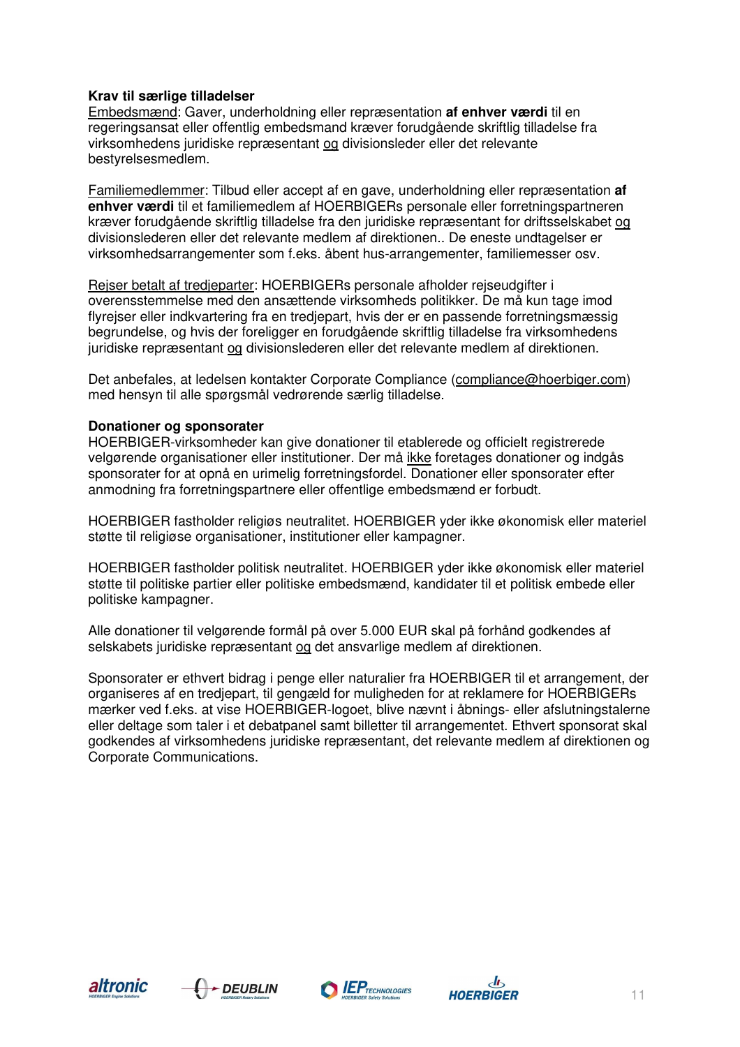**Krav til særlige tilladelser**

Embedsmænd: Gaver, underholdning eller repræsentation **af enhver værdi** til en regeringsansat eller offentlig embedsmand kræver forudgående skriftlig tilladelse fra virksomhedens juridiske repræsentant og divisionsleder eller det relevante bestyrelsesmedlem.

Familiemedlemmer: Tilbud eller accept af en gave, underholdning eller repræsentation **af enhver værdi** til et familiemedlem af HOERBIGERs personale eller forretningspartneren kræver forudgående skriftlig tilladelse fra den juridiske repræsentant for driftsselskabet og divisionslederen eller det relevante medlem af direktionen.. De eneste undtagelser er virksomhedsarrangementer som f.eks. åbent hus-arrangementer, familiemesser osv.

Rejser betalt af tredjeparter: HOERBIGERs personale afholder rejseudgifter i overensstemmelse med den ansættende virksomheds politikker. De må kun tage imod flyrejser eller indkvartering fra en tredjepart, hvis der er en passende forretningsmæssig begrundelse, og hvis der foreligger en forudgående skriftlig tilladelse fra virksomhedens juridiske repræsentant og divisionslederen eller det relevante medlem af direktionen.

Det anbefales, at ledelsen kontakter Corporate Compliance (compliance@hoerbiger.com) med hensyn til alle spørgsmål vedrørende særlig tilladelse.

**Donationer og sponsorater**

HOERBIGER-virksomheder kan give donationer til etablerede og officielt registrerede velgørende organisationer eller institutioner. Der må ikke foretages donationer og indgås sponsorater for at opnå en urimelig forretningsfordel. Donationer eller sponsorater efter anmodning fra forretningspartnere eller offentlige embedsmænd er forbudt.

HOERBIGER fastholder religiøs neutralitet. HOERBIGER yder ikke økonomisk eller materiel støtte til religiøse organisationer, institutioner eller kampagner.

HOERBIGER fastholder politisk neutralitet. HOERBIGER yder ikke økonomisk eller materiel støtte til politiske partier eller politiske embedsmænd, kandidater til et politisk embede eller politiske kampagner.

Alle donationer til velgørende formål på over 5.000 EUR skal på forhånd godkendes af selskabets juridiske repræsentant og det ansvarlige medlem af direktionen.

Sponsorater er ethvert bidrag i penge eller naturalier fra HOERBIGER til et arrangement, der organiseres af en tredjepart, til gengæld for muligheden for at reklamere for HOERBIGERs mærker ved f.eks. at vise HOERBIGER-logoet, blive nævnt i åbnings- eller afslutningstalerne eller deltage som taler i et debatpanel samt billetter til arrangementet. Ethvert sponsorat skal godkendes af virksomhedens juridiske repræsentant, det relevante medlem af direktionen og Corporate Communications.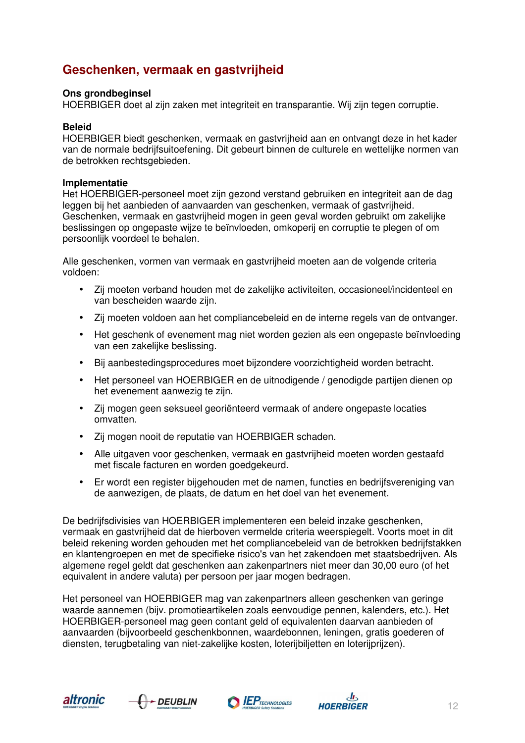## Geschenken, vermaak en gastvrijheid

**Ons grondbeginsel**
HOERBIGER doet al zijn zaken met integriteit en transparantie. Wij zijn tegen corruptie.

**Beleid**
HOERBIGER biedt geschenken, vermaak en gastvrijheid aan en ontvangt deze in het kader van de normale bedrijfsuitoefening. Dit gebeurt binnen de culturele en wettelijke normen van de betrokken rechtsgebieden.

**Implementatie**
Het HOERBIGER-personeel moet zijn gezond verstand gebruiken en integriteit aan de dag leggen bij het aanbieden of aanvaarden van geschenken, vermaak of gastvrijheid. Geschenken, vermaak en gastvrijheid mogen in geen geval worden gebruikt om zakelijke beslissingen op ongepaste wijze te beïnvloeden, omkoperij en corruptie te plegen of om persoonlijk voordeel te behalen.

Alle geschenken, vormen van vermaak en gastvrijheid moeten aan de volgende criteria voldoen:

- Zij moeten verband houden met de zakelijke activiteiten, occasioneel/incidenteel en van bescheiden waarde zijn.
- Zij moeten voldoen aan het compliancebeleid en de interne regels van de ontvanger.
- Het geschenk of evenement mag niet worden gezien als een ongepaste beïnvloeding van een zakelijke beslissing.
- Bij aanbestedingsprocedures moet bijzondere voorzichtigheid worden betracht.
- Het personeel van HOERBIGER en de uitnodigende / genodigde partijen dienen op het evenement aanwezig te zijn.
- Zij mogen geen seksueel georiënteerd vermaak of andere ongepaste locaties omvatten.
- Zij mogen nooit de reputatie van HOERBIGER schaden.
- Alle uitgaven voor geschenken, vermaak en gastvrijheid moeten worden gestaafd met fiscale facturen en worden goedgekeurd.
- Er wordt een register bijgehouden met de namen, functies en bedrijfsvereniging van de aanwezigen, de plaats, de datum en het doel van het evenement.

De bedrijfsdivisies van HOERBIGER implementeren een beleid inzake geschenken, vermaak en gastvrijheid dat de hierboven vermelde criteria weerspiegelt. Voorts moet in dit beleid rekening worden gehouden met het compliancebeleid van de betrokken bedrijfstakken en klantengroepen en met de specifieke risico's van het zakendoen met staatsbedrijven. Als algemene regel geldt dat geschenken aan zakenpartners niet meer dan 30,00 euro (of het equivalent in andere valuta) per persoon per jaar mogen bedragen.

Het personeel van HOERBIGER mag van zakenpartners alleen geschenken van geringe waarde aannemen (bijv. promotieartikelen zoals eenvoudige pennen, kalenders, etc.). Het HOERBIGER-personeel mag geen contant geld of equivalenten daarvan aanbieden of aanvaarden (bijvoorbeeld geschenkbonnen, waardebonnen, leningen, gratis goederen of diensten, terugbetaling van niet-zakelijke kosten, loterijbiljetten en loterijprijzen).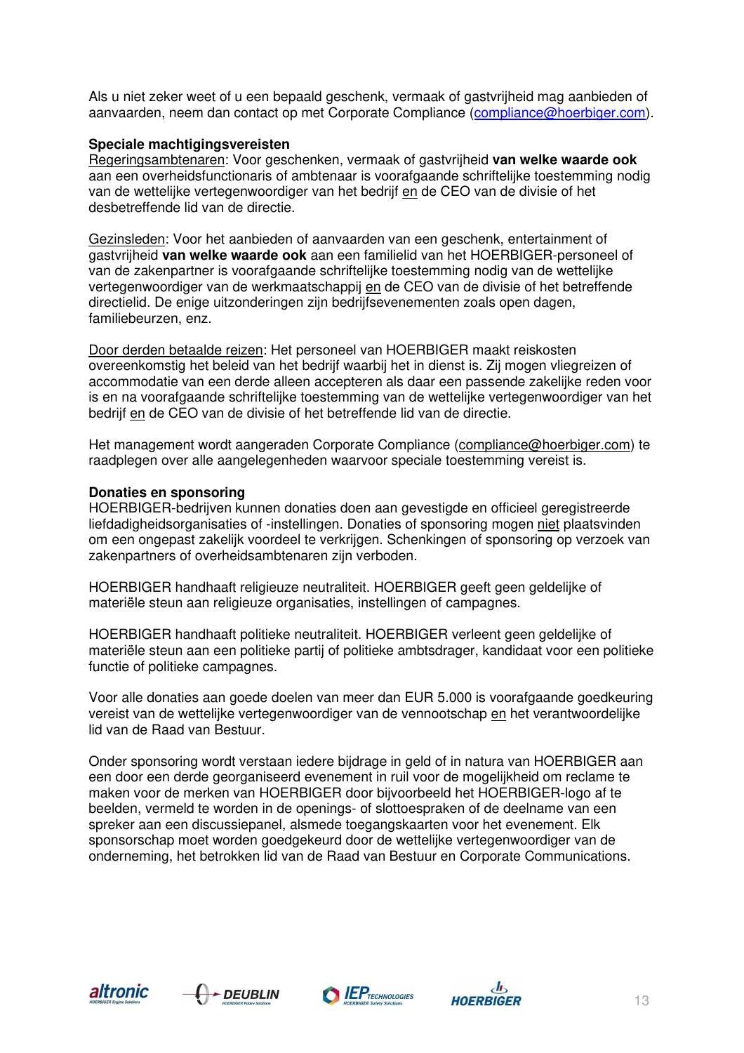Als u niet zeker weet of u een bepaald geschenk, vermaak of gastvrijheid mag aanbieden of aanvaarden, neem dan contact op met Corporate Compliance (compliance@hoerbiger.com).

**Speciale machtigingsvereisten**

Regeringsambtenaren: Voor geschenken, vermaak of gastvrijheid **van welke waarde ook** aan een overheidsfunctionaris of ambtenaar is voorafgaande schriftelijke toestemming nodig van de wettelijke vertegenwoordiger van het bedrijf en de CEO van de divisie of het desbetreffende lid van de directie.

Gezinsleden: Voor het aanbieden of aanvaarden van een geschenk, entertainment of gastvrijheid **van welke waarde ook** aan een familielid van het HOERBIGER-personeel of van de zakenpartner is voorafgaande schriftelijke toestemming nodig van de wettelijke vertegenwoordiger van de werkmaatschappij en de CEO van de divisie of het betreffende directielid. De enige uitzonderingen zijn bedrijfsevenementen zoals open dagen, familiebeurzen, enz.

Door derden betaalde reizen: Het personeel van HOERBIGER maakt reiskosten overeenkomstig het beleid van het bedrijf waarbij het in dienst is. Zij mogen vliegreizen of accommodatie van een derde alleen accepteren als daar een passende zakelijke reden voor is en na voorafgaande schriftelijke toestemming van de wettelijke vertegenwoordiger van het bedrijf en de CEO van de divisie of het betreffende lid van de directie.

Het management wordt aangeraden Corporate Compliance (compliance@hoerbiger.com) te raadplegen over alle aangelegenheden waarvoor speciale toestemming vereist is.

**Donaties en sponsoring**

HOERBIGER-bedrijven kunnen donaties doen aan gevestigde en officieel geregistreerde liefdadigheidsorganisaties of -instellingen. Donaties of sponsoring mogen niet plaatsvinden om een ongepast zakelijk voordeel te verkrijgen. Schenkingen of sponsoring op verzoek van zakenpartners of overheidsambtenaren zijn verboden.

HOERBIGER handhaaft religieuze neutraliteit. HOERBIGER geeft geen geldelijke of materiële steun aan religieuze organisaties, instellingen of campagnes.

HOERBIGER handhaaft politieke neutraliteit. HOERBIGER verleent geen geldelijke of materiële steun aan een politieke partij of politieke ambtsdrager, kandidaat voor een politieke functie of politieke campagnes.

Voor alle donaties aan goede doelen van meer dan EUR 5.000 is voorafgaande goedkeuring vereist van de wettelijke vertegenwoordiger van de vennootschap en het verantwoordelijke lid van de Raad van Bestuur.

Onder sponsoring wordt verstaan iedere bijdrage in geld of in natura van HOERBIGER aan een door een derde georganiseerd evenement in ruil voor de mogelijkheid om reclame te maken voor de merken van HOERBIGER door bijvoorbeeld het HOERBIGER-logo af te beelden, vermeld te worden in de openings- of slottoespraken of de deelname van een spreker aan een discussiepanel, alsmede toegangskaarten voor het evenement. Elk sponsorschap moet worden goedgekeurd door de wettelijke vertegenwoordiger van de onderneming, het betrokken lid van de Raad van Bestuur en Corporate Communications.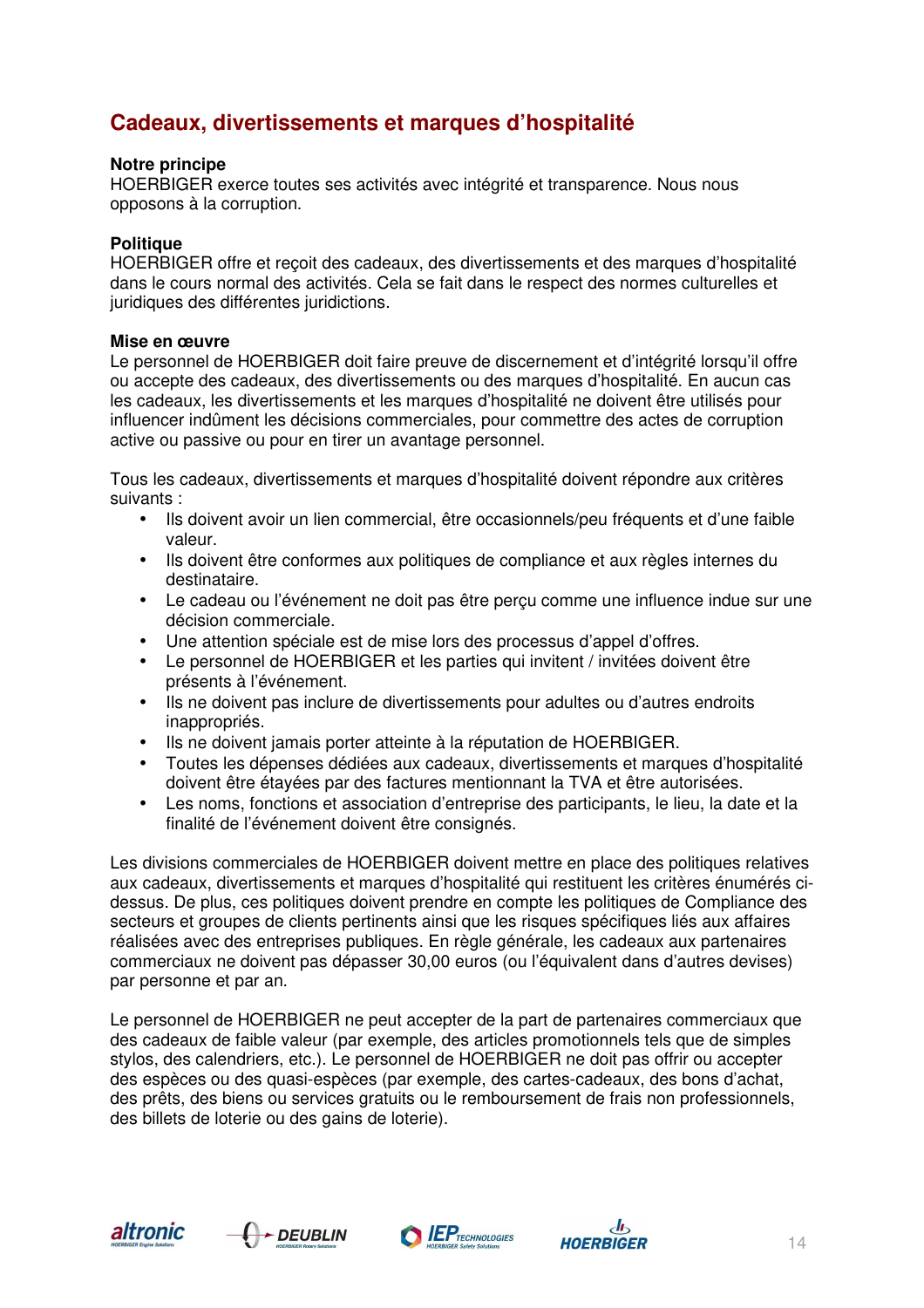## Cadeaux, divertissements et marques d'hospitalité

**Notre principe**
HOERBIGER exerce toutes ses activités avec intégrité et transparence. Nous nous opposons à la corruption.

**Politique**
HOERBIGER offre et reçoit des cadeaux, des divertissements et des marques d'hospitalité dans le cours normal des activités. Cela se fait dans le respect des normes culturelles et juridiques des différentes juridictions.

**Mise en œuvre**
Le personnel de HOERBIGER doit faire preuve de discernement et d'intégrité lorsqu'il offre ou accepte des cadeaux, des divertissements ou des marques d'hospitalité. En aucun cas les cadeaux, les divertissements et les marques d'hospitalité ne doivent être utilisés pour influencer indûment les décisions commerciales, pour commettre des actes de corruption active ou passive ou pour en tirer un avantage personnel.

Tous les cadeaux, divertissements et marques d'hospitalité doivent répondre aux critères suivants :

- Ils doivent avoir un lien commercial, être occasionnels/peu fréquents et d'une faible valeur.
- Ils doivent être conformes aux politiques de compliance et aux règles internes du destinataire.
- Le cadeau ou l'événement ne doit pas être perçu comme une influence indue sur une décision commerciale.
- Une attention spéciale est de mise lors des processus d'appel d'offres.
- Le personnel de HOERBIGER et les parties qui invitent / invitées doivent être présents à l'événement.
- Ils ne doivent pas inclure de divertissements pour adultes ou d'autres endroits inappropriés.
- Ils ne doivent jamais porter atteinte à la réputation de HOERBIGER.
- Toutes les dépenses dédiées aux cadeaux, divertissements et marques d'hospitalité doivent être étayées par des factures mentionnant la TVA et être autorisées.
- Les noms, fonctions et association d'entreprise des participants, le lieu, la date et la finalité de l'événement doivent être consignés.

Les divisions commerciales de HOERBIGER doivent mettre en place des politiques relatives aux cadeaux, divertissements et marques d'hospitalité qui restituent les critères énumérés ci-dessus. De plus, ces politiques doivent prendre en compte les politiques de Compliance des secteurs et groupes de clients pertinents ainsi que les risques spécifiques liés aux affaires réalisées avec des entreprises publiques. En règle générale, les cadeaux aux partenaires commerciaux ne doivent pas dépasser 30,00 euros (ou l'équivalent dans d'autres devises) par personne et par an.

Le personnel de HOERBIGER ne peut accepter de la part de partenaires commerciaux que des cadeaux de faible valeur (par exemple, des articles promotionnels tels que de simples stylos, des calendriers, etc.). Le personnel de HOERBIGER ne doit pas offrir ou accepter des espèces ou des quasi-espèces (par exemple, des cartes-cadeaux, des bons d'achat, des prêts, des biens ou services gratuits ou le remboursement de frais non professionnels, des billets de loterie ou des gains de loterie).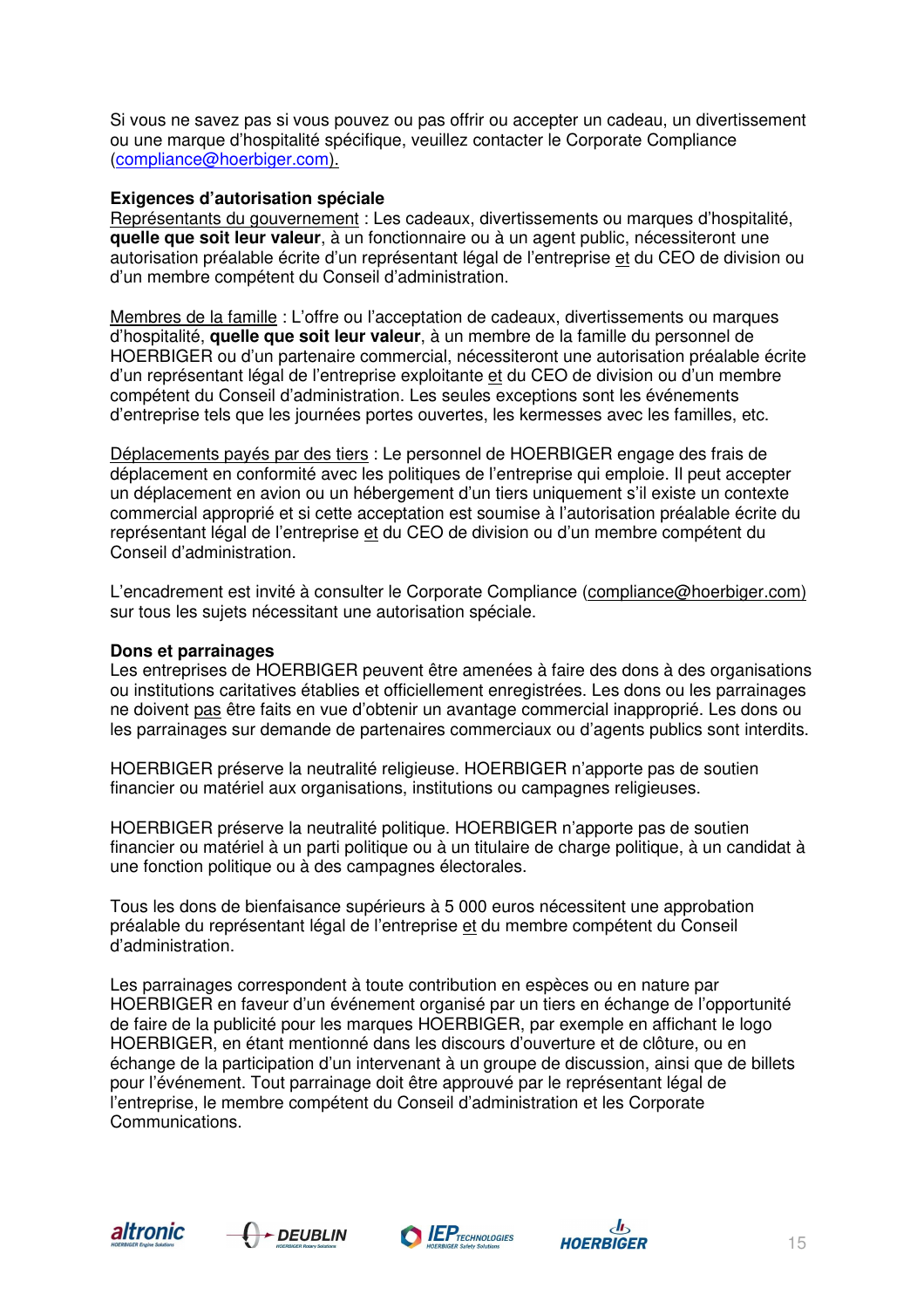Si vous ne savez pas si vous pouvez ou pas offrir ou accepter un cadeau, un divertissement ou une marque d'hospitalité spécifique, veuillez contacter le Corporate Compliance (compliance@hoerbiger.com).

**Exigences d'autorisation spéciale**

Représentants du gouvernement : Les cadeaux, divertissements ou marques d'hospitalité, **quelle que soit leur valeur**, à un fonctionnaire ou à un agent public, nécessiteront une autorisation préalable écrite d'un représentant légal de l'entreprise et du CEO de division ou d'un membre compétent du Conseil d'administration.

Membres de la famille : L'offre ou l'acceptation de cadeaux, divertissements ou marques d'hospitalité, **quelle que soit leur valeur**, à un membre de la famille du personnel de HOERBIGER ou d'un partenaire commercial, nécessiteront une autorisation préalable écrite d'un représentant légal de l'entreprise exploitante et du CEO de division ou d'un membre compétent du Conseil d'administration. Les seules exceptions sont les événements d'entreprise tels que les journées portes ouvertes, les kermesses avec les familles, etc.

Déplacements payés par des tiers : Le personnel de HOERBIGER engage des frais de déplacement en conformité avec les politiques de l'entreprise qui emploie. Il peut accepter un déplacement en avion ou un hébergement d'un tiers uniquement s'il existe un contexte commercial approprié et si cette acceptation est soumise à l'autorisation préalable écrite du représentant légal de l'entreprise et du CEO de division ou d'un membre compétent du Conseil d'administration.

L'encadrement est invité à consulter le Corporate Compliance (compliance@hoerbiger.com) sur tous les sujets nécessitant une autorisation spéciale.

**Dons et parrainages**

Les entreprises de HOERBIGER peuvent être amenées à faire des dons à des organisations ou institutions caritatives établies et officiellement enregistrées. Les dons ou les parrainages ne doivent pas être faits en vue d'obtenir un avantage commercial inapproprié. Les dons ou les parrainages sur demande de partenaires commerciaux ou d'agents publics sont interdits.

HOERBIGER préserve la neutralité religieuse. HOERBIGER n'apporte pas de soutien financier ou matériel aux organisations, institutions ou campagnes religieuses.

HOERBIGER préserve la neutralité politique. HOERBIGER n'apporte pas de soutien financier ou matériel à un parti politique ou à un titulaire de charge politique, à un candidat à une fonction politique ou à des campagnes électorales.

Tous les dons de bienfaisance supérieurs à 5 000 euros nécessitent une approbation préalable du représentant légal de l'entreprise et du membre compétent du Conseil d'administration.

Les parrainages correspondent à toute contribution en espèces ou en nature par HOERBIGER en faveur d'un événement organisé par un tiers en échange de l'opportunité de faire de la publicité pour les marques HOERBIGER, par exemple en affichant le logo HOERBIGER, en étant mentionné dans les discours d'ouverture et de clôture, ou en échange de la participation d'un intervenant à un groupe de discussion, ainsi que de billets pour l'événement. Tout parrainage doit être approuvé par le représentant légal de l'entreprise, le membre compétent du Conseil d'administration et les Corporate Communications.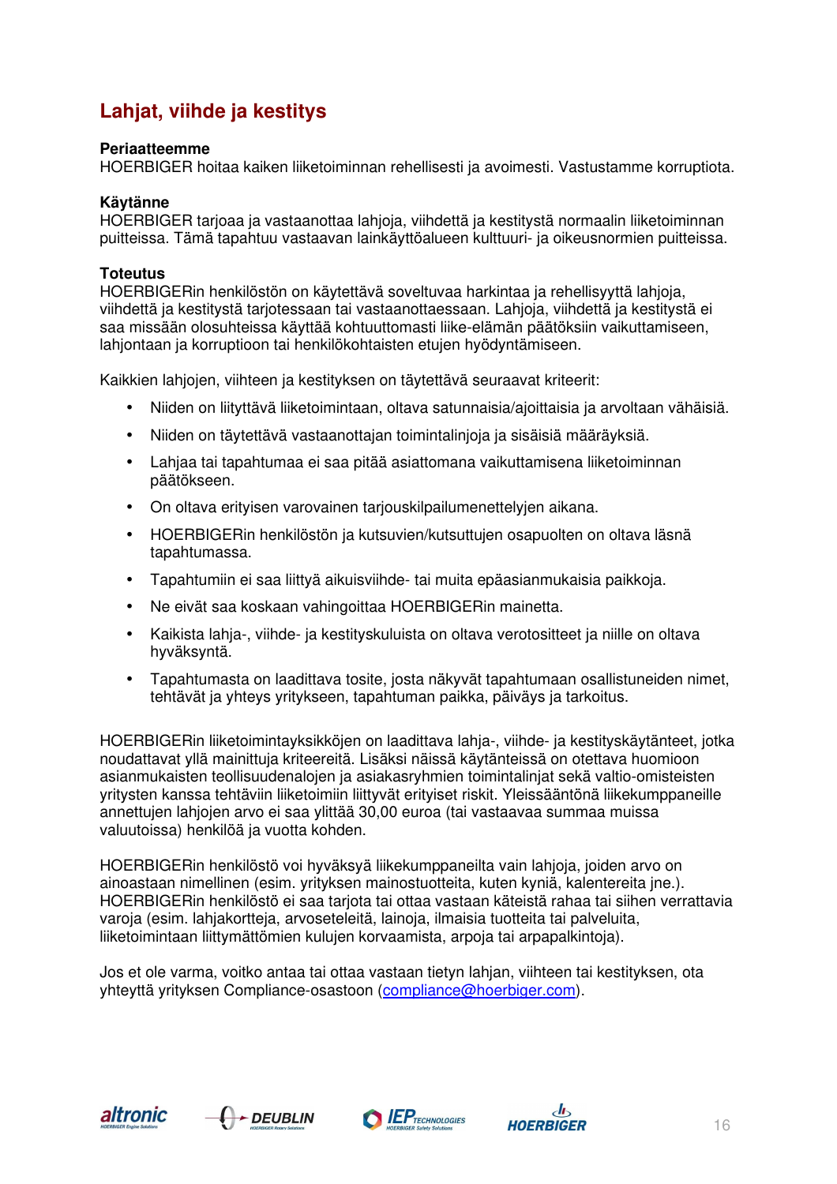## Lahjat, viihde ja kestitys

**Periaatteemme**
HOERBIGER hoitaa kaiken liiketoiminnan rehellisesti ja avoimesti. Vastustamme korruptiota.

**Käytänne**
HOERBIGER tarjoaa ja vastaanottaa lahjoja, viihdettä ja kestitystä normaalin liiketoiminnan puitteissa. Tämä tapahtuu vastaavan lainkäyttöalueen kulttuuri- ja oikeusnormien puitteissa.

**Toteutus**
HOERBIGERin henkilöstön on käytettävä soveltuvaa harkintaa ja rehellisyyttä lahjoja, viihdettä ja kestitystä tarjotessaan tai vastaanottaessaan. Lahjoja, viihdettä ja kestitystä ei saa missään olosuhteissa käyttää kohtuuttomasti liike-elämän päätöksiin vaikuttamiseen, lahjontaan ja korruptioon tai henkilökohtaisten etujen hyödyntämiseen.

Kaikkien lahjojen, viihteen ja kestityksen on täytettävä seuraavat kriteerit:

- Niiden on liityttävä liiketoimintaan, oltava satunnaisia/ajoittaisia ja arvoltaan vähäisiä.
- Niiden on täytettävä vastaanottajan toimintalinjoja ja sisäisiä määräyksiä.
- Lahjaa tai tapahtumaa ei saa pitää asiattomana vaikuttamisena liiketoiminnan päätökseen.
- On oltava erityisen varovainen tarjouskilpailumenettelyjen aikana.
- HOERBIGERin henkilöstön ja kutsuvien/kutsuttujen osapuolten on oltava läsnä tapahtumassa.
- Tapahtumiin ei saa liittyä aikuisviihde- tai muita epäasianmukaisia paikkoja.
- Ne eivät saa koskaan vahingoittaa HOERBIGERin mainetta.
- Kaikista lahja-, viihde- ja kestityskuluista on oltava verotositteet ja niille on oltava hyväksyntä.
- Tapahtumasta on laadittava tosite, josta näkyvät tapahtumaan osallistuneiden nimet, tehtävät ja yhteys yritykseen, tapahtuman paikka, päiväys ja tarkoitus.

HOERBIGERin liiketoimintayksikköjen on laadittava lahja-, viihde- ja kestityskäytänteet, jotka noudattavat yllä mainittuja kriteereitä. Lisäksi näissä käytänteissä on otettava huomioon asianmukaisten teollisuudenalojen ja asiakasryhmien toimintalinjat sekä valtio-omisteisten yritysten kanssa tehtäviin liiketoimiin liittyvät erityiset riskit. Yleissääntönä liikekumppaneille annettujen lahjojen arvo ei saa ylittää 30,00 euroa (tai vastaavaa summaa muissa valuutoissa) henkilöä ja vuotta kohden.

HOERBIGERin henkilöstö voi hyväksyä liikekumppaneilta vain lahjoja, joiden arvo on ainoastaan nimellinen (esim. yrityksen mainostuotteita, kuten kyniä, kalentereita jne.). HOERBIGERin henkilöstö ei saa tarjota tai ottaa vastaan käteistä rahaa tai siihen verrattavia varoja (esim. lahjakortteja, arvoseteleitä, lainoja, ilmaisia tuotteita tai palveluita, liiketoimintaan liittymättömien kulujen korvaamista, arpoja tai arpapalkintoja).

Jos et ole varma, voitko antaa tai ottaa vastaan tietyn lahjan, viihteen tai kestityksen, ota yhteyttä yrityksen Compliance-osastoon (compliance@hoerbiger.com).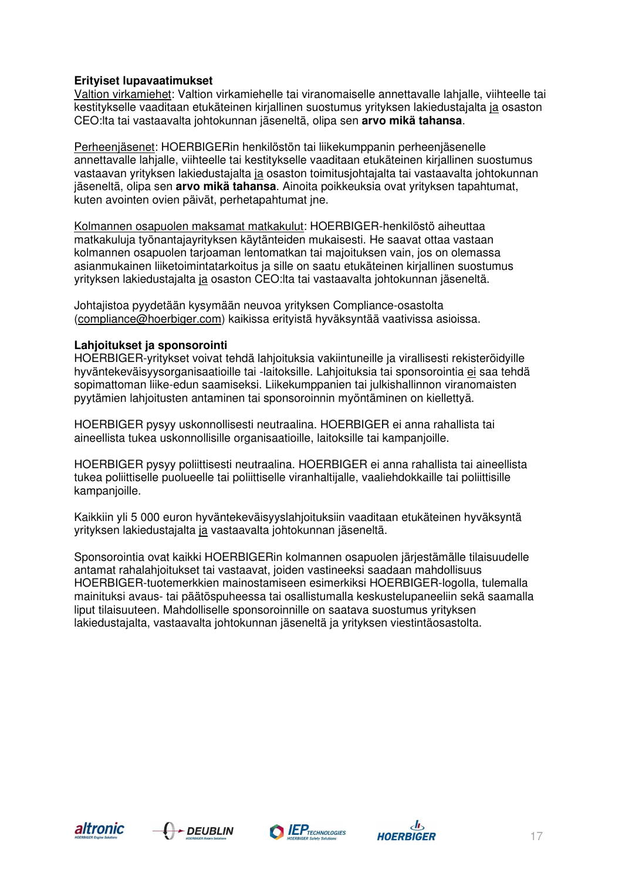**Erityiset lupavaatimukset**

Valtion virkamiehet: Valtion virkamiehelle tai viranomaiselle annettavalle lahjalle, viihteelle tai kestitykselle vaaditaan etukäteinen kirjallinen suostumus yrityksen lakiedustajalta ja osaston CEO:lta tai vastaavalta johtokunnan jäseneltä, olipa sen **arvo mikä tahansa**.

Perheenjäsenet: HOERBIGERin henkilöstön tai liikekumppanin perheenjäsenelle annettavalle lahjalle, viihteelle tai kestitykselle vaaditaan etukäteinen kirjallinen suostumus vastaavan yrityksen lakiedustajalta ja osaston toimitusjohtajalta tai vastaavalta johtokunnan jäseneltä, olipa sen **arvo mikä tahansa**. Ainoita poikkeuksia ovat yrityksen tapahtumat, kuten avointen ovien päivät, perhetapahtumat jne.

Kolmannen osapuolen maksamat matkakulut: HOERBIGER-henkilöstö aiheuttaa matkakuluja työnantajayrityksen käytänteiden mukaisesti. He saavat ottaa vastaan kolmannen osapuolen tarjoaman lentomatkan tai majoituksen vain, jos on olemassa asianmukainen liiketoimintatarkoitus ja sille on saatu etukäteinen kirjallinen suostumus yrityksen lakiedustajalta ja osaston CEO:lta tai vastaavalta johtokunnan jäseneltä.

Johtajistoa pyydetään kysymään neuvoa yrityksen Compliance-osastolta (compliance@hoerbiger.com) kaikissa erityistä hyväksyntää vaativissa asioissa.

**Lahjoitukset ja sponsorointi**

HOERBIGER-yritykset voivat tehdä lahjoituksia vakiintuneille ja virallisesti rekisteröidyille hyväntekeväisyysorganisaatioille tai -laitoksille. Lahjoituksia tai sponsorointia ei saa tehdä sopimattoman liike-edun saamiseksi. Liikekumppanien tai julkishallinnon viranomaisten pyytämien lahjoitusten antaminen tai sponsoroinnin myöntäminen on kiellettyä.

HOERBIGER pysyy uskonnollisesti neutraalina. HOERBIGER ei anna rahallista tai aineellista tukea uskonnollisille organisaatioille, laitoksille tai kampanjoille.

HOERBIGER pysyy poliittisesti neutraalina. HOERBIGER ei anna rahallista tai aineellista tukea poliittiselle puolueelle tai poliittiselle viranhaltijalle, vaaliehdokkaille tai poliittisille kampanjoille.

Kaikkiin yli 5 000 euron hyväntekeväisyyslahjoituksiin vaaditaan etukäteinen hyväksyntä yrityksen lakiedustajalta ja vastaavalta johtokunnan jäseneltä.

Sponsorointia ovat kaikki HOERBIGERin kolmannen osapuolen järjestämälle tilaisuudelle antamat rahalahjoitukset tai vastaavat, joiden vastineeksi saadaan mahdollisuus HOERBIGER-tuotemerkkien mainostamiseen esimerkiksi HOERBIGER-logolla, tulemalla mainituksi avaus- tai päätöspuheessa tai osallistumalla keskustelupaneeliin sekä saamalla liput tilaisuuteen. Mahdolliselle sponsoroinnille on saatava suostumus yrityksen lakiedustajalta, vastaavalta johtokunnan jäseneltä ja yrityksen viestintäosastolta.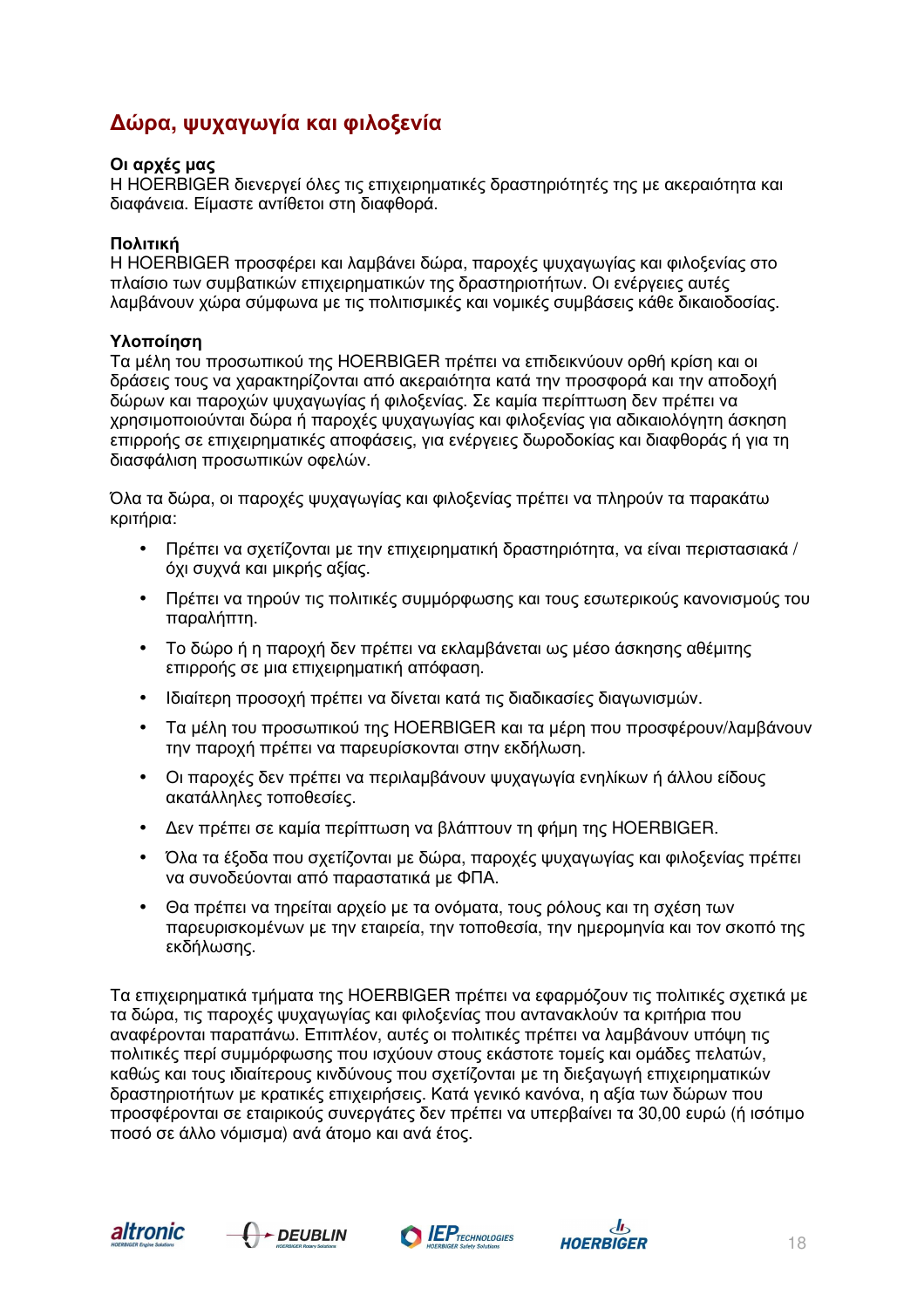## Δώρα, ψυχαγωγία και φιλοξενία

**Οι αρχές μας**
Η HOERBIGER διενεργεί όλες τις επιχειρηματικές δραστηριότητές της με ακεραιότητα και διαφάνεια. Είμαστε αντίθετοι στη διαφθορά.

**Πολιτική**
Η HOERBIGER προσφέρει και λαμβάνει δώρα, παροχές ψυχαγωγίας και φιλοξενίας στο πλαίσιο των συμβατικών επιχειρηματικών της δραστηριοτήτων. Οι ενέργειες αυτές λαμβάνουν χώρα σύμφωνα με τις πολιτισμικές και νομικές συμβάσεις κάθε δικαιοδοσίας.

**Υλοποίηση**
Τα μέλη του προσωπικού της HOERBIGER πρέπει να επιδεικνύουν ορθή κρίση και οι δράσεις τους να χαρακτηρίζονται από ακεραιότητα κατά την προσφορά και την αποδοχή δώρων και παροχών ψυχαγωγίας ή φιλοξενίας. Σε καμία περίπτωση δεν πρέπει να χρησιμοποιούνται δώρα ή παροχές ψυχαγωγίας και φιλοξενίας για αδικαιολόγητη άσκηση επιρροής σε επιχειρηματικές αποφάσεις, για ενέργειες δωροδοκίας και διαφθοράς ή για τη διασφάλιση προσωπικών οφελών.

Όλα τα δώρα, οι παροχές ψυχαγωγίας και φιλοξενίας πρέπει να πληρούν τα παρακάτω κριτήρια:

- Πρέπει να σχετίζονται με την επιχειρηματική δραστηριότητα, να είναι περιστασιακά / όχι συχνά και μικρής αξίας.
- Πρέπει να τηρούν τις πολιτικές συμμόρφωσης και τους εσωτερικούς κανονισμούς του παραλήπτη.
- Το δώρο ή η παροχή δεν πρέπει να εκλαμβάνεται ως μέσο άσκησης αθέμιτης επιρροής σε μια επιχειρηματική απόφαση.
- Ιδιαίτερη προσοχή πρέπει να δίνεται κατά τις διαδικασίες διαγωνισμών.
- Τα μέλη του προσωπικού της HOERBIGER και τα μέρη που προσφέρουν/λαμβάνουν την παροχή πρέπει να παρευρίσκονται στην εκδήλωση.
- Οι παροχές δεν πρέπει να περιλαμβάνουν ψυχαγωγία ενηλίκων ή άλλου είδους ακατάλληλες τοποθεσίες.
- Δεν πρέπει σε καμία περίπτωση να βλάπτουν τη φήμη της HOERBIGER.
- Όλα τα έξοδα που σχετίζονται με δώρα, παροχές ψυχαγωγίας και φιλοξενίας πρέπει να συνοδεύονται από παραστατικά με ΦΠΑ.
- Θα πρέπει να τηρείται αρχείο με τα ονόματα, τους ρόλους και τη σχέση των παρευρισκομένων με την εταιρεία, την τοποθεσία, την ημερομηνία και τον σκοπό της εκδήλωσης.

Τα επιχειρηματικά τμήματα της HOERBIGER πρέπει να εφαρμόζουν τις πολιτικές σχετικά με τα δώρα, τις παροχές ψυχαγωγίας και φιλοξενίας που αντανακλούν τα κριτήρια που αναφέρονται παραπάνω. Επιπλέον, αυτές οι πολιτικές πρέπει να λαμβάνουν υπόψη τις πολιτικές περί συμμόρφωσης που ισχύουν στους εκάστοτε τομείς και ομάδες πελατών, καθώς και τους ιδιαίτερους κινδύνους που σχετίζονται με τη διεξαγωγή επιχειρηματικών δραστηριοτήτων με κρατικές επιχειρήσεις. Κατά γενικό κανόνα, η αξία των δώρων που προσφέρονται σε εταιρικούς συνεργάτες δεν πρέπει να υπερβαίνει τα 30,00 ευρώ (ή ισότιμο ποσό σε άλλο νόμισμα) ανά άτομο και ανά έτος.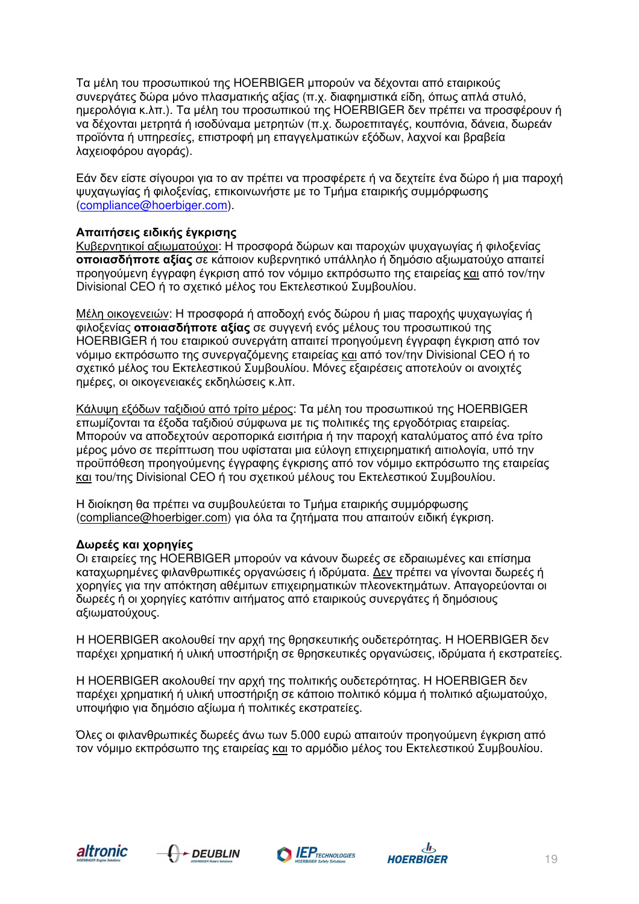Τα μέλη του προσωπικού της HOERBIGER μπορούν να δέχονται από εταιρικούς συνεργάτες δώρα μόνο πλασματικής αξίας (π.χ. διαφημιστικά είδη, όπως απλά στυλό, ημερολόγια κ.λπ.). Τα μέλη του προσωπικού της HOERBIGER δεν πρέπει να προσφέρουν ή να δέχονται μετρητά ή ισοδύναμα μετρητών (π.χ. δωροεπιταγές, κουπόνια, δάνεια, δωρεάν προϊόντα ή υπηρεσίες, επιστροφή μη επαγγελματικών εξόδων, λαχνοί και βραβεία λαχειοφόρου αγοράς).

Εάν δεν είστε σίγουροι για το αν πρέπει να προσφέρετε ή να δεχτείτε ένα δώρο ή μια παροχή ψυχαγωγίας ή φιλοξενίας, επικοινωνήστε με το Τμήμα εταιρικής συμμόρφωσης (compliance@hoerbiger.com).

### Απαιτήσεις ειδικής έγκρισης

Κυβερνητικοί αξιωματούχοι: Η προσφορά δώρων και παροχών ψυχαγωγίας ή φιλοξενίας **οποιασδήποτε αξίας** σε κάποιον κυβερνητικό υπάλληλο ή δημόσιο αξιωματούχο απαιτεί προηγούμενη έγγραφη έγκριση από τον νόμιμο εκπρόσωπο της εταιρείας και από τον/την Divisional CEO ή το σχετικό μέλος του Εκτελεστικού Συμβουλίου.

Μέλη οικογενειών: Η προσφορά ή αποδοχή ενός δώρου ή μιας παροχής ψυχαγωγίας ή φιλοξενίας **οποιασδήποτε αξίας** σε συγγενή ενός μέλους του προσωπικού της HOERBIGER ή του εταιρικού συνεργάτη απαιτεί προηγούμενη έγγραφη έγκριση από τον νόμιμο εκπρόσωπο της συνεργαζόμενης εταιρείας και από τον/την Divisional CEO ή το σχετικό μέλος του Εκτελεστικού Συμβουλίου. Μόνες εξαιρέσεις αποτελούν οι ανοιχτές ημέρες, οι οικογενειακές εκδηλώσεις κ.λπ.

Κάλυψη εξόδων ταξιδιού από τρίτο μέρος: Τα μέλη του προσωπικού της HOERBIGER επωμίζονται τα έξοδα ταξιδιού σύμφωνα με τις πολιτικές της εργοδότριας εταιρείας. Μπορούν να αποδεχτούν αεροπορικά εισιτήρια ή την παροχή καταλύματος από ένα τρίτο μέρος μόνο σε περίπτωση που υφίσταται μια εύλογη επιχειρηματική αιτιολογία, υπό την προϋπόθεση προηγούμενης έγγραφης έγκρισης από τον νόμιμο εκπρόσωπο της εταιρείας και του/της Divisional CEO ή του σχετικού μέλους του Εκτελεστικού Συμβουλίου.

Η διοίκηση θα πρέπει να συμβουλεύεται το Τμήμα εταιρικής συμμόρφωσης (compliance@hoerbiger.com) για όλα τα ζητήματα που απαιτούν ειδική έγκριση.

### Δωρεές και χορηγίες

Οι εταιρείες της HOERBIGER μπορούν να κάνουν δωρεές σε εδραιωμένες και επίσημα καταχωρημένες φιλανθρωπικές οργανώσεις ή ιδρύματα. Δεν πρέπει να γίνονται δωρεές ή χορηγίες για την απόκτηση αθέμιτων επιχειρηματικών πλεονεκτημάτων. Απαγορεύονται οι δωρεές ή οι χορηγίες κατόπιν αιτήματος από εταιρικούς συνεργάτες ή δημόσιους αξιωματούχους.

Η HOERBIGER ακολουθεί την αρχή της θρησκευτικής ουδετερότητας. Η HOERBIGER δεν παρέχει χρηματική ή υλική υποστήριξη σε θρησκευτικές οργανώσεις, ιδρύματα ή εκστρατείες.

Η HOERBIGER ακολουθεί την αρχή της πολιτικής ουδετερότητας. Η HOERBIGER δεν παρέχει χρηματική ή υλική υποστήριξη σε κάποιο πολιτικό κόμμα ή πολιτικό αξιωματούχο, υποψήφιο για δημόσιο αξίωμα ή πολιτικές εκστρατείες.

Όλες οι φιλανθρωπικές δωρεές άνω των 5.000 ευρώ απαιτούν προηγούμενη έγκριση από τον νόμιμο εκπρόσωπο της εταιρείας και το αρμόδιο μέλος του Εκτελεστικού Συμβουλίου.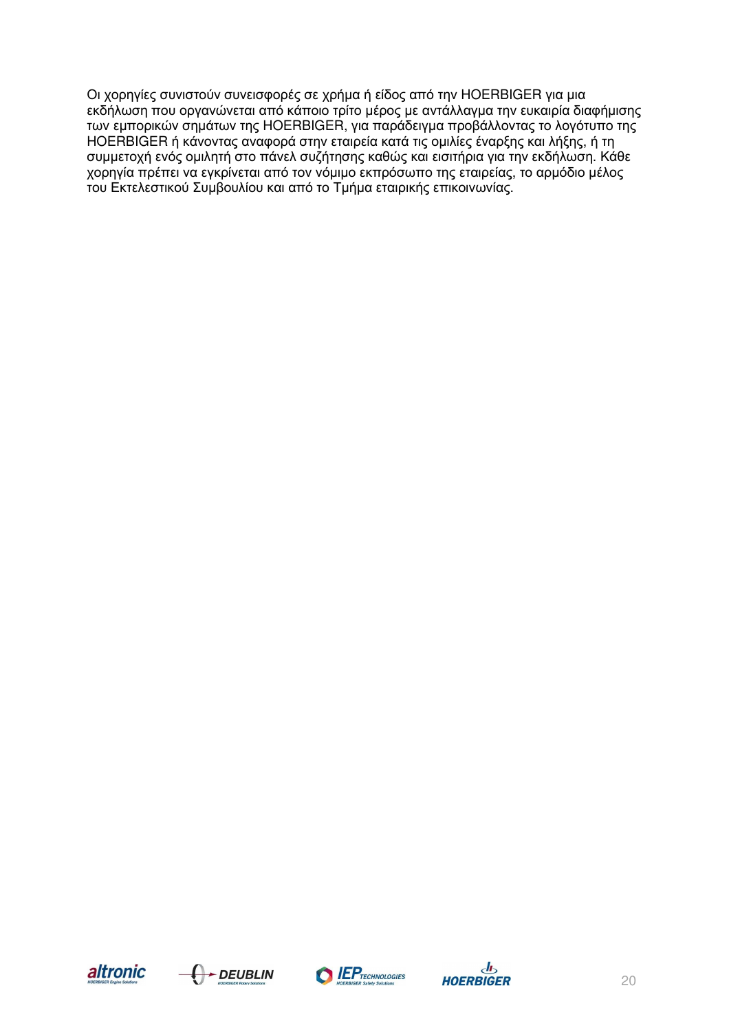Οι χορηγίες συνιστούν συνεισφορές σε χρήμα ή είδος από την HOERBIGER για μια εκδήλωση που οργανώνεται από κάποιο τρίτο μέρος με αντάλλαγμα την ευκαιρία διαφήμισης των εμπορικών σημάτων της HOERBIGER, για παράδειγμα προβάλλοντας το λογότυπο της HOERBIGER ή κάνοντας αναφορά στην εταιρεία κατά τις ομιλίες έναρξης και λήξης, ή τη συμμετοχή ενός ομιλητή στο πάνελ συζήτησης καθώς και εισιτήρια για την εκδήλωση. Κάθε χορηγία πρέπει να εγκρίνεται από τον νόμιμο εκπρόσωπο της εταιρείας, το αρμόδιο μέλος του Εκτελεστικού Συμβουλίου και από το Τμήμα εταιρικής επικοινωνίας.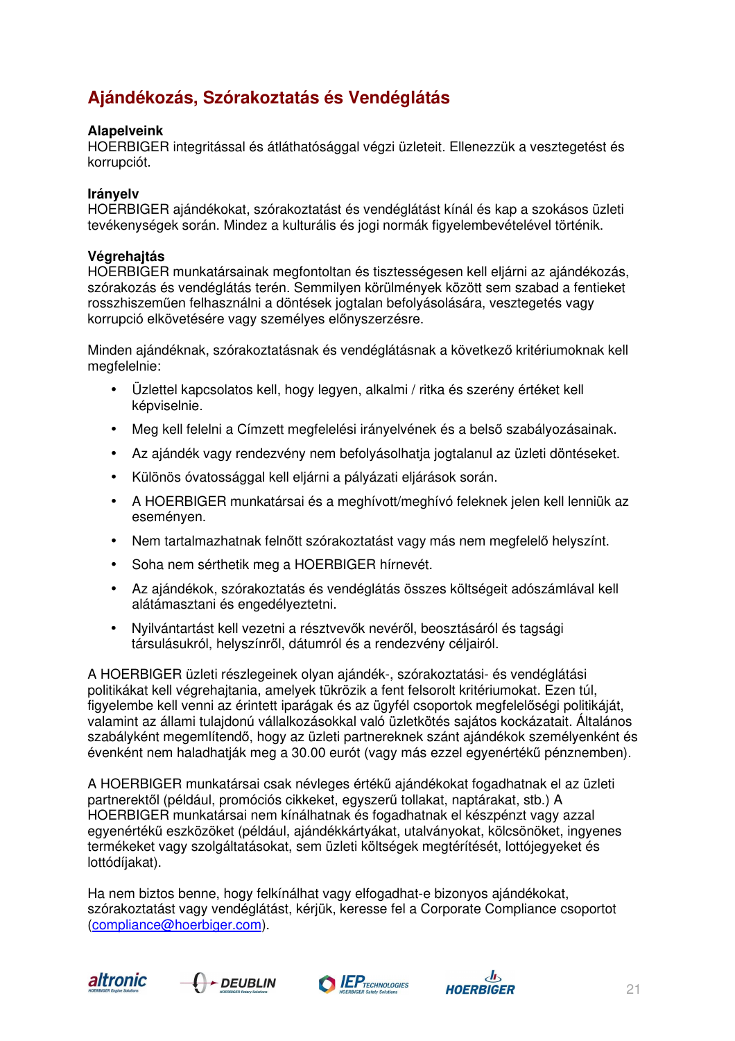## Ajándékozás, Szórakoztatás és Vendéglátás

**Alapelveink**
HOERBIGER integritással és átláthatósággal végzi üzleteit. Ellenezzük a vesztegetést és korrupciót.

**Irányelv**
HOERBIGER ajándékokat, szórakoztatást és vendéglátást kínál és kap a szokásos üzleti tevékenységek során. Mindez a kulturális és jogi normák figyelembevételével történik.

**Végrehajtás**
HOERBIGER munkatársainak megfontoltan és tisztességesen kell eljárni az ajándékozás, szórakozás és vendéglátás terén. Semmilyen körülmények között sem szabad a fentieket rosszhiszeműen felhasználni a döntések jogtalan befolyásolására, vesztegetés vagy korrupció elkövetésére vagy személyes előnyszerzésre.

Minden ajándéknak, szórakoztatásnak és vendéglátásnak a következő kritériumoknak kell megfelelnie:

- Üzlettel kapcsolatos kell, hogy legyen, alkalmi / ritka és szerény értéket kell képviselnie.
- Meg kell felelni a Címzett megfelelési irányelvének és a belső szabályozásainak.
- Az ajándék vagy rendezvény nem befolyásolhatja jogtalanul az üzleti döntéseket.
- Különös óvatossággal kell eljárni a pályázati eljárások során.
- A HOERBIGER munkatársai és a meghívott/meghívó feleknek jelen kell lenniük az eseményen.
- Nem tartalmazhatnak felnőtt szórakoztatást vagy más nem megfelelő helyszínt.
- Soha nem sérthetik meg a HOERBIGER hírnevét.
- Az ajándékok, szórakoztatás és vendéglátás összes költségeit adószámlával kell alátámasztani és engedélyeztetni.
- Nyilvántartást kell vezetni a résztvevők nevéről, beosztásáról és tagsági társulásukról, helyszínről, dátumról és a rendezvény céljairól.

A HOERBIGER üzleti részlegeinek olyan ajándék-, szórakoztatási- és vendéglátási politikákat kell végrehajtania, amelyek tükrözik a fent felsorolt kritériumokat. Ezen túl, figyelembe kell venni az érintett iparágak és az ügyfél csoportok megfelelőségi politikáját, valamint az állami tulajdonú vállalkozásokkal való üzletkötés sajátos kockázatait. Általános szabályként megemlítendő, hogy az üzleti partnereknek szánt ajándékok személyenként és évenként nem haladhatják meg a 30.00 eurót (vagy más ezzel egyenértékű pénznemben).

A HOERBIGER munkatársai csak névleges értékű ajándékokat fogadhatnak el az üzleti partnerektől (például, promóciós cikkeket, egyszerű tollakat, naptárakat, stb.) A HOERBIGER munkatársai nem kínálhatnak és fogadhatnak el készpénzt vagy azzal egyenértékű eszközöket (például, ajándékkártyákat, utalványokat, kölcsönöket, ingyenes termékeket vagy szolgáltatásokat, sem üzleti költségek megtérítését, lottójegyeket és lottódíjakat).

Ha nem biztos benne, hogy felkínálhat vagy elfogadhat-e bizonyos ajándékokat, szórakoztatást vagy vendéglátást, kérjük, keresse fel a Corporate Compliance csoportot (compliance@hoerbiger.com).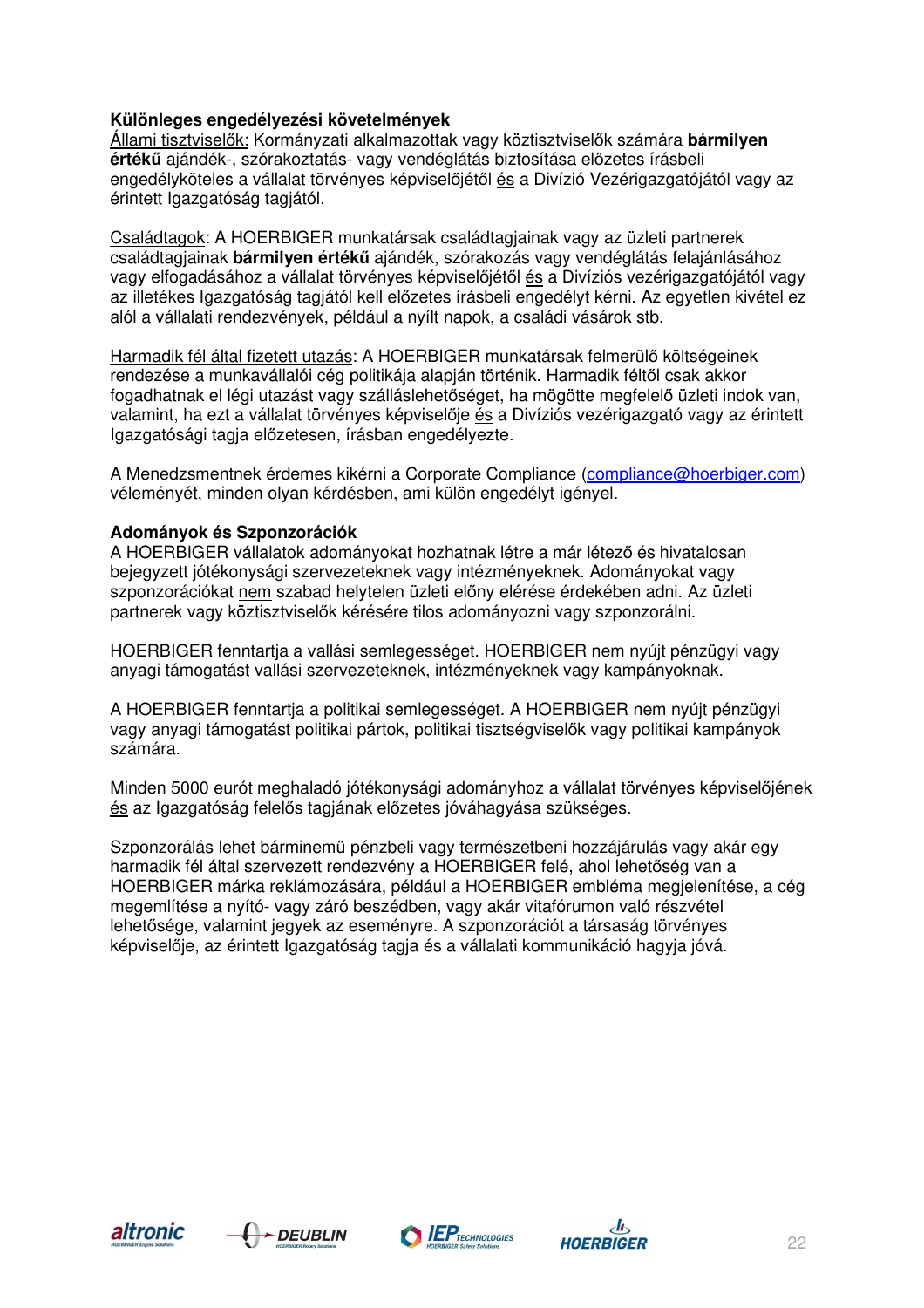**Különleges engedélyezési követelmények**

Állami tisztviselők: Kormányzati alkalmazottak vagy köztisztviselők számára **bármilyen értékű** ajándék-, szórakoztatás- vagy vendéglátás biztosítása előzetes írásbeli engedélyköteles a vállalat törvényes képviselőjétől és a Divízió Vezérigazgatójától vagy az érintett Igazgatóság tagjától.

Családtagok: A HOERBIGER munkatársak családtagjainak vagy az üzleti partnerek családtagjainak **bármilyen értékű** ajándék, szórakozás vagy vendéglátás felajánlásához vagy elfogadásához a vállalat törvényes képviselőjétől és a Divíziós vezérigazgatójától vagy az illetékes Igazgatóság tagjától kell előzetes írásbeli engedélyt kérni. Az egyetlen kivétel ez alól a vállalati rendezvények, például a nyílt napok, a családi vásárok stb.

Harmadik fél által fizetett utazás: A HOERBIGER munkatársak felmerülő költségeinek rendezése a munkavállalói cég politikája alapján történik. Harmadik féltől csak akkor fogadhatnak el légi utazást vagy szálláslehetőséget, ha mögötte megfelelő üzleti indok van, valamint, ha ezt a vállalat törvényes képviselője és a Divíziós vezérigazgató vagy az érintett Igazgatósági tagja előzetesen, írásban engedélyezte.

A Menedzsmentnek érdemes kikérni a Corporate Compliance (compliance@hoerbiger.com) véleményét, minden olyan kérdésben, ami külön engedélyt igényel.

**Adományok és Szponzorációk**

A HOERBIGER vállalatok adományokat hozhatnak létre a már létező és hivatalosan bejegyzett jótékonysági szervezeteknek vagy intézményeknek. Adományokat vagy szponzorációkat nem szabad helytelen üzleti előny elérése érdekében adni. Az üzleti partnerek vagy köztisztviselők kérésére tilos adományozni vagy szponzorálni.

HOERBIGER fenntartja a vallási semlegességet. HOERBIGER nem nyújt pénzügyi vagy anyagi támogatást vallási szervezeteknek, intézményeknek vagy kampányoknak.

A HOERBIGER fenntartja a politikai semlegességet. A HOERBIGER nem nyújt pénzügyi vagy anyagi támogatást politikai pártok, politikai tisztségviselők vagy politikai kampányok számára.

Minden 5000 eurót meghaladó jótékonysági adományhoz a vállalat törvényes képviselőjének és az Igazgatóság felelős tagjának előzetes jóváhagyása szükséges.

Szponzorálás lehet bárminemű pénzbeli vagy természetbeni hozzájárulás vagy akár egy harmadik fél által szervezett rendezvény a HOERBIGER felé, ahol lehetőség van a HOERBIGER márka reklámozására, például a HOERBIGER embléma megjelenítése, a cég megemlítése a nyitó- vagy záró beszédben, vagy akár vitafórumon való részvétel lehetősége, valamint jegyek az eseményre. A szponzorációt a társaság törvényes képviselője, az érintett Igazgatóság tagja és a vállalati kommunikáció hagyja jóvá.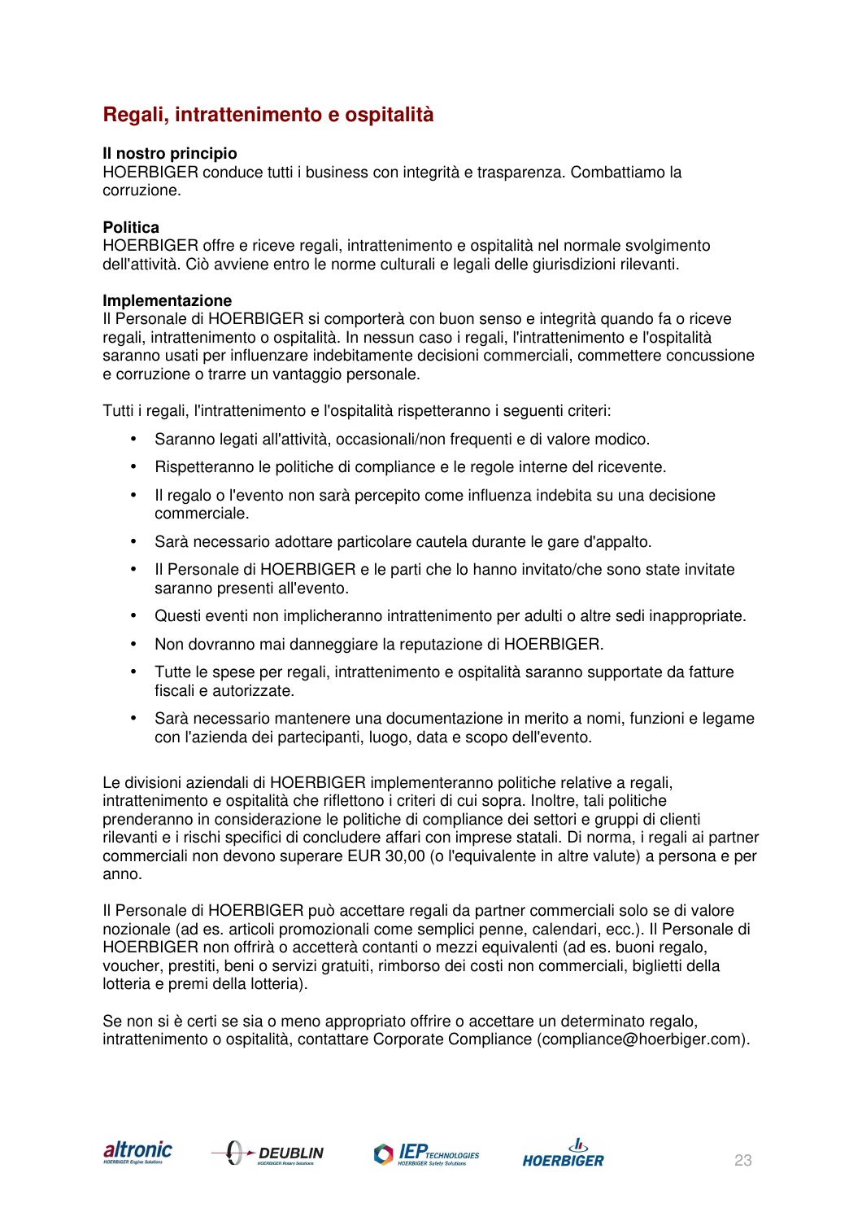## Regali, intrattenimento e ospitalità

**Il nostro principio**
HOERBIGER conduce tutti i business con integrità e trasparenza. Combattiamo la corruzione.

**Politica**
HOERBIGER offre e riceve regali, intrattenimento e ospitalità nel normale svolgimento dell'attività. Ciò avviene entro le norme culturali e legali delle giurisdizioni rilevanti.

**Implementazione**
Il Personale di HOERBIGER si comporterà con buon senso e integrità quando fa o riceve regali, intrattenimento o ospitalità. In nessun caso i regali, l'intrattenimento e l'ospitalità saranno usati per influenzare indebitamente decisioni commerciali, commettere concussione e corruzione o trarre un vantaggio personale.

Tutti i regali, l'intrattenimento e l'ospitalità rispetteranno i seguenti criteri:

- Saranno legati all'attività, occasionali/non frequenti e di valore modico.
- Rispetteranno le politiche di compliance e le regole interne del ricevente.
- Il regalo o l'evento non sarà percepito come influenza indebita su una decisione commerciale.
- Sarà necessario adottare particolare cautela durante le gare d'appalto.
- Il Personale di HOERBIGER e le parti che lo hanno invitato/che sono state invitate saranno presenti all'evento.
- Questi eventi non implicheranno intrattenimento per adulti o altre sedi inappropriate.
- Non dovranno mai danneggiare la reputazione di HOERBIGER.
- Tutte le spese per regali, intrattenimento e ospitalità saranno supportate da fatture fiscali e autorizzate.
- Sarà necessario mantenere una documentazione in merito a nomi, funzioni e legame con l'azienda dei partecipanti, luogo, data e scopo dell'evento.

Le divisioni aziendali di HOERBIGER implementeranno politiche relative a regali, intrattenimento e ospitalità che riflettono i criteri di cui sopra. Inoltre, tali politiche prenderanno in considerazione le politiche di compliance dei settori e gruppi di clienti rilevanti e i rischi specifici di concludere affari con imprese statali. Di norma, i regali ai partner commerciali non devono superare EUR 30,00 (o l'equivalente in altre valute) a persona e per anno.

Il Personale di HOERBIGER può accettare regali da partner commerciali solo se di valore nozionale (ad es. articoli promozionali come semplici penne, calendari, ecc.). Il Personale di HOERBIGER non offrirà o accetterà contanti o mezzi equivalenti (ad es. buoni regalo, voucher, prestiti, beni o servizi gratuiti, rimborso dei costi non commerciali, biglietti della lotteria e premi della lotteria).

Se non si è certi se sia o meno appropriato offrire o accettare un determinato regalo, intrattenimento o ospitalità, contattare Corporate Compliance (compliance@hoerbiger.com).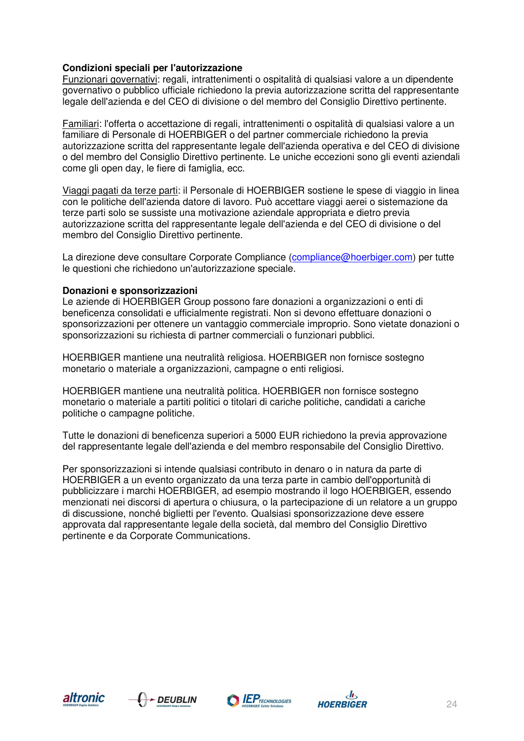**Condizioni speciali per l'autorizzazione**

Funzionari governativi: regali, intrattenimenti o ospitalità di qualsiasi valore a un dipendente governativo o pubblico ufficiale richiedono la previa autorizzazione scritta del rappresentante legale dell'azienda e del CEO di divisione o del membro del Consiglio Direttivo pertinente.

Familiari: l'offerta o accettazione di regali, intrattenimenti o ospitalità di qualsiasi valore a un familiare di Personale di HOERBIGER o del partner commerciale richiedono la previa autorizzazione scritta del rappresentante legale dell'azienda operativa e del CEO di divisione o del membro del Consiglio Direttivo pertinente. Le uniche eccezioni sono gli eventi aziendali come gli open day, le fiere di famiglia, ecc.

Viaggi pagati da terze parti: il Personale di HOERBIGER sostiene le spese di viaggio in linea con le politiche dell'azienda datore di lavoro. Può accettare viaggi aerei o sistemazione da terze parti solo se sussiste una motivazione aziendale appropriata e dietro previa autorizzazione scritta del rappresentante legale dell'azienda e del CEO di divisione o del membro del Consiglio Direttivo pertinente.

La direzione deve consultare Corporate Compliance (compliance@hoerbiger.com) per tutte le questioni che richiedono un'autorizzazione speciale.

**Donazioni e sponsorizzazioni**

Le aziende di HOERBIGER Group possono fare donazioni a organizzazioni o enti di beneficenza consolidati e ufficialmente registrati. Non si devono effettuare donazioni o sponsorizzazioni per ottenere un vantaggio commerciale improprio. Sono vietate donazioni o sponsorizzazioni su richiesta di partner commerciali o funzionari pubblici.

HOERBIGER mantiene una neutralità religiosa. HOERBIGER non fornisce sostegno monetario o materiale a organizzazioni, campagne o enti religiosi.

HOERBIGER mantiene una neutralità politica. HOERBIGER non fornisce sostegno monetario o materiale a partiti politici o titolari di cariche politiche, candidati a cariche politiche o campagne politiche.

Tutte le donazioni di beneficenza superiori a 5000 EUR richiedono la previa approvazione del rappresentante legale dell'azienda e del membro responsabile del Consiglio Direttivo.

Per sponsorizzazioni si intende qualsiasi contributo in denaro o in natura da parte di HOERBIGER a un evento organizzato da una terza parte in cambio dell'opportunità di pubblicizzare i marchi HOERBIGER, ad esempio mostrando il logo HOERBIGER, essendo menzionati nei discorsi di apertura o chiusura, o la partecipazione di un relatore a un gruppo di discussione, nonché biglietti per l'evento. Qualsiasi sponsorizzazione deve essere approvata dal rappresentante legale della società, dal membro del Consiglio Direttivo pertinente e da Corporate Communications.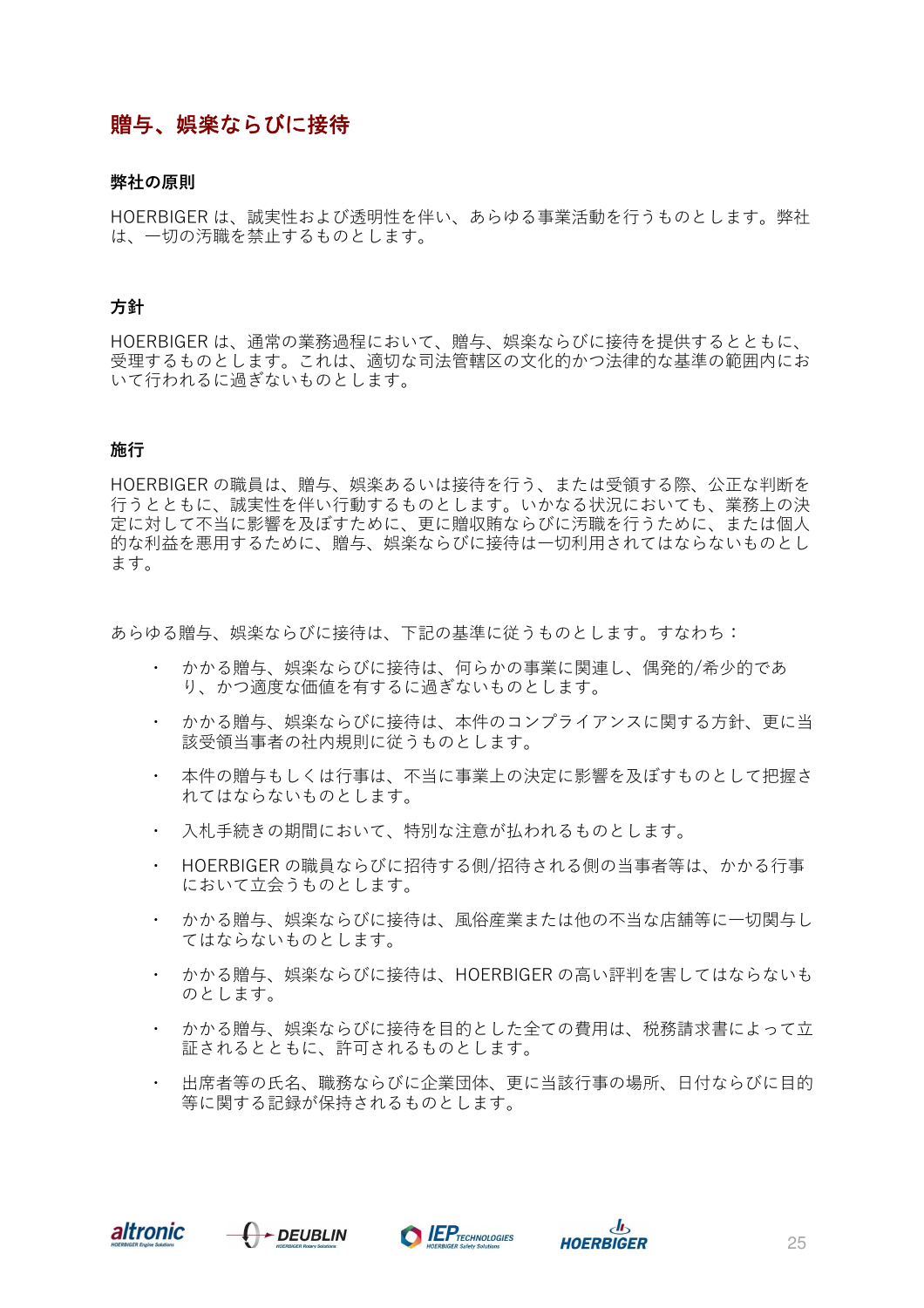## 贈与、娯楽ならびに接待

### 弊社の原則

HOERBIGER は、誠実性および透明性を伴い、あらゆる事業活動を行うものとします。弊社は、一切の汚職を禁止するものとします。

### 方針

HOERBIGER は、通常の業務過程において、贈与、娯楽ならびに接待を提供するとともに、受理するものとします。これは、適切な司法管轄区の文化的かつ法律的な基準の範囲内において行われるに過ぎないものとします。

### 施行

HOERBIGER の職員は、贈与、娯楽あるいは接待を行う、または受領する際、公正な判断を行うとともに、誠実性を伴い行動するものとします。いかなる状況においても、業務上の決定に対して不当に影響を及ぼすために、更に贈収賄ならびに汚職を行うために、または個人的な利益を悪用するために、贈与、娯楽ならびに接待は一切利用されてはならないものとします。

あらゆる贈与、娯楽ならびに接待は、下記の基準に従うものとします。すなわち：

- かかる贈与、娯楽ならびに接待は、何らかの事業に関連し、偶発的/希少的であり、かつ適度な価値を有するに過ぎないものとします。
- かかる贈与、娯楽ならびに接待は、本件のコンプライアンスに関する方針、更に当該受領当事者の社内規則に従うものとします。
- 本件の贈与もしくは行事は、不当に事業上の決定に影響を及ぼすものとして把握されてはならないものとします。
- 入札手続きの期間において、特別な注意が払われるものとします。
- HOERBIGER の職員ならびに招待する側/招待される側の当事者等は、かかる行事において立会うものとします。
- かかる贈与、娯楽ならびに接待は、風俗産業または他の不当な店舗等に一切関与してはならないものとします。
- かかる贈与、娯楽ならびに接待は、HOERBIGER の高い評判を害してはならないものとします。
- かかる贈与、娯楽ならびに接待を目的とした全ての費用は、税務請求書によって立証されるとともに、許可されるものとします。
- 出席者等の氏名、職務ならびに企業団体、更に当該行事の場所、日付ならびに目的等に関する記録が保持されるものとします。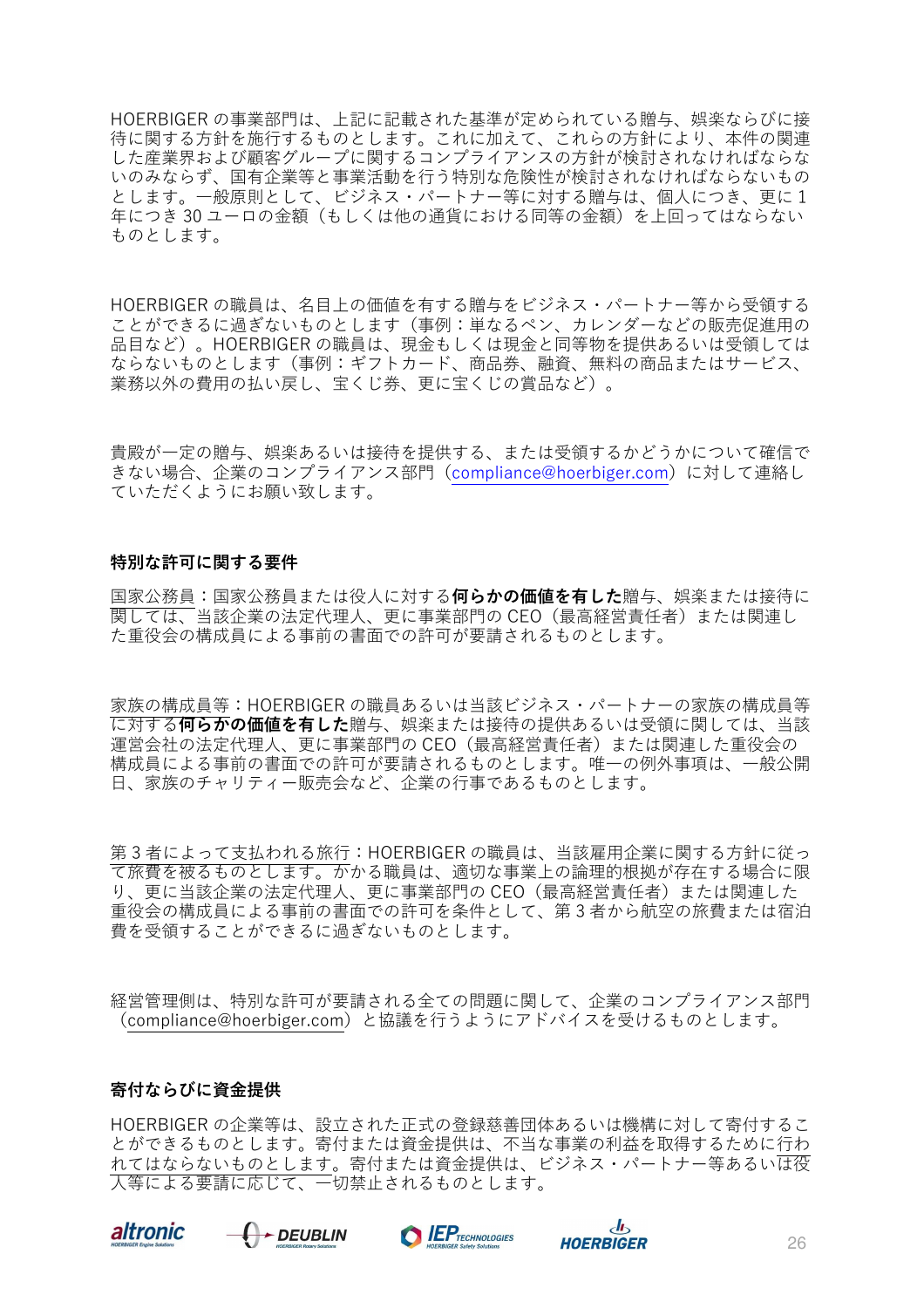HOERBIGER の事業部門は、上記に記載された基準が定められている贈与、娯楽ならびに接待に関する方針を施行するものとします。これに加えて、これらの方針により、本件の関連した産業界および顧客グループに関するコンプライアンスの方針が検討されなければならないのみならず、国有企業等と事業活動を行う特別な危険性が検討されなければならないものとします。一般原則として、ビジネス・パートナー等に対する贈与は、個人につき、更に 1 年につき 30 ユーロの金額（もしくは他の通貨における同等の金額）を上回ってはならないものとします。

HOERBIGER の職員は、名目上の価値を有する贈与をビジネス・パートナー等から受領することができるに過ぎないものとします（事例：単なるペン、カレンダーなどの販売促進用の品目など）。HOERBIGER の職員は、現金もしくは現金と同等物を提供あるいは受領してはならないものとします（事例：ギフトカード、商品券、融資、無料の商品またはサービス、業務以外の費用の払い戻し、宝くじ券、更に宝くじの賞品など）。

貴殿が一定の贈与、娯楽あるいは接待を提供する、または受領するかどうかについて確信できない場合、企業のコンプライアンス部門（compliance@hoerbiger.com）に対して連絡していただくようにお願い致します。

## 特別な許可に関する要件

国家公務員：国家公務員または役人に対する**何らかの価値を有した**贈与、娯楽または接待に関しては、当該企業の法定代理人、更に事業部門の CEO（最高経営責任者）または関連した重役会の構成員による事前の書面での許可が要請されるものとします。

家族の構成員等：HOERBIGER の職員あるいは当該ビジネス・パートナーの家族の構成員等に対する**何らかの価値を有した**贈与、娯楽または接待の提供あるいは受領に関しては、当該運営会社の法定代理人、更に事業部門の CEO（最高経営責任者）または関連した重役会の構成員による事前の書面での許可が要請されるものとします。唯一の例外事項は、一般公開日、家族のチャリティー販売会など、企業の行事であるものとします。

第 3 者によって支払われる旅行：HOERBIGER の職員は、当該雇用企業に関する方針に従って旅費を被るものとします。かかる職員は、適切な事業上の論理的根拠が存在する場合に限り、更に当該企業の法定代理人、更に事業部門の CEO（最高経営責任者）または関連した重役会の構成員による事前の書面での許可を条件として、第 3 者から航空の旅費または宿泊費を受領することができるに過ぎないものとします。

経営管理側は、特別な許可が要請される全ての問題に関して、企業のコンプライアンス部門（compliance@hoerbiger.com）と協議を行うようにアドバイスを受けるものとします。

## 寄付ならびに資金提供

HOERBIGER の企業等は、設立された正式の登録慈善団体あるいは機構に対して寄付することができるものとします。寄付または資金提供は、不当な事業の利益を取得するために行われてはならないものとします。寄付または資金提供は、ビジネス・パートナー等あるいは役人等による要請に応じて、一切禁止されるものとします。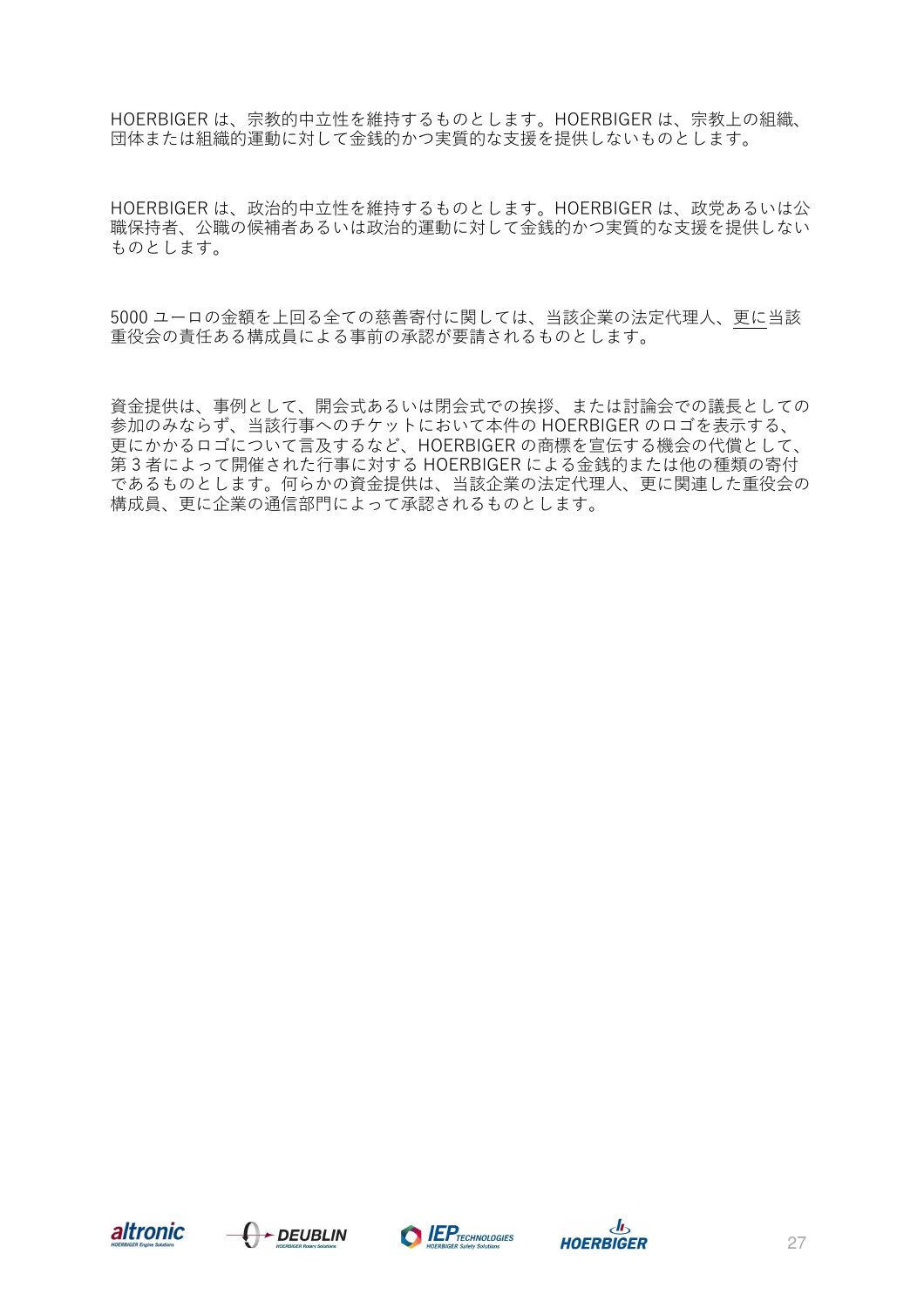HOERBIGER は、宗教的中立性を維持するものとします。HOERBIGER は、宗教上の組織、団体または組織的運動に対して金銭的かつ実質的な支援を提供しないものとします。

HOERBIGER は、政治的中立性を維持するものとします。HOERBIGER は、政党あるいは公職保持者、公職の候補者あるいは政治的運動に対して金銭的かつ実質的な支援を提供しないものとします。

5000 ユーロの金額を上回る全ての慈善寄付に関しては、当該企業の法定代理人、更に当該重役会の責任ある構成員による事前の承認が要請されるものとします。

資金提供は、事例として、開会式あるいは閉会式での挨拶、または討論会での議長としての参加のみならず、当該行事へのチケットにおいて本件の HOERBIGER のロゴを表示する、更にかかるロゴについて言及するなど、HOERBIGER の商標を宣伝する機会の代償として、第 3 者によって開催された行事に対する HOERBIGER による金銭的または他の種類の寄付であるものとします。何らかの資金提供は、当該企業の法定代理人、更に関連した重役会の構成員、更に企業の通信部門によって承認されるものとします。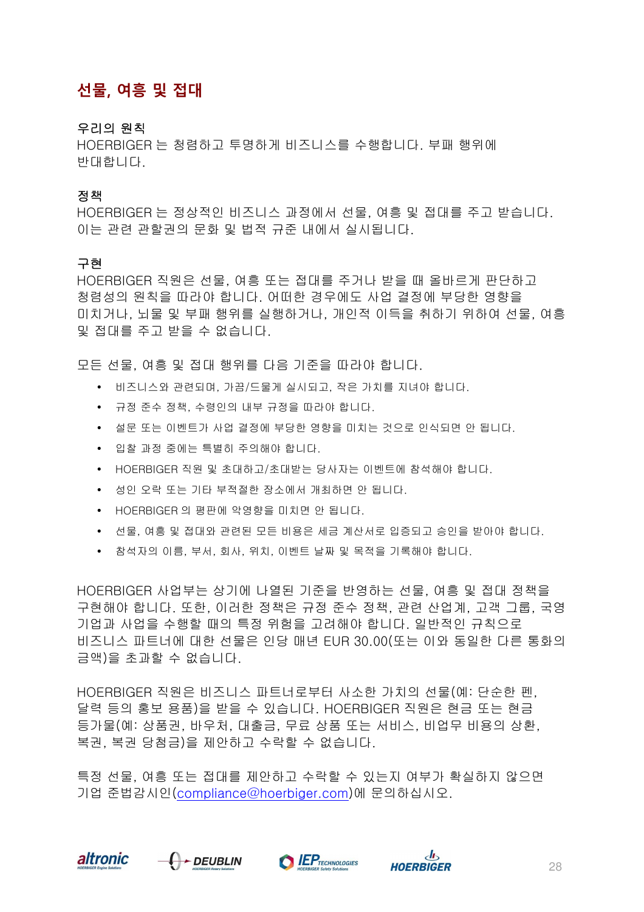# 선물, 여흥 및 접대

**우리의 원칙**

HOERBIGER 는 청렴하고 투명하게 비즈니스를 수행합니다. 부패 행위에 반대합니다.

**정책**

HOERBIGER 는 정상적인 비즈니스 과정에서 선물, 여흥 및 접대를 주고 받습니다. 이는 관련 관할권의 문화 및 법적 규준 내에서 실시됩니다.

**구현**

HOERBIGER 직원은 선물, 여흥 또는 접대를 주거나 받을 때 올바르게 판단하고 청렴성의 원칙을 따라야 합니다. 어떠한 경우에도 사업 결정에 부당한 영향을 미치거나, 뇌물 및 부패 행위를 실행하거나, 개인적 이득을 취하기 위하여 선물, 여흥 및 접대를 주고 받을 수 없습니다.

모든 선물, 여흥 및 접대 행위를 다음 기준을 따라야 합니다.

- 비즈니스와 관련되며, 가끔/드물게 실시되고, 작은 가치를 지녀야 합니다.
- 규정 준수 정책, 수령인의 내부 규정을 따라야 합니다.
- 설문 또는 이벤트가 사업 결정에 부당한 영향을 미치는 것으로 인식되면 안 됩니다.
- 입찰 과정 중에는 특별히 주의해야 합니다.
- HOERBIGER 직원 및 초대하고/초대받는 당사자는 이벤트에 참석해야 합니다.
- 성인 오락 또는 기타 부적절한 장소에서 개최하면 안 됩니다.
- HOERBIGER 의 평판에 악영향을 미치면 안 됩니다.
- 선물, 여흥 및 접대와 관련된 모든 비용은 세금 계산서로 입증되고 승인을 받아야 합니다.
- 참석자의 이름, 부서, 회사, 위치, 이벤트 날짜 및 목적을 기록해야 합니다.

HOERBIGER 사업부는 상기에 나열된 기준을 반영하는 선물, 여흥 및 접대 정책을 구현해야 합니다. 또한, 이러한 정책은 규정 준수 정책, 관련 산업계, 고객 그룹, 국영 기업과 사업을 수행할 때의 특정 위험을 고려해야 합니다. 일반적인 규칙으로 비즈니스 파트너에 대한 선물은 인당 매년 EUR 30.00(또는 이와 동일한 다른 통화의 금액)을 초과할 수 없습니다.

HOERBIGER 직원은 비즈니스 파트너로부터 사소한 가치의 선물(예: 단순한 펜, 달력 등의 홍보 용품)을 받을 수 있습니다. HOERBIGER 직원은 현금 또는 현금 등가물(예: 상품권, 바우처, 대출금, 무료 상품 또는 서비스, 비업무 비용의 상환, 복권, 복권 당첨금)을 제안하고 수락할 수 없습니다.

특정 선물, 여흥 또는 접대를 제안하고 수락할 수 있는지 여부가 확실하지 않으면 기업 준법감시인(compliance@hoerbiger.com)에 문의하십시오.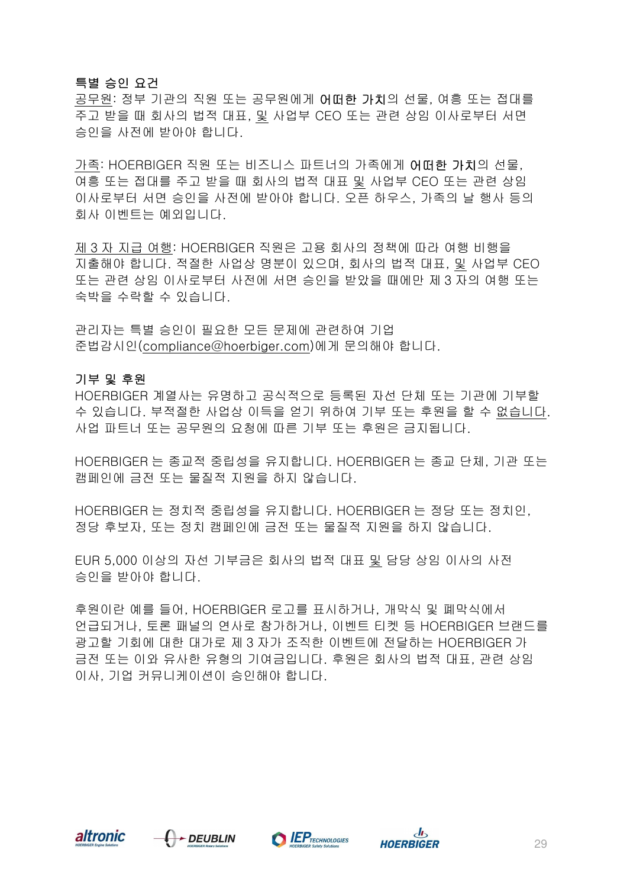**특별 승인 요건**

공무원: 정부 기관의 직원 또는 공무원에게 **어떠한 가치**의 선물, 여흥 또는 접대를 주고 받을 때 회사의 법적 대표, 및 사업부 CEO 또는 관련 상임 이사로부터 서면 승인을 사전에 받아야 합니다.

가족: HOERBIGER 직원 또는 비즈니스 파트너의 가족에게 **어떠한 가치**의 선물, 여흥 또는 접대를 주고 받을 때 회사의 법적 대표 및 사업부 CEO 또는 관련 상임 이사로부터 서면 승인을 사전에 받아야 합니다. 오픈 하우스, 가족의 날 행사 등의 회사 이벤트는 예외입니다.

제 3 자 지급 여행: HOERBIGER 직원은 고용 회사의 정책에 따라 여행 비행을 지출해야 합니다. 적절한 사업상 명분이 있으며, 회사의 법적 대표, 및 사업부 CEO 또는 관련 상임 이사로부터 사전에 서면 승인을 받았을 때에만 제 3 자의 여행 또는 숙박을 수락할 수 있습니다.

관리자는 특별 승인이 필요한 모든 문제에 관련하여 기업 준법감시인(compliance@hoerbiger.com)에게 문의해야 합니다.

**기부 및 후원**

HOERBIGER 계열사는 유명하고 공식적으로 등록된 자선 단체 또는 기관에 기부할 수 있습니다. 부적절한 사업상 이득을 얻기 위하여 기부 또는 후원을 할 수 없습니다. 사업 파트너 또는 공무원의 요청에 따른 기부 또는 후원은 금지됩니다.

HOERBIGER 는 종교적 중립성을 유지합니다. HOERBIGER 는 종교 단체, 기관 또는 캠페인에 금전 또는 물질적 지원을 하지 않습니다.

HOERBIGER 는 정치적 중립성을 유지합니다. HOERBIGER 는 정당 또는 정치인, 정당 후보자, 또는 정치 캠페인에 금전 또는 물질적 지원을 하지 않습니다.

EUR 5,000 이상의 자선 기부금은 회사의 법적 대표 및 담당 상임 이사의 사전 승인을 받아야 합니다.

후원이란 예를 들어, HOERBIGER 로고를 표시하거나, 개막식 및 폐막식에서 언급되거나, 토론 패널의 연사로 참가하거나, 이벤트 티켓 등 HOERBIGER 브랜드를 광고할 기회에 대한 대가로 제 3 자가 조직한 이벤트에 전달하는 HOERBIGER 가 금전 또는 이와 유사한 유형의 기여금입니다. 후원은 회사의 법적 대표, 관련 상임 이사, 기업 커뮤니케이션이 승인해야 합니다.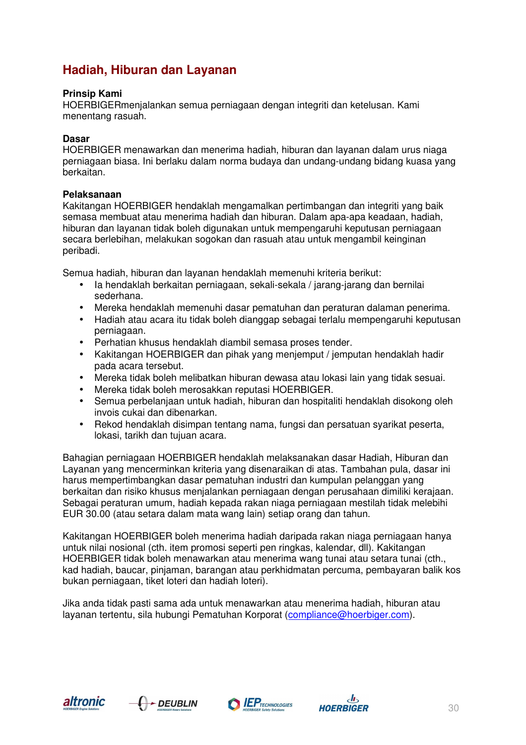## Hadiah, Hiburan dan Layanan

**Prinsip Kami**
HOERBIGERmenjalankan semua perniagaan dengan integriti dan ketelusan. Kami menentang rasuah.

**Dasar**
HOERBIGER menawarkan dan menerima hadiah, hiburan dan layanan dalam urus niaga perniagaan biasa. Ini berlaku dalam norma budaya dan undang-undang bidang kuasa yang berkaitan.

**Pelaksanaan**
Kakitangan HOERBIGER hendaklah mengamalkan pertimbangan dan integriti yang baik semasa membuat atau menerima hadiah dan hiburan. Dalam apa-apa keadaan, hadiah, hiburan dan layanan tidak boleh digunakan untuk mempengaruhi keputusan perniagaan secara berlebihan, melakukan sogokan dan rasuah atau untuk mengambil keinginan peribadi.

Semua hadiah, hiburan dan layanan hendaklah memenuhi kriteria berikut:

- Ia hendaklah berkaitan perniagaan, sekali-sekala / jarang-jarang dan bernilai sederhana.
- Mereka hendaklah memenuhi dasar pematuhan dan peraturan dalaman penerima.
- Hadiah atau acara itu tidak boleh dianggap sebagai terlalu mempengaruhi keputusan perniagaan.
- Perhatian khusus hendaklah diambil semasa proses tender.
- Kakitangan HOERBIGER dan pihak yang menjemput / jemputan hendaklah hadir pada acara tersebut.
- Mereka tidak boleh melibatkan hiburan dewasa atau lokasi lain yang tidak sesuai.
- Mereka tidak boleh merosakkan reputasi HOERBIGER.
- Semua perbelanjaan untuk hadiah, hiburan dan hospitaliti hendaklah disokong oleh invois cukai dan dibenarkan.
- Rekod hendaklah disimpan tentang nama, fungsi dan persatuan syarikat peserta, lokasi, tarikh dan tujuan acara.

Bahagian perniagaan HOERBIGER hendaklah melaksanakan dasar Hadiah, Hiburan dan Layanan yang mencerminkan kriteria yang disenaraikan di atas. Tambahan pula, dasar ini harus mempertimbangkan dasar pematuhan industri dan kumpulan pelanggan yang berkaitan dan risiko khusus menjalankan perniagaan dengan perusahaan dimiliki kerajaan. Sebagai peraturan umum, hadiah kepada rakan niaga perniagaan mestilah tidak melebihi EUR 30.00 (atau setara dalam mata wang lain) setiap orang dan tahun.

Kakitangan HOERBIGER boleh menerima hadiah daripada rakan niaga perniagaan hanya untuk nilai nosional (cth. item promosi seperti pen ringkas, kalendar, dll). Kakitangan HOERBIGER tidak boleh menawarkan atau menerima wang tunai atau setara tunai (cth., kad hadiah, baucar, pinjaman, barangan atau perkhidmatan percuma, pembayaran balik kos bukan perniagaan, tiket loteri dan hadiah loteri).

Jika anda tidak pasti sama ada untuk menawarkan atau menerima hadiah, hiburan atau layanan tertentu, sila hubungi Pematuhan Korporat (compliance@hoerbiger.com).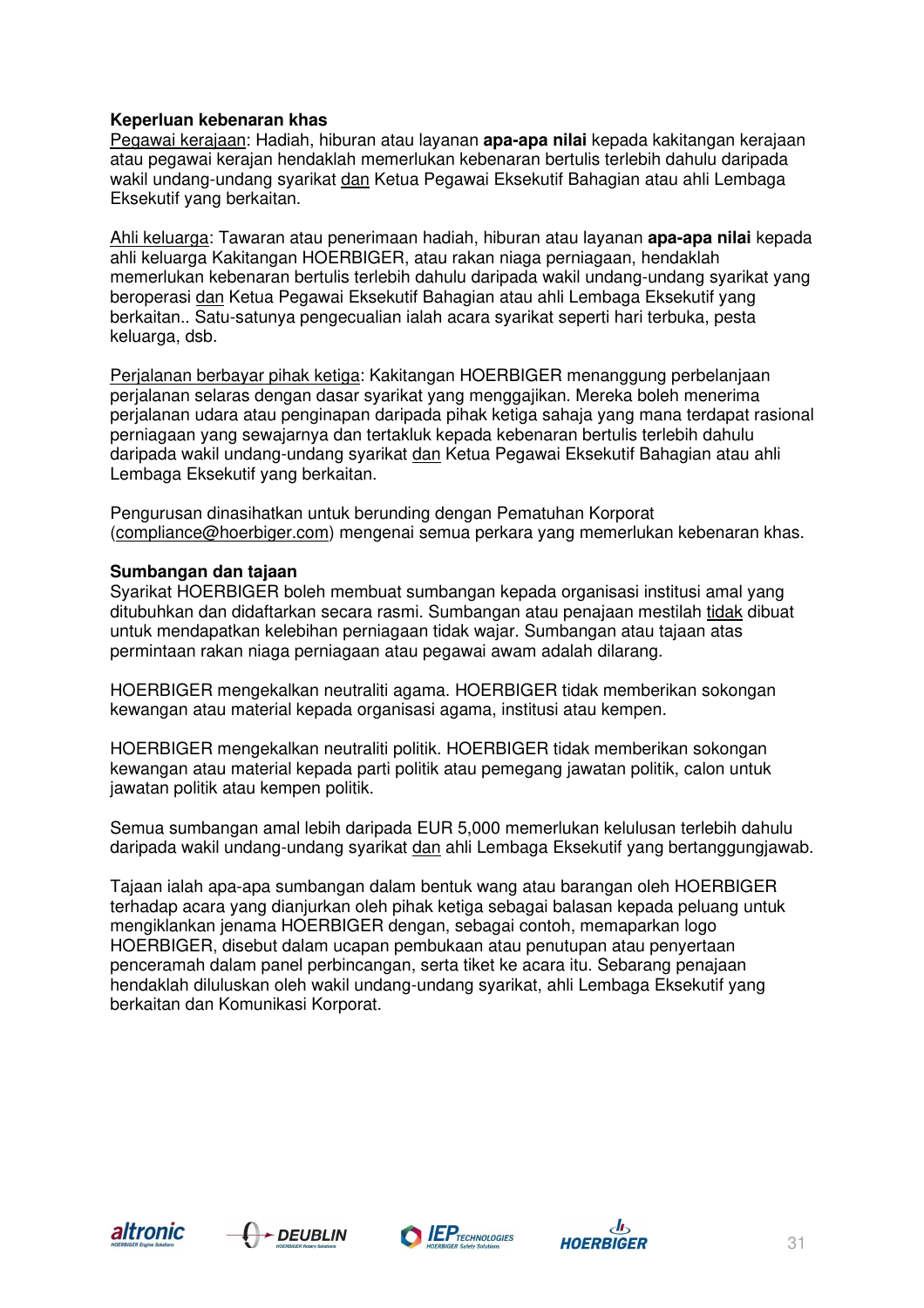**Keperluan kebenaran khas**

Pegawai kerajaan: Hadiah, hiburan atau layanan **apa-apa nilai** kepada kakitangan kerajaan atau pegawai kerajan hendaklah memerlukan kebenaran bertulis terlebih dahulu daripada wakil undang-undang syarikat dan Ketua Pegawai Eksekutif Bahagian atau ahli Lembaga Eksekutif yang berkaitan.

Ahli keluarga: Tawaran atau penerimaan hadiah, hiburan atau layanan **apa-apa nilai** kepada ahli keluarga Kakitangan HOERBIGER, atau rakan niaga perniagaan, hendaklah memerlukan kebenaran bertulis terlebih dahulu daripada wakil undang-undang syarikat yang beroperasi dan Ketua Pegawai Eksekutif Bahagian atau ahli Lembaga Eksekutif yang berkaitan.. Satu-satunya pengecualian ialah acara syarikat seperti hari terbuka, pesta keluarga, dsb.

Perjalanan berbayar pihak ketiga: Kakitangan HOERBIGER menanggung perbelanjaan perjalanan selaras dengan dasar syarikat yang menggajikan. Mereka boleh menerima perjalanan udara atau penginapan daripada pihak ketiga sahaja yang mana terdapat rasional perniagaan yang sewajarnya dan tertakluk kepada kebenaran bertulis terlebih dahulu daripada wakil undang-undang syarikat dan Ketua Pegawai Eksekutif Bahagian atau ahli Lembaga Eksekutif yang berkaitan.

Pengurusan dinasihatkan untuk berunding dengan Pematuhan Korporat (compliance@hoerbiger.com) mengenai semua perkara yang memerlukan kebenaran khas.

**Sumbangan dan tajaan**

Syarikat HOERBIGER boleh membuat sumbangan kepada organisasi institusi amal yang ditubuhkan dan didaftarkan secara rasmi. Sumbangan atau penajaan mestilah tidak dibuat untuk mendapatkan kelebihan perniagaan tidak wajar. Sumbangan atau tajaan atas permintaan rakan niaga perniagaan atau pegawai awam adalah dilarang.

HOERBIGER mengekalkan neutraliti agama. HOERBIGER tidak memberikan sokongan kewangan atau material kepada organisasi agama, institusi atau kempen.

HOERBIGER mengekalkan neutraliti politik. HOERBIGER tidak memberikan sokongan kewangan atau material kepada parti politik atau pemegang jawatan politik, calon untuk jawatan politik atau kempen politik.

Semua sumbangan amal lebih daripada EUR 5,000 memerlukan kelulusan terlebih dahulu daripada wakil undang-undang syarikat dan ahli Lembaga Eksekutif yang bertanggungjawab.

Tajaan ialah apa-apa sumbangan dalam bentuk wang atau barangan oleh HOERBIGER terhadap acara yang dianjurkan oleh pihak ketiga sebagai balasan kepada peluang untuk mengiklankan jenama HOERBIGER dengan, sebagai contoh, memaparkan logo HOERBIGER, disebut dalam ucapan pembukaan atau penutupan atau penyertaan penceramah dalam panel perbincangan, serta tiket ke acara itu. Sebarang penajaan hendaklah diluluskan oleh wakil undang-undang syarikat, ahli Lembaga Eksekutif yang berkaitan dan Komunikasi Korporat.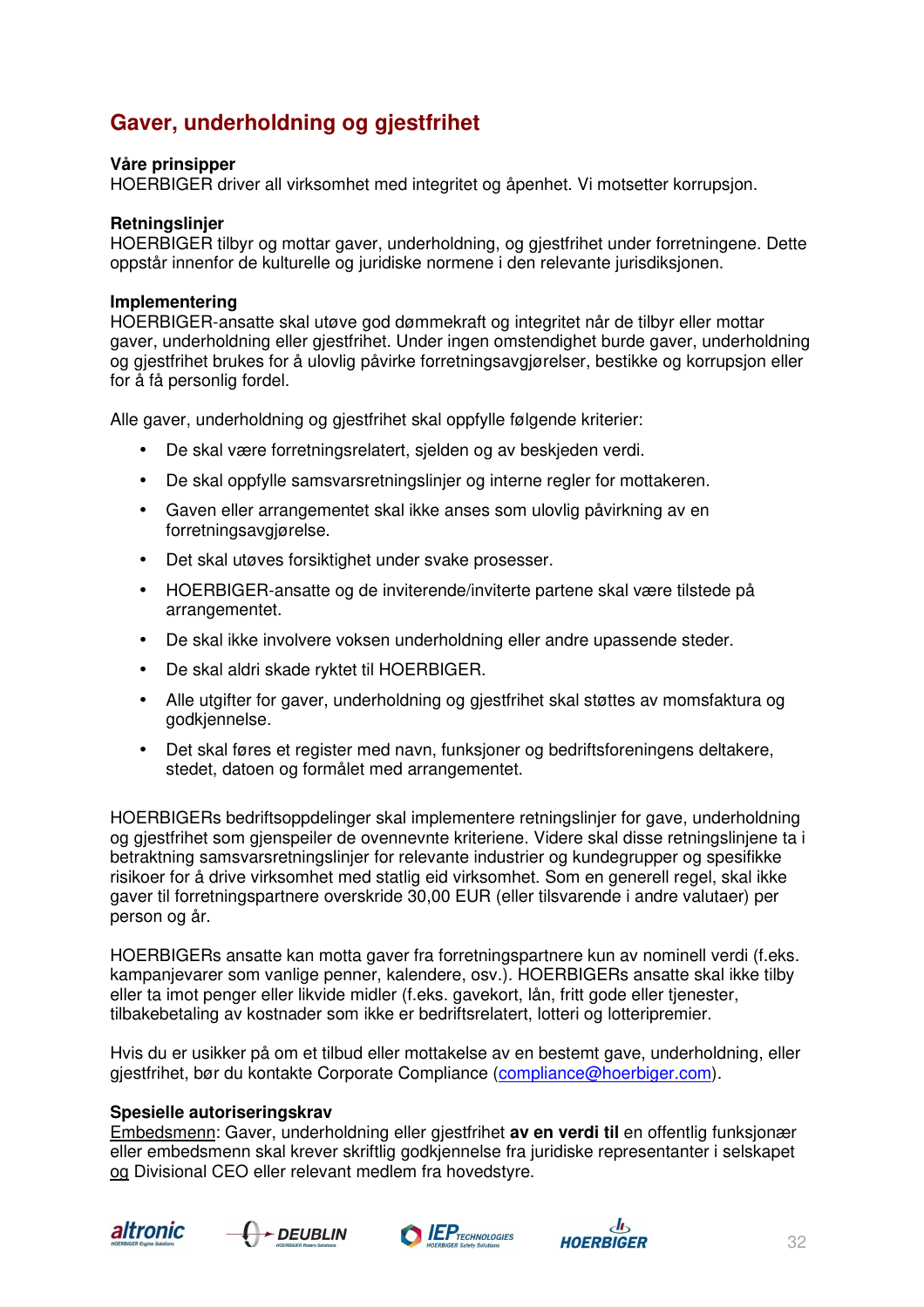## Gaver, underholdning og gjestfrihet

**Våre prinsipper**
HOERBIGER driver all virksomhet med integritet og åpenhet. Vi motsetter korrupsjon.

**Retningslinjer**
HOERBIGER tilbyr og mottar gaver, underholdning, og gjestfrihet under forretningene. Dette oppstår innenfor de kulturelle og juridiske normene i den relevante jurisdiksjonen.

**Implementering**
HOERBIGER-ansatte skal utøve god dømmekraft og integritet når de tilbyr eller mottar gaver, underholdning eller gjestfrihet. Under ingen omstendighet burde gaver, underholdning og gjestfrihet brukes for å ulovlig påvirke forretningsavgjørelser, bestikke og korrupsjon eller for å få personlig fordel.

Alle gaver, underholdning og gjestfrihet skal oppfylle følgende kriterier:

- De skal være forretningsrelatert, sjelden og av beskjeden verdi.
- De skal oppfylle samsvarsretningslinjer og interne regler for mottakeren.
- Gaven eller arrangementet skal ikke anses som ulovlig påvirkning av en forretningsavgjørelse.
- Det skal utøves forsiktighet under svake prosesser.
- HOERBIGER-ansatte og de inviterende/inviterte partene skal være tilstede på arrangementet.
- De skal ikke involvere voksen underholdning eller andre upassende steder.
- De skal aldri skade ryktet til HOERBIGER.
- Alle utgifter for gaver, underholdning og gjestfrihet skal støttes av momsfaktura og godkjennelse.
- Det skal føres et register med navn, funksjoner og bedriftsforeningens deltakere, stedet, datoen og formålet med arrangementet.

HOERBIGERs bedriftsoppdelinger skal implementere retningslinjer for gave, underholdning og gjestfrihet som gjenspeiler de ovennevnte kriteriene. Videre skal disse retningslinjene ta i betraktning samsvarsretningslinjer for relevante industrier og kundegrupper og spesifikke risikoer for å drive virksomhet med statlig eid virksomhet. Som en generell regel, skal ikke gaver til forretningspartnere overskride 30,00 EUR (eller tilsvarende i andre valutaer) per person og år.

HOERBIGERs ansatte kan motta gaver fra forretningspartnere kun av nominell verdi (f.eks. kampanjevarer som vanlige penner, kalendere, osv.). HOERBIGERs ansatte skal ikke tilby eller ta imot penger eller likvide midler (f.eks. gavekort, lån, fritt gode eller tjenester, tilbakebetaling av kostnader som ikke er bedriftsrelatert, lotteri og lotteripremier.

Hvis du er usikker på om et tilbud eller mottakelse av en bestemt gave, underholdning, eller gjestfrihet, bør du kontakte Corporate Compliance (compliance@hoerbiger.com).

**Spesielle autoriseringskrav**
<u>Embedsmenn</u>: Gaver, underholdning eller gjestfrihet **av en verdi til** en offentlig funksjonær eller embedsmenn skal krever skriftlig godkjennelse fra juridiske representanter i selskapet <u>og</u> Divisional CEO eller relevant medlem fra hovedstyre.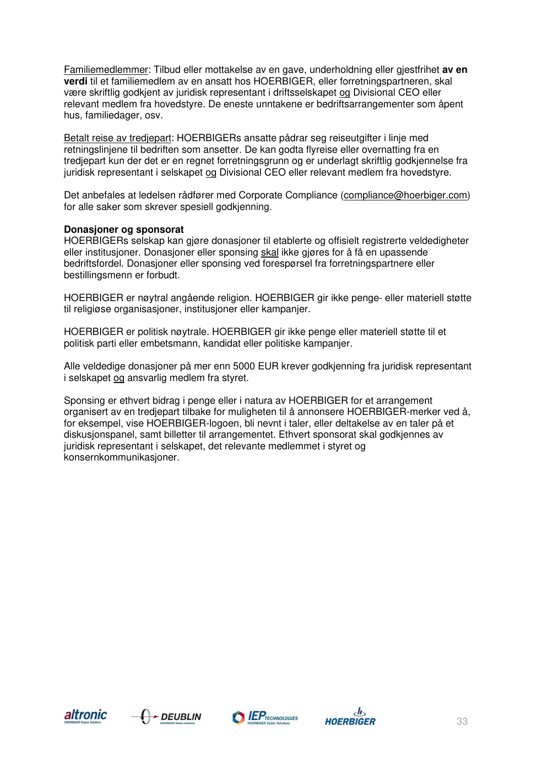Familiemedlemmer: Tilbud eller mottakelse av en gave, underholdning eller gjestfrihet **av en verdi** til et familiemedlem av en ansatt hos HOERBIGER, eller forretningspartneren, skal være skriftlig godkjent av juridisk representant i driftsselskapet og Divisional CEO eller relevant medlem fra hovedstyre. De eneste unntakene er bedriftsarrangementer som åpent hus, familiedager, osv.

Betalt reise av tredjepart: HOERBIGERs ansatte pådrar seg reiseutgifter i linje med retningslinjene til bedriften som ansetter. De kan godta flyreise eller overnatting fra en tredjepart kun der det er en regnet forretningsgrunn og er underlagt skriftlig godkjennelse fra juridisk representant i selskapet og Divisional CEO eller relevant medlem fra hovedstyre.

Det anbefales at ledelsen rådfører med Corporate Compliance (compliance@hoerbiger.com) for alle saker som skrever spesiell godkjenning.

**Donasjoner og sponsorat**

HOERBIGERs selskap kan gjøre donasjoner til etablerte og offisielt registrerte veldedigheter eller institusjoner. Donasjoner eller sponsing skal ikke gjøres for å få en upassende bedriftsfordel. Donasjoner eller sponsing ved forespørsel fra forretningspartnere eller bestillingsmenn er forbudt.

HOERBIGER er nøytral angående religion. HOERBIGER gir ikke penge- eller materiell støtte til religiøse organisasjoner, institusjoner eller kampanjer.

HOERBIGER er politisk nøytrale. HOERBIGER gir ikke penge eller materiell støtte til et politisk parti eller embetsmann, kandidat eller politiske kampanjer.

Alle veldedige donasjoner på mer enn 5000 EUR krever godkjenning fra juridisk representant i selskapet og ansvarlig medlem fra styret.

Sponsing er ethvert bidrag i penge eller i natura av HOERBIGER for et arrangement organisert av en tredjepart tilbake for muligheten til å annonsere HOERBIGER-merker ved å, for eksempel, vise HOERBIGER-logoen, bli nevnt i taler, eller deltakelse av en taler på et diskusjonspanel, samt billetter til arrangementet. Ethvert sponsorat skal godkjennes av juridisk representant i selskapet, det relevante medlemmet i styret og konsernkommunikasjoner.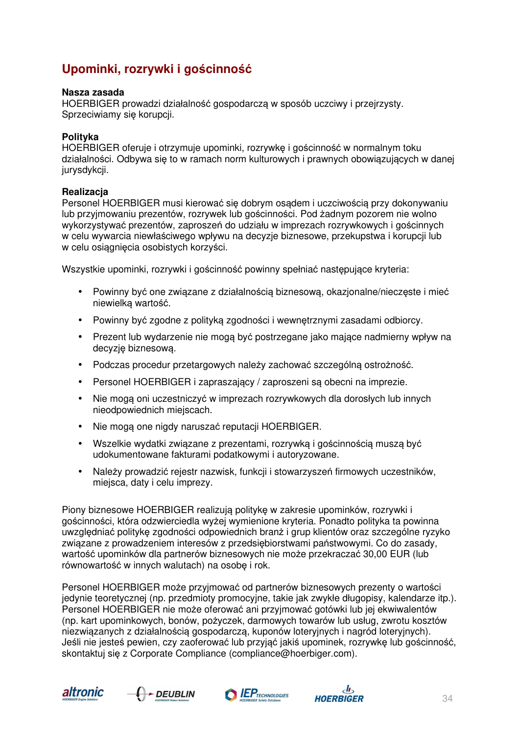## Upominki, rozrywki i gościnność

**Nasza zasada**
HOERBIGER prowadzi działalność gospodarczą w sposób uczciwy i przejrzysty. Sprzeciwiamy się korupcji.

**Polityka**
HOERBIGER oferuje i otrzymuje upominki, rozrywkę i gościnność w normalnym toku działalności. Odbywa się to w ramach norm kulturowych i prawnych obowiązujących w danej jurysdykcji.

**Realizacja**
Personel HOERBIGER musi kierować się dobrym osądem i uczciwością przy dokonywaniu lub przyjmowaniu prezentów, rozrywek lub gościnności. Pod żadnym pozorem nie wolno wykorzystywać prezentów, zaproszeń do udziału w imprezach rozrywkowych i gościnnych w celu wywarcia niewłaściwego wpływu na decyzje biznesowe, przekupstwa i korupcji lub w celu osiągnięcia osobistych korzyści.

Wszystkie upominki, rozrywki i gościnność powinny spełniać następujące kryteria:

- Powinny być one związane z działalnością biznesową, okazjonalne/nieczęste i mieć niewielką wartość.
- Powinny być zgodne z polityką zgodności i wewnętrznymi zasadami odbiorcy.
- Prezent lub wydarzenie nie mogą być postrzegane jako mające nadmierny wpływ na decyzję biznesową.
- Podczas procedur przetargowych należy zachować szczególną ostrożność.
- Personel HOERBIGER i zapraszający / zaproszeni są obecni na imprezie.
- Nie mogą oni uczestniczyć w imprezach rozrywkowych dla dorosłych lub innych nieodpowiednich miejscach.
- Nie mogą one nigdy naruszać reputacji HOERBIGER.
- Wszelkie wydatki związane z prezentami, rozrywką i gościnnością muszą być udokumentowane fakturami podatkowymi i autoryzowane.
- Należy prowadzić rejestr nazwisk, funkcji i stowarzyszeń firmowych uczestników, miejsca, daty i celu imprezy.

Piony biznesowe HOERBIGER realizują politykę w zakresie upominków, rozrywki i gościnności, która odzwierciedla wyżej wymienione kryteria. Ponadto polityka ta powinna uwzględniać politykę zgodności odpowiednich branż i grup klientów oraz szczególne ryzyko związane z prowadzeniem interesów z przedsiębiorstwami państwowymi. Co do zasady, wartość upominków dla partnerów biznesowych nie może przekraczać 30,00 EUR (lub równowartość w innych walutach) na osobę i rok.

Personel HOERBIGER może przyjmować od partnerów biznesowych prezenty o wartości jedynie teoretycznej (np. przedmioty promocyjne, takie jak zwykłe długopisy, kalendarze itp.). Personel HOERBIGER nie może oferować ani przyjmować gotówki lub jej ekwiwalentów (np. kart upominkowych, bonów, pożyczek, darmowych towarów lub usług, zwrotu kosztów niezwiązanych z działalnością gospodarczą, kuponów loteryjnych i nagród loteryjnych). Jeśli nie jesteś pewien, czy zaoferować lub przyjąć jakiś upominek, rozrywkę lub gościnność, skontaktuj się z Corporate Compliance (compliance@hoerbiger.com).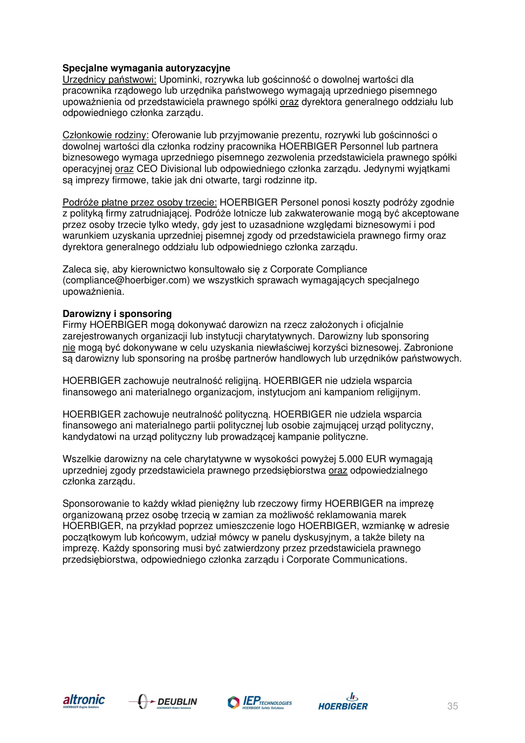**Specjalne wymagania autoryzacyjne**

Urzędnicy państwowi: Upominki, rozrywka lub gościnność o dowolnej wartości dla pracownika rządowego lub urzędnika państwowego wymagają uprzedniego pisemnego upoważnienia od przedstawiciela prawnego spółki oraz dyrektora generalnego oddziału lub odpowiedniego członka zarządu.

Członkowie rodziny: Oferowanie lub przyjmowanie prezentu, rozrywki lub gościnności o dowolnej wartości dla członka rodziny pracownika HOERBIGER Personnel lub partnera biznesowego wymaga uprzedniego pisemnego zezwolenia przedstawiciela prawnego spółki operacyjnej oraz CEO Divisional lub odpowiedniego członka zarządu. Jedynymi wyjątkami są imprezy firmowe, takie jak dni otwarte, targi rodzinne itp.

Podróże płatne przez osoby trzecie: HOERBIGER Personel ponosi koszty podróży zgodnie z polityką firmy zatrudniającej. Podróże lotnicze lub zakwaterowanie mogą być akceptowane przez osoby trzecie tylko wtedy, gdy jest to uzasadnione względami biznesowymi i pod warunkiem uzyskania uprzedniej pisemnej zgody od przedstawiciela prawnego firmy oraz dyrektora generalnego oddziału lub odpowiedniego członka zarządu.

Zaleca się, aby kierownictwo konsultowało się z Corporate Compliance (compliance@hoerbiger.com) we wszystkich sprawach wymagających specjalnego upoważnienia.

**Darowizny i sponsoring**

Firmy HOERBIGER mogą dokonywać darowizn na rzecz założonych i oficjalnie zarejestrowanych organizacji lub instytucji charytatywnych. Darowizny lub sponsoring nie mogą być dokonywane w celu uzyskania niewłaściwej korzyści biznesowej. Zabronione są darowizny lub sponsoring na prośbę partnerów handlowych lub urzędników państwowych.

HOERBIGER zachowuje neutralność religijną. HOERBIGER nie udziela wsparcia finansowego ani materialnego organizacjom, instytucjom ani kampaniom religijnym.

HOERBIGER zachowuje neutralność polityczną. HOERBIGER nie udziela wsparcia finansowego ani materialnego partii politycznej lub osobie zajmującej urząd polityczny, kandydatowi na urząd polityczny lub prowadzącej kampanie polityczne.

Wszelkie darowizny na cele charytatywne w wysokości powyżej 5.000 EUR wymagają uprzedniej zgody przedstawiciela prawnego przedsiębiorstwa oraz odpowiedzialnego członka zarządu.

Sponsorowanie to każdy wkład pieniężny lub rzeczowy firmy HOERBIGER na imprezę organizowaną przez osobę trzecią w zamian za możliwość reklamowania marek HOERBIGER, na przykład poprzez umieszczenie logo HOERBIGER, wzmiankę w adresie początkowym lub końcowym, udział mówcy w panelu dyskusyjnym, a także bilety na imprezę. Każdy sponsoring musi być zatwierdzony przez przedstawiciela prawnego przedsiębiorstwa, odpowiedniego członka zarządu i Corporate Communications.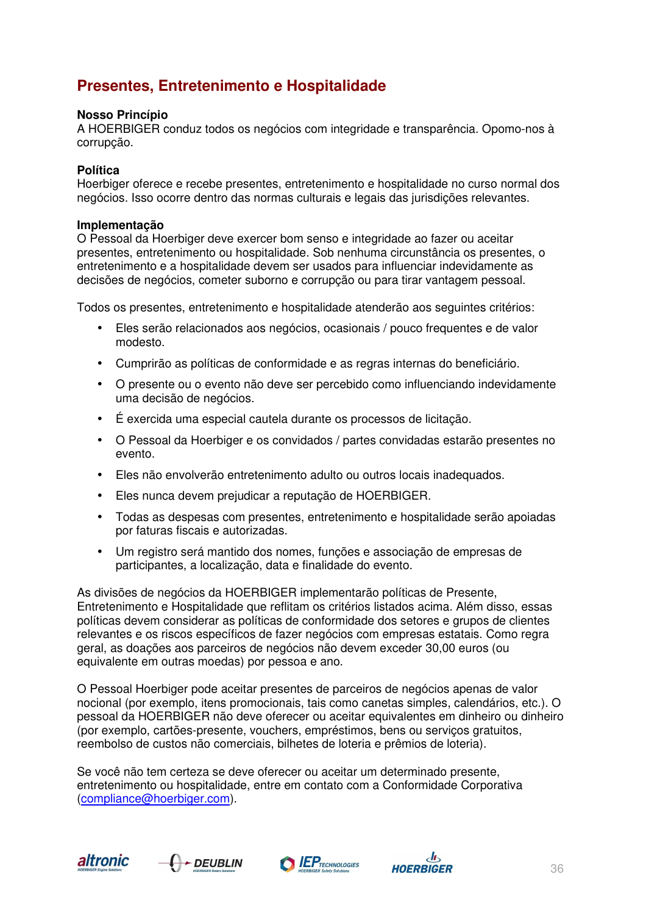## Presentes, Entretenimento e Hospitalidade

**Nosso Princípio**
A HOERBIGER conduz todos os negócios com integridade e transparência. Opomo-nos à corrupção.

**Política**
Hoerbiger oferece e recebe presentes, entretenimento e hospitalidade no curso normal dos negócios. Isso ocorre dentro das normas culturais e legais das jurisdições relevantes.

**Implementação**
O Pessoal da Hoerbiger deve exercer bom senso e integridade ao fazer ou aceitar presentes, entretenimento ou hospitalidade. Sob nenhuma circunstância os presentes, o entretenimento e a hospitalidade devem ser usados para influenciar indevidamente as decisões de negócios, cometer suborno e corrupção ou para tirar vantagem pessoal.

Todos os presentes, entretenimento e hospitalidade atenderão aos seguintes critérios:

- Eles serão relacionados aos negócios, ocasionais / pouco frequentes e de valor modesto.
- Cumprirão as políticas de conformidade e as regras internas do beneficiário.
- O presente ou o evento não deve ser percebido como influenciando indevidamente uma decisão de negócios.
- É exercida uma especial cautela durante os processos de licitação.
- O Pessoal da Hoerbiger e os convidados / partes convidadas estarão presentes no evento.
- Eles não envolverão entretenimento adulto ou outros locais inadequados.
- Eles nunca devem prejudicar a reputação de HOERBIGER.
- Todas as despesas com presentes, entretenimento e hospitalidade serão apoiadas por faturas fiscais e autorizadas.
- Um registro será mantido dos nomes, funções e associação de empresas de participantes, a localização, data e finalidade do evento.

As divisões de negócios da HOERBIGER implementarão políticas de Presente, Entretenimento e Hospitalidade que reflitam os critérios listados acima. Além disso, essas políticas devem considerar as políticas de conformidade dos setores e grupos de clientes relevantes e os riscos específicos de fazer negócios com empresas estatais. Como regra geral, as doações aos parceiros de negócios não devem exceder 30,00 euros (ou equivalente em outras moedas) por pessoa e ano.

O Pessoal Hoerbiger pode aceitar presentes de parceiros de negócios apenas de valor nocional (por exemplo, itens promocionais, tais como canetas simples, calendários, etc.). O pessoal da HOERBIGER não deve oferecer ou aceitar equivalentes em dinheiro ou dinheiro (por exemplo, cartões-presente, vouchers, empréstimos, bens ou serviços gratuitos, reembolso de custos não comerciais, bilhetes de loteria e prêmios de loteria).

Se você não tem certeza se deve oferecer ou aceitar um determinado presente, entretenimento ou hospitalidade, entre em contato com a Conformidade Corporativa (compliance@hoerbiger.com).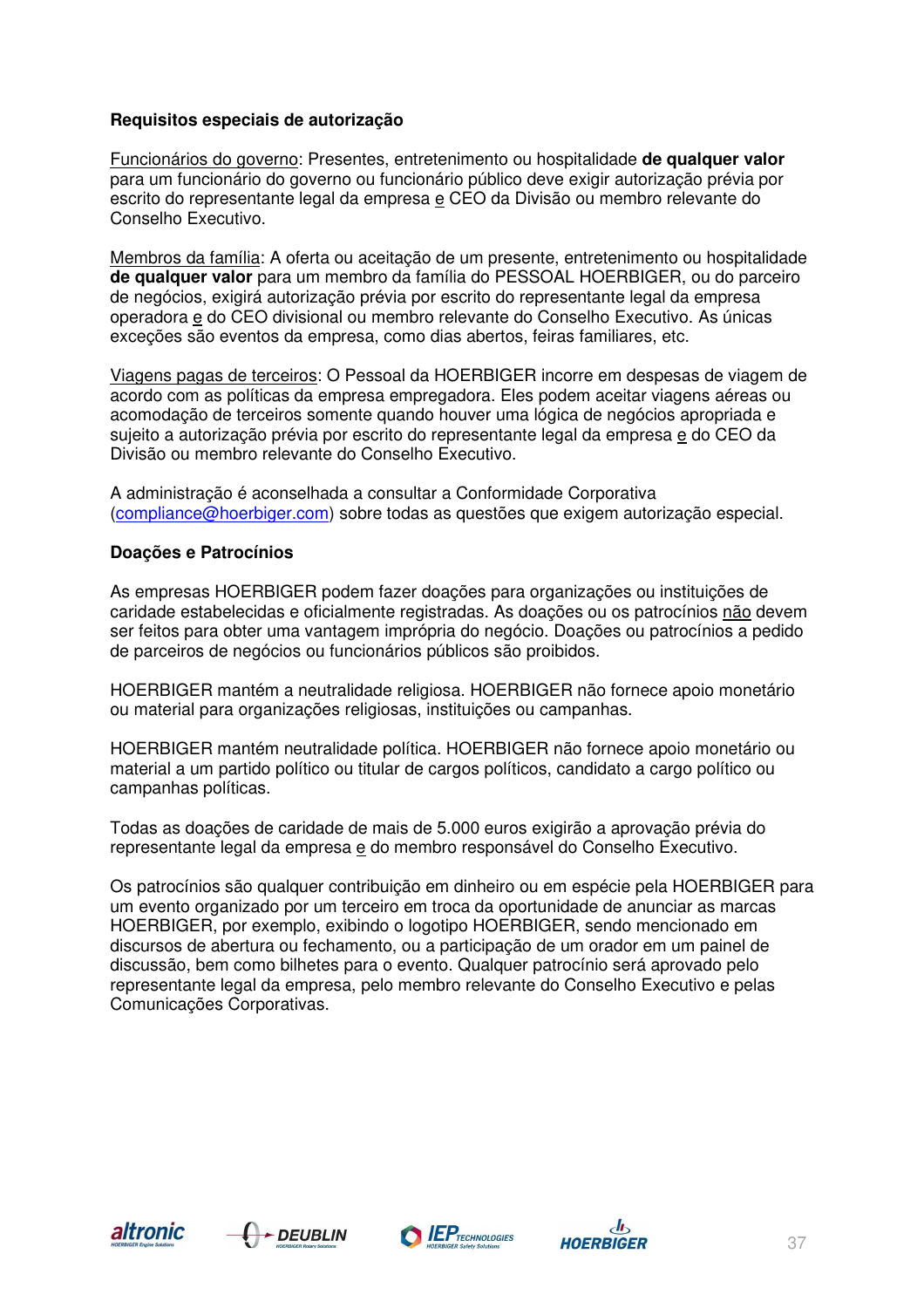**Requisitos especiais de autorização**

Funcionários do governo: Presentes, entretenimento ou hospitalidade **de qualquer valor** para um funcionário do governo ou funcionário público deve exigir autorização prévia por escrito do representante legal da empresa e CEO da Divisão ou membro relevante do Conselho Executivo.

Membros da família: A oferta ou aceitação de um presente, entretenimento ou hospitalidade **de qualquer valor** para um membro da família do PESSOAL HOERBIGER, ou do parceiro de negócios, exigirá autorização prévia por escrito do representante legal da empresa operadora e do CEO divisional ou membro relevante do Conselho Executivo. As únicas exceções são eventos da empresa, como dias abertos, feiras familiares, etc.

Viagens pagas de terceiros: O Pessoal da HOERBIGER incorre em despesas de viagem de acordo com as políticas da empresa empregadora. Eles podem aceitar viagens aéreas ou acomodação de terceiros somente quando houver uma lógica de negócios apropriada e sujeito a autorização prévia por escrito do representante legal da empresa e do CEO da Divisão ou membro relevante do Conselho Executivo.

A administração é aconselhada a consultar a Conformidade Corporativa (compliance@hoerbiger.com) sobre todas as questões que exigem autorização especial.

**Doações e Patrocínios**

As empresas HOERBIGER podem fazer doações para organizações ou instituições de caridade estabelecidas e oficialmente registradas. As doações ou os patrocínios não devem ser feitos para obter uma vantagem imprópria do negócio. Doações ou patrocínios a pedido de parceiros de negócios ou funcionários públicos são proibidos.

HOERBIGER mantém a neutralidade religiosa. HOERBIGER não fornece apoio monetário ou material para organizações religiosas, instituições ou campanhas.

HOERBIGER mantém neutralidade política. HOERBIGER não fornece apoio monetário ou material a um partido político ou titular de cargos políticos, candidato a cargo político ou campanhas políticas.

Todas as doações de caridade de mais de 5.000 euros exigirão a aprovação prévia do representante legal da empresa e do membro responsável do Conselho Executivo.

Os patrocínios são qualquer contribuição em dinheiro ou em espécie pela HOERBIGER para um evento organizado por um terceiro em troca da oportunidade de anunciar as marcas HOERBIGER, por exemplo, exibindo o logotipo HOERBIGER, sendo mencionado em discursos de abertura ou fechamento, ou a participação de um orador em um painel de discussão, bem como bilhetes para o evento. Qualquer patrocínio será aprovado pelo representante legal da empresa, pelo membro relevante do Conselho Executivo e pelas Comunicações Corporativas.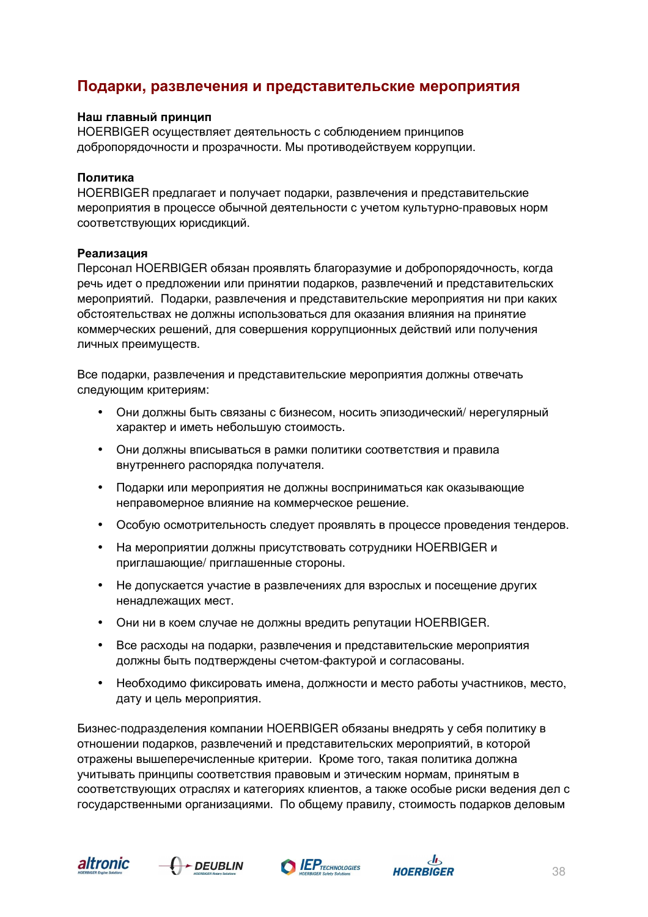## Подарки, развлечения и представительские мероприятия

**Наш главный принцип**
HOERBIGER осуществляет деятельность с соблюдением принципов добропорядочности и прозрачности. Мы противодействуем коррупции.

**Политика**
HOERBIGER предлагает и получает подарки, развлечения и представительские мероприятия в процессе обычной деятельности с учетом культурно-правовых норм соответствующих юрисдикций.

**Реализация**
Персонал HOERBIGER обязан проявлять благоразумие и добропорядочность, когда речь идет о предложении или принятии подарков, развлечений и представительских мероприятий. Подарки, развлечения и представительские мероприятия ни при каких обстоятельствах не должны использоваться для оказания влияния на принятие коммерческих решений, для совершения коррупционных действий или получения личных преимуществ.

Все подарки, развлечения и представительские мероприятия должны отвечать следующим критериям:

- Они должны быть связаны с бизнесом, носить эпизодический/ нерегулярный характер и иметь небольшую стоимость.
- Они должны вписываться в рамки политики соответствия и правила внутреннего распорядка получателя.
- Подарки или мероприятия не должны восприниматься как оказывающие неправомерное влияние на коммерческое решение.
- Особую осмотрительность следует проявлять в процессе проведения тендеров.
- На мероприятии должны присутствовать сотрудники HOERBIGER и приглашающие/ приглашенные стороны.
- Не допускается участие в развлечениях для взрослых и посещение других ненадлежащих мест.
- Они ни в коем случае не должны вредить репутации HOERBIGER.
- Все расходы на подарки, развлечения и представительские мероприятия должны быть подтверждены счетом-фактурой и согласованы.
- Необходимо фиксировать имена, должности и место работы участников, место, дату и цель мероприятия.

Бизнес-подразделения компании HOERBIGER обязаны внедрять у себя политику в отношении подарков, развлечений и представительских мероприятий, в которой отражены вышеперечисленные критерии. Кроме того, такая политика должна учитывать принципы соответствия правовым и этическим нормам, принятым в соответствующих отраслях и категориях клиентов, а также особые риски ведения дел с государственными организациями. По общему правилу, стоимость подарков деловым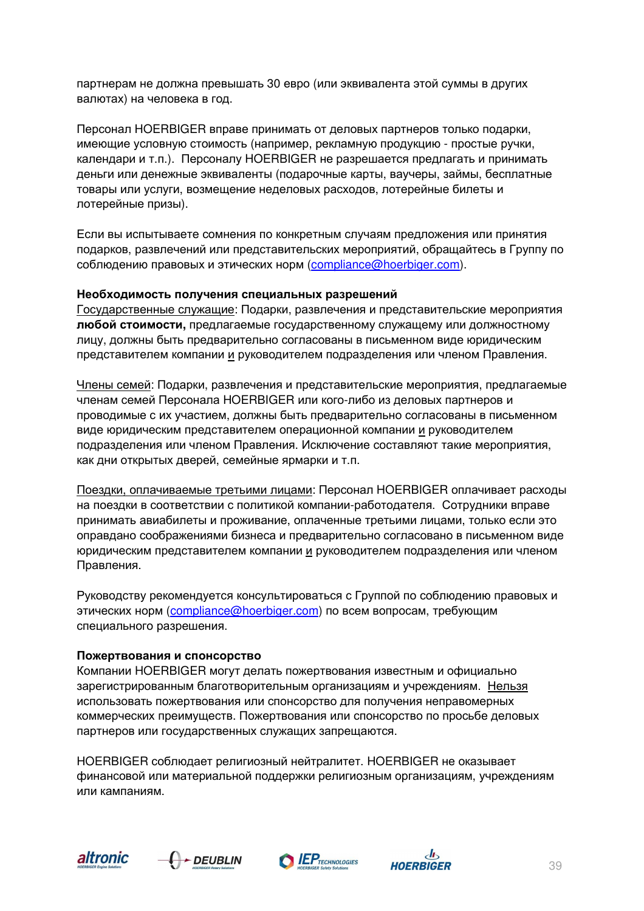партнерам не должна превышать 30 евро (или эквивалента этой суммы в других валютах) на человека в год.

Персонал HOERBIGER вправе принимать от деловых партнеров только подарки, имеющие условную стоимость (например, рекламную продукцию - простые ручки, календари и т.п.). Персоналу HOERBIGER не разрешается предлагать и принимать деньги или денежные эквиваленты (подарочные карты, ваучеры, займы, бесплатные товары или услуги, возмещение неделовых расходов, лотерейные билеты и лотерейные призы).

Если вы испытываете сомнения по конкретным случаям предложения или принятия подарков, развлечений или представительских мероприятий, обращайтесь в Группу по соблюдению правовых и этических норм (compliance@hoerbiger.com).

**Необходимость получения специальных разрешений**

Государственные служащие: Подарки, развлечения и представительские мероприятия **любой стоимости,** предлагаемые государственному служащему или должностному лицу, должны быть предварительно согласованы в письменном виде юридическим представителем компании и руководителем подразделения или членом Правления.

Члены семей: Подарки, развлечения и представительские мероприятия, предлагаемые членам семей Персонала HOERBIGER или кого-либо из деловых партнеров и проводимые с их участием, должны быть предварительно согласованы в письменном виде юридическим представителем операционной компании и руководителем подразделения или членом Правления. Исключение составляют такие мероприятия, как дни открытых дверей, семейные ярмарки и т.п.

Поездки, оплачиваемые третьими лицами: Персонал HOERBIGER оплачивает расходы на поездки в соответствии с политикой компании-работодателя. Сотрудники вправе принимать авиабилеты и проживание, оплаченные третьими лицами, только если это оправдано соображениями бизнеса и предварительно согласовано в письменном виде юридическим представителем компании и руководителем подразделения или членом Правления.

Руководству рекомендуется консультироваться с Группой по соблюдению правовых и этических норм (compliance@hoerbiger.com) по всем вопросам, требующим специального разрешения.

**Пожертвования и спонсорство**

Компании HOERBIGER могут делать пожертвования известным и официально зарегистрированным благотворительным организациям и учреждениям. Нельзя использовать пожертвования или спонсорство для получения неправомерных коммерческих преимуществ. Пожертвования или спонсорство по просьбе деловых партнеров или государственных служащих запрещаются.

HOERBIGER соблюдает религиозный нейтралитет. HOERBIGER не оказывает финансовой или материальной поддержки религиозным организациям, учреждениям или кампаниям.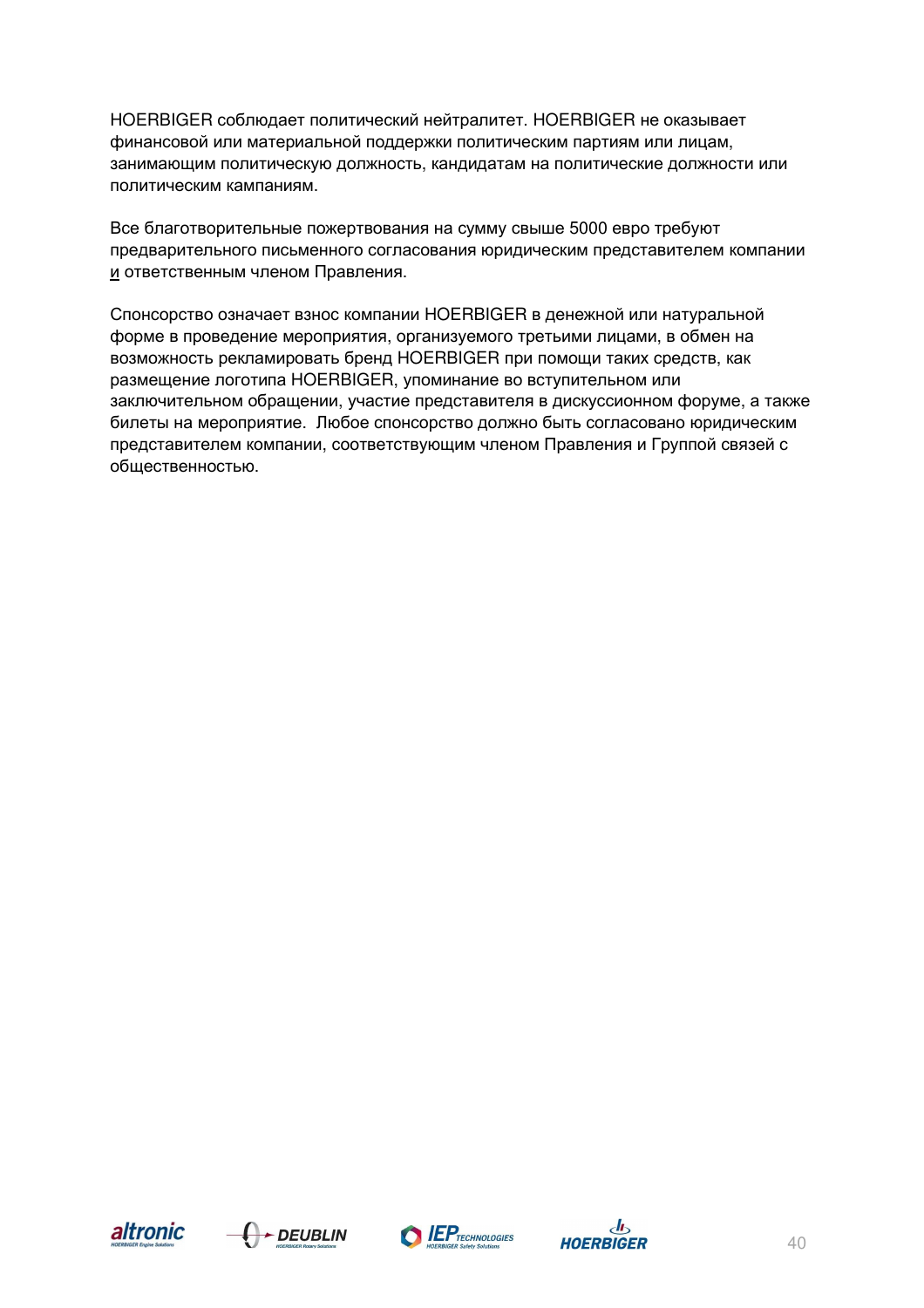HOERBIGER соблюдает политический нейтралитет. HOERBIGER не оказывает финансовой или материальной поддержки политическим партиям или лицам, занимающим политическую должность, кандидатам на политические должности или политическим кампаниям.

Все благотворительные пожертвования на сумму свыше 5000 евро требуют предварительного письменного согласования юридическим представителем компании <u>и</u> ответственным членом Правления.

Спонсорство означает взнос компании HOERBIGER в денежной или натуральной форме в проведение мероприятия, организуемого третьими лицами, в обмен на возможность рекламировать бренд HOERBIGER при помощи таких средств, как размещение логотипа HOERBIGER, упоминание во вступительном или заключительном обращении, участие представителя в дискуссионном форуме, а также билеты на мероприятие. Любое спонсорство должно быть согласовано юридическим представителем компании, соответствующим членом Правления и Группой связей с общественностью.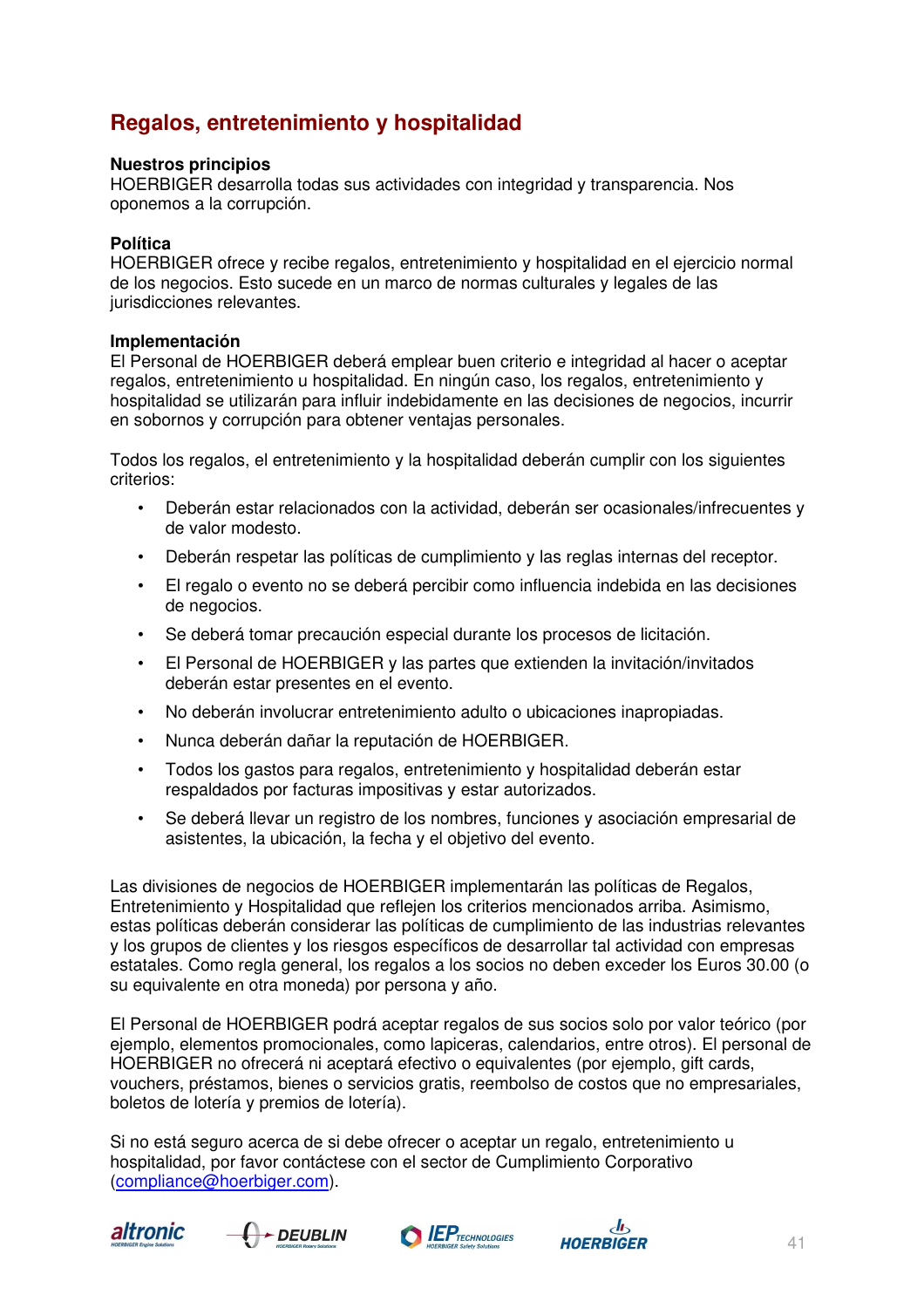## Regalos, entretenimiento y hospitalidad

**Nuestros principios**
HOERBIGER desarrolla todas sus actividades con integridad y transparencia. Nos oponemos a la corrupción.

**Política**
HOERBIGER ofrece y recibe regalos, entretenimiento y hospitalidad en el ejercicio normal de los negocios. Esto sucede en un marco de normas culturales y legales de las jurisdicciones relevantes.

**Implementación**
El Personal de HOERBIGER deberá emplear buen criterio e integridad al hacer o aceptar regalos, entretenimiento u hospitalidad. En ningún caso, los regalos, entretenimiento y hospitalidad se utilizarán para influir indebidamente en las decisiones de negocios, incurrir en sobornos y corrupción para obtener ventajas personales.

Todos los regalos, el entretenimiento y la hospitalidad deberán cumplir con los siguientes criterios:

- Deberán estar relacionados con la actividad, deberán ser ocasionales/infrecuentes y de valor modesto.
- Deberán respetar las políticas de cumplimiento y las reglas internas del receptor.
- El regalo o evento no se deberá percibir como influencia indebida en las decisiones de negocios.
- Se deberá tomar precaución especial durante los procesos de licitación.
- El Personal de HOERBIGER y las partes que extienden la invitación/invitados deberán estar presentes en el evento.
- No deberán involucrar entretenimiento adulto o ubicaciones inapropiadas.
- Nunca deberán dañar la reputación de HOERBIGER.
- Todos los gastos para regalos, entretenimiento y hospitalidad deberán estar respaldados por facturas impositivas y estar autorizados.
- Se deberá llevar un registro de los nombres, funciones y asociación empresarial de asistentes, la ubicación, la fecha y el objetivo del evento.

Las divisiones de negocios de HOERBIGER implementarán las políticas de Regalos, Entretenimiento y Hospitalidad que reflejen los criterios mencionados arriba. Asimismo, estas políticas deberán considerar las políticas de cumplimiento de las industrias relevantes y los grupos de clientes y los riesgos específicos de desarrollar tal actividad con empresas estatales. Como regla general, los regalos a los socios no deben exceder los Euros 30.00 (o su equivalente en otra moneda) por persona y año.

El Personal de HOERBIGER podrá aceptar regalos de sus socios solo por valor teórico (por ejemplo, elementos promocionales, como lapiceras, calendarios, entre otros). El personal de HOERBIGER no ofrecerá ni aceptará efectivo o equivalentes (por ejemplo, gift cards, vouchers, préstamos, bienes o servicios gratis, reembolso de costos que no empresariales, boletos de lotería y premios de lotería).

Si no está seguro acerca de si debe ofrecer o aceptar un regalo, entretenimiento u hospitalidad, por favor contáctese con el sector de Cumplimiento Corporativo (compliance@hoerbiger.com).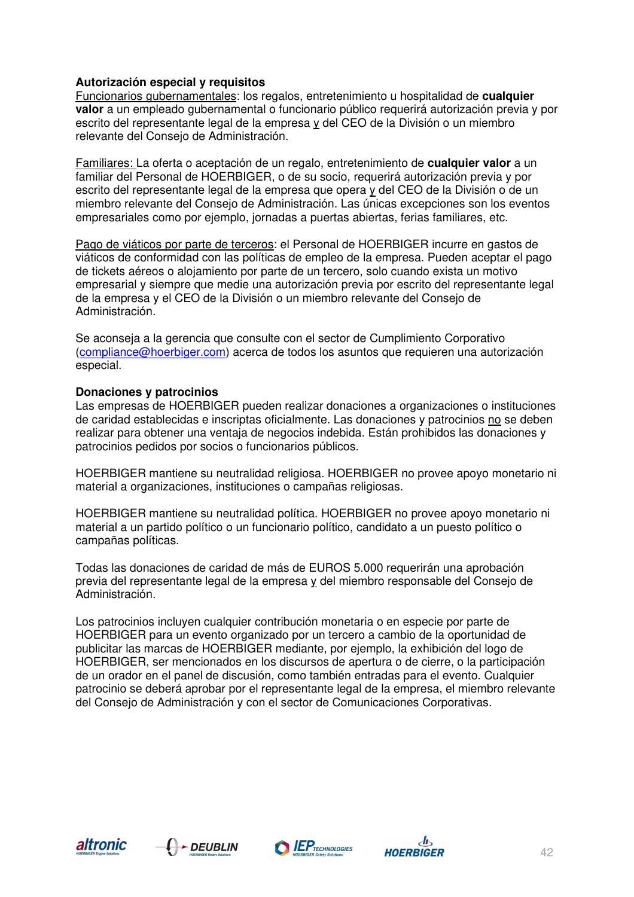**Autorización especial y requisitos**

Funcionarios gubernamentales: los regalos, entretenimiento u hospitalidad de **cualquier valor** a un empleado gubernamental o funcionario público requerirá autorización previa y por escrito del representante legal de la empresa y del CEO de la División o un miembro relevante del Consejo de Administración.

Familiares: La oferta o aceptación de un regalo, entretenimiento de **cualquier valor** a un familiar del Personal de HOERBIGER, o de su socio, requerirá autorización previa y por escrito del representante legal de la empresa que opera y del CEO de la División o de un miembro relevante del Consejo de Administración. Las únicas excepciones son los eventos empresariales como por ejemplo, jornadas a puertas abiertas, ferias familiares, etc.

Pago de viáticos por parte de terceros: el Personal de HOERBIGER incurre en gastos de viáticos de conformidad con las políticas de empleo de la empresa. Pueden aceptar el pago de tickets aéreos o alojamiento por parte de un tercero, solo cuando exista un motivo empresarial y siempre que medie una autorización previa por escrito del representante legal de la empresa y el CEO de la División o un miembro relevante del Consejo de Administración.

Se aconseja a la gerencia que consulte con el sector de Cumplimiento Corporativo (compliance@hoerbiger.com) acerca de todos los asuntos que requieren una autorización especial.

**Donaciones y patrocinios**

Las empresas de HOERBIGER pueden realizar donaciones a organizaciones o instituciones de caridad establecidas e inscriptas oficialmente. Las donaciones y patrocinios no se deben realizar para obtener una ventaja de negocios indebida. Están prohibidos las donaciones y patrocinios pedidos por socios o funcionarios públicos.

HOERBIGER mantiene su neutralidad religiosa. HOERBIGER no provee apoyo monetario ni material a organizaciones, instituciones o campañas religiosas.

HOERBIGER mantiene su neutralidad política. HOERBIGER no provee apoyo monetario ni material a un partido político o un funcionario político, candidato a un puesto político o campañas políticas.

Todas las donaciones de caridad de más de EUROS 5.000 requerirán una aprobación previa del representante legal de la empresa y del miembro responsable del Consejo de Administración.

Los patrocinios incluyen cualquier contribución monetaria o en especie por parte de HOERBIGER para un evento organizado por un tercero a cambio de la oportunidad de publicitar las marcas de HOERBIGER mediante, por ejemplo, la exhibición del logo de HOERBIGER, ser mencionados en los discursos de apertura o de cierre, o la participación de un orador en el panel de discusión, como también entradas para el evento. Cualquier patrocinio se deberá aprobar por el representante legal de la empresa, el miembro relevante del Consejo de Administración y con el sector de Comunicaciones Corporativas.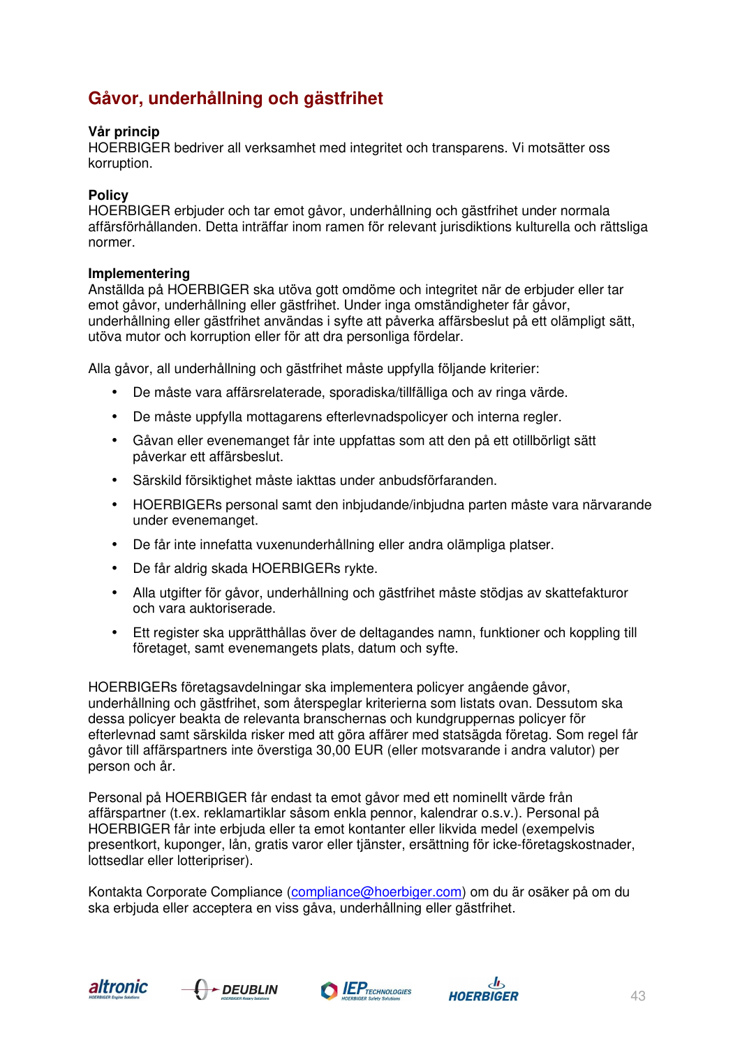## Gåvor, underhållning och gästfrihet

**Vår princip**
HOERBIGER bedriver all verksamhet med integritet och transparens. Vi motsätter oss korruption.

**Policy**
HOERBIGER erbjuder och tar emot gåvor, underhållning och gästfrihet under normala affärsförhållanden. Detta inträffar inom ramen för relevant jurisdiktions kulturella och rättsliga normer.

**Implementering**
Anställda på HOERBIGER ska utöva gott omdöme och integritet när de erbjuder eller tar emot gåvor, underhållning eller gästfrihet. Under inga omständigheter får gåvor, underhållning eller gästfrihet användas i syfte att påverka affärsbeslut på ett olämpligt sätt, utöva mutor och korruption eller för att dra personliga fördelar.

Alla gåvor, all underhållning och gästfrihet måste uppfylla följande kriterier:

- De måste vara affärsrelaterade, sporadiska/tillfälliga och av ringa värde.
- De måste uppfylla mottagarens efterlevnadspolicyer och interna regler.
- Gåvan eller evenemanget får inte uppfattas som att den på ett otillbörligt sätt påverkar ett affärsbeslut.
- Särskild försiktighet måste iakttas under anbudsförfaranden.
- HOERBIGERs personal samt den inbjudande/inbjudna parten måste vara närvarande under evenemanget.
- De får inte innefatta vuxenunderhållning eller andra olämpliga platser.
- De får aldrig skada HOERBIGERs rykte.
- Alla utgifter för gåvor, underhållning och gästfrihet måste stödjas av skattefakturor och vara auktoriserade.
- Ett register ska upprätthållas över de deltagandes namn, funktioner och koppling till företaget, samt evenemangets plats, datum och syfte.

HOERBIGERs företagsavdelningar ska implementera policyer angående gåvor, underhållning och gästfrihet, som återspeglar kriterierna som listats ovan. Dessutom ska dessa policyer beakta de relevanta branschernas och kundgruppernas policyer för efterlevnad samt särskilda risker med att göra affärer med statsägda företag. Som regel får gåvor till affärspartners inte överstiga 30,00 EUR (eller motsvarande i andra valutor) per person och år.

Personal på HOERBIGER får endast ta emot gåvor med ett nominellt värde från affärspartner (t.ex. reklamartiklar såsom enkla pennor, kalendrar o.s.v.). Personal på HOERBIGER får inte erbjuda eller ta emot kontanter eller likvida medel (exempelvis presentkort, kuponger, lån, gratis varor eller tjänster, ersättning för icke-företagskostnader, lottsedlar eller lotteripriser).

Kontakta Corporate Compliance (compliance@hoerbiger.com) om du är osäker på om du ska erbjuda eller acceptera en viss gåva, underhållning eller gästfrihet.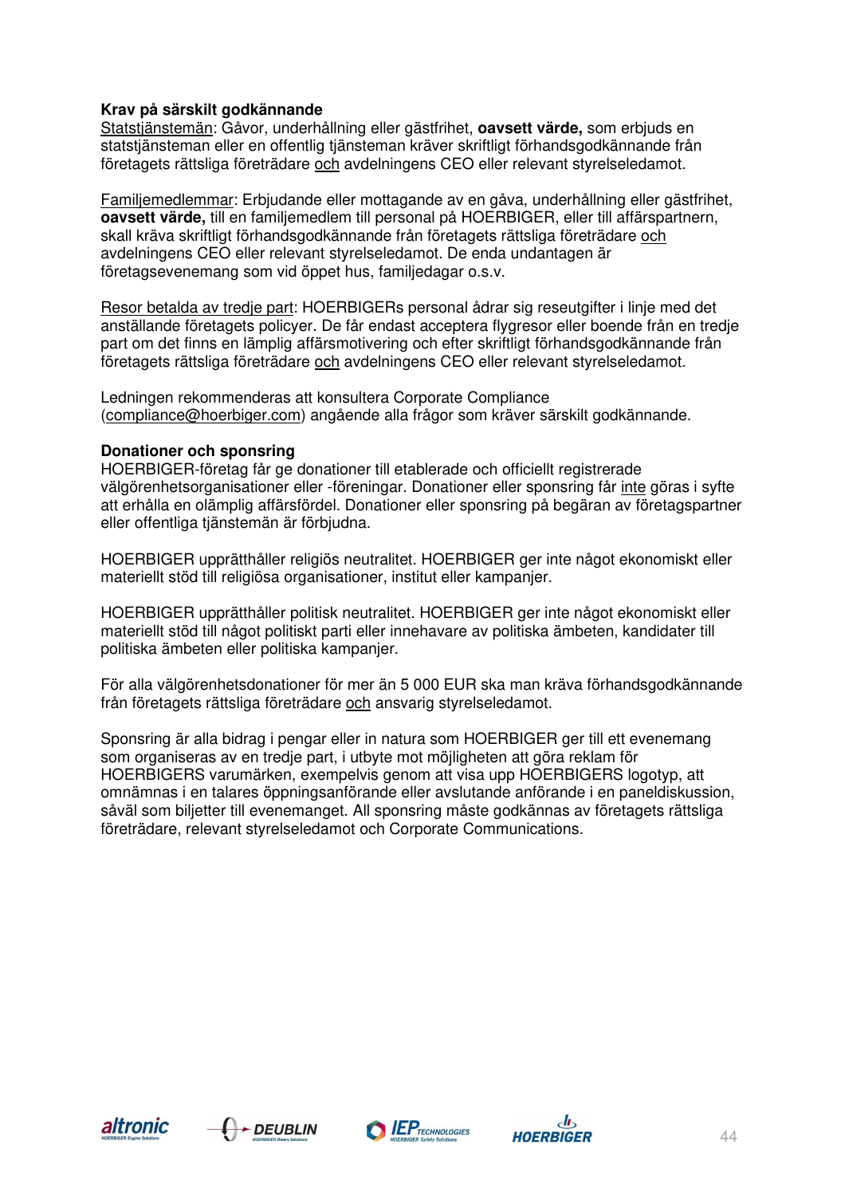**Krav på särskilt godkännande**
Statstjänstemän: Gåvor, underhållning eller gästfrihet, **oavsett värde,** som erbjuds en statstjänsteman eller en offentlig tjänsteman kräver skriftligt förhandsgodkännande från företagets rättsliga företrädare och avdelningens CEO eller relevant styrelseledamot.

Familjemedlemmar: Erbjudande eller mottagande av en gåva, underhållning eller gästfrihet, **oavsett värde,** till en familjemedlem till personal på HOERBIGER, eller till affärspartnern, skall kräva skriftligt förhandsgodkännande från företagets rättsliga företrädare och avdelningens CEO eller relevant styrelseledamot. De enda undantagen är företagsevenemang som vid öppet hus, familjedagar o.s.v.

Resor betalda av tredje part: HOERBIGERs personal ådrar sig reseutgifter i linje med det anställande företagets policyer. De får endast acceptera flygresor eller boende från en tredje part om det finns en lämplig affärsmotivering och efter skriftligt förhandsgodkännande från företagets rättsliga företrädare och avdelningens CEO eller relevant styrelseledamot.

Ledningen rekommenderas att konsultera Corporate Compliance (compliance@hoerbiger.com) angående alla frågor som kräver särskilt godkännande.

**Donationer och sponsring**
HOERBIGER-företag får ge donationer till etablerade och officiellt registrerade välgörenhetsorganisationer eller -föreningar. Donationer eller sponsring får inte göras i syfte att erhålla en olämplig affärsfördel. Donationer eller sponsring på begäran av företagspartner eller offentliga tjänstemän är förbjudna.

HOERBIGER upprätthåller religiös neutralitet. HOERBIGER ger inte något ekonomiskt eller materiellt stöd till religiösa organisationer, institut eller kampanjer.

HOERBIGER upprätthåller politisk neutralitet. HOERBIGER ger inte något ekonomiskt eller materiellt stöd till något politiskt parti eller innehavare av politiska ämbeten, kandidater till politiska ämbeten eller politiska kampanjer.

För alla välgörenhetsdonationer för mer än 5 000 EUR ska man kräva förhandsgodkännande från företagets rättsliga företrädare och ansvarig styrelseledamot.

Sponsring är alla bidrag i pengar eller in natura som HOERBIGER ger till ett evenemang som organiseras av en tredje part, i utbyte mot möjligheten att göra reklam för HOERBIGERS varumärken, exempelvis genom att visa upp HOERBIGERS logotyp, att omnämnas i en talares öppningsanförande eller avslutande anförande i en paneldiskussion, såväl som biljetter till evenemanget. All sponsring måste godkännas av företagets rättsliga företrädare, relevant styrelseledamot och Corporate Communications.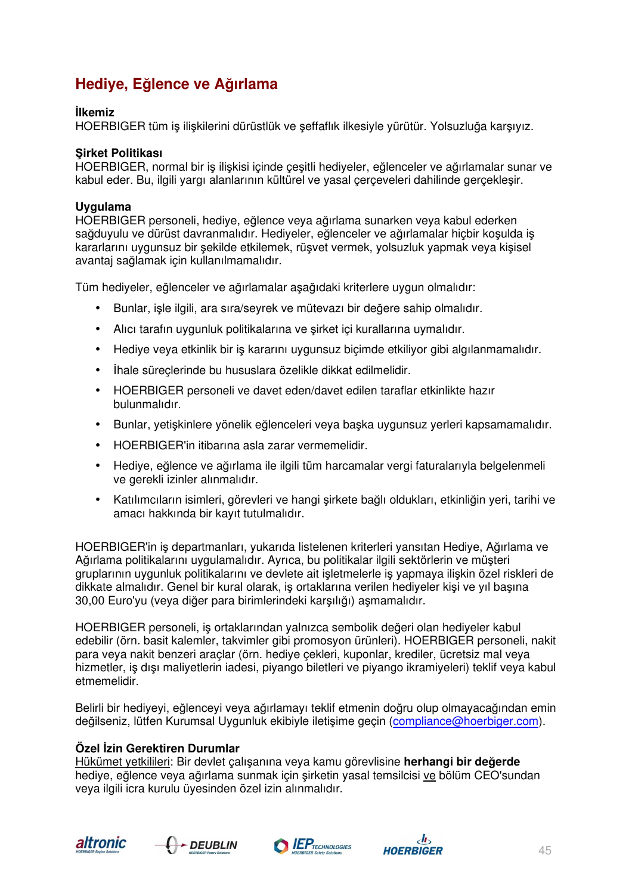## Hediye, Eğlence ve Ağırlama

**İlkemiz**
HOERBIGER tüm iş ilişkilerini dürüstlük ve şeffaflık ilkesiyle yürütür. Yolsuzluğa karşıyız.

**Şirket Politikası**
HOERBIGER, normal bir iş ilişkisi içinde çeşitli hediyeler, eğlenceler ve ağırlamalar sunar ve kabul eder. Bu, ilgili yargı alanlarının kültürel ve yasal çerçeveleri dahilinde gerçekleşir.

**Uygulama**
HOERBIGER personeli, hediye, eğlence veya ağırlama sunarken veya kabul ederken sağduyulu ve dürüst davranmalıdır. Hediyeler, eğlenceler ve ağırlamalar hiçbir koşulda iş kararlarını uygunsuz bir şekilde etkilemek, rüşvet vermek, yolsuzluk yapmak veya kişisel avantaj sağlamak için kullanılmamalıdır.

Tüm hediyeler, eğlenceler ve ağırlamalar aşağıdaki kriterlere uygun olmalıdır:

- Bunlar, işle ilgili, ara sıra/seyrek ve mütevazı bir değere sahip olmalıdır.
- Alıcı tarafın uygunluk politikalarına ve şirket içi kurallarına uymalıdır.
- Hediye veya etkinlik bir iş kararını uygunsuz biçimde etkiliyor gibi algılanmamalıdır.
- İhale süreçlerinde bu hususlara özelikle dikkat edilmelidir.
- HOERBIGER personeli ve davet eden/davet edilen taraflar etkinlikte hazır bulunmalıdır.
- Bunlar, yetişkinlere yönelik eğlenceleri veya başka uygunsuz yerleri kapsamamalıdır.
- HOERBIGER'in itibarına asla zarar vermemelidir.
- Hediye, eğlence ve ağırlama ile ilgili tüm harcamalar vergi faturalarıyla belgelenmeli ve gerekli izinler alınmalıdır.
- Katılımcıların isimleri, görevleri ve hangi şirkete bağlı oldukları, etkinliğin yeri, tarihi ve amacı hakkında bir kayıt tutulmalıdır.

HOERBIGER'in iş departmanları, yukarıda listelenen kriterleri yansıtan Hediye, Ağırlama ve Ağırlama politikalarını uygulamalıdır. Ayrıca, bu politikalar ilgili sektörlerin ve müşteri gruplarının uygunluk politikalarını ve devlete ait işletmelerle iş yapmaya ilişkin özel riskleri de dikkate almalıdır. Genel bir kural olarak, iş ortaklarına verilen hediyeler kişi ve yıl başına 30,00 Euro'yu (veya diğer para birimlerindeki karşılığı) aşmamalıdır.

HOERBIGER personeli, iş ortaklarından yalnızca sembolik değeri olan hediyeler kabul edebilir (örn. basit kalemler, takvimler gibi promosyon ürünleri). HOERBIGER personeli, nakit para veya nakit benzeri araçlar (örn. hediye çekleri, kuponlar, krediler, ücretsiz mal veya hizmetler, iş dışı maliyetlerin iadesi, piyango biletleri ve piyango ikramiyeleri) teklif veya kabul etmemelidir.

Belirli bir hediyeyi, eğlenceyi veya ağırlamayı teklif etmenin doğru olup olmayacağından emin değilseniz, lütfen Kurumsal Uygunluk ekibiyle iletişime geçin (compliance@hoerbiger.com).

**Özel İzin Gerektiren Durumlar**
Hükümet yetkilileri: Bir devlet çalışanına veya kamu görevlisine **herhangi bir değerde** hediye, eğlence veya ağırlama sunmak için şirketin yasal temsilcisi ve bölüm CEO'sundan veya ilgili icra kurulu üyesinden özel izin alınmalıdır.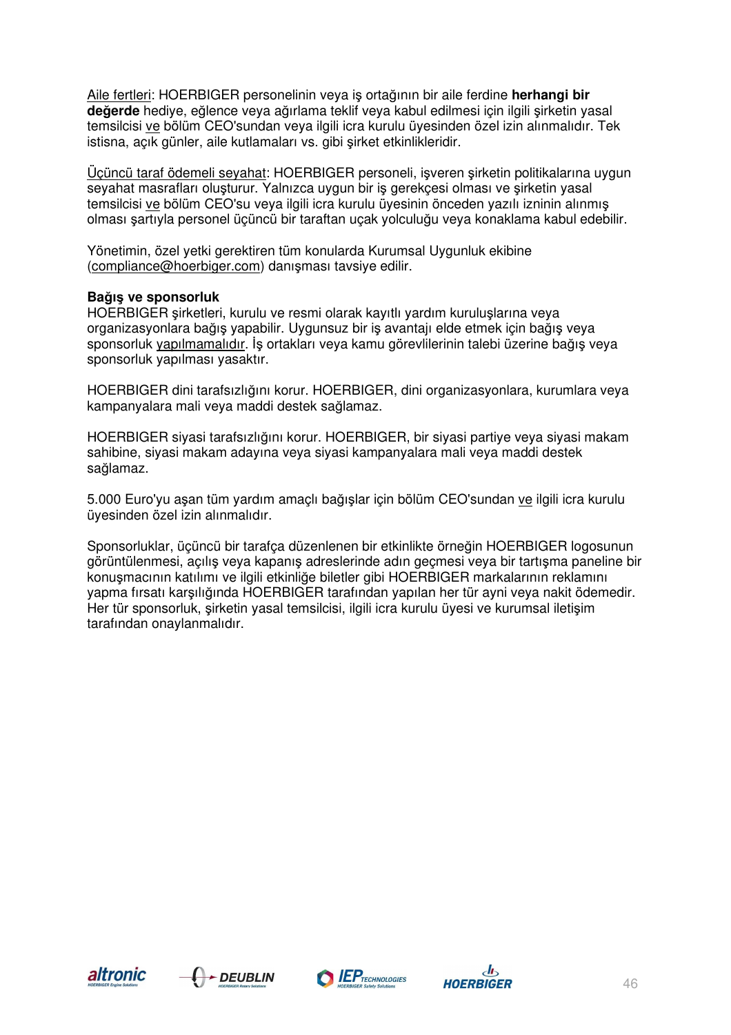Aile fertleri: HOERBIGER personelinin veya iş ortağının bir aile ferdine **herhangi bir değerde** hediye, eğlence veya ağırlama teklif veya kabul edilmesi için ilgili şirketin yasal temsilcisi ve bölüm CEO'sundan veya ilgili icra kurulu üyesinden özel izin alınmalıdır. Tek istisna, açık günler, aile kutlamaları vs. gibi şirket etkinlikleridir.

Üçüncü taraf ödemeli seyahat: HOERBIGER personeli, işveren şirketin politikalarına uygun seyahat masrafları oluşturur. Yalnızca uygun bir iş gerekçesi olması ve şirketin yasal temsilcisi ve bölüm CEO'su veya ilgili icra kurulu üyesinin önceden yazılı izninin alınmış olması şartıyla personel üçüncü bir taraftan uçak yolculuğu veya konaklama kabul edebilir.

Yönetimin, özel yetki gerektiren tüm konularda Kurumsal Uygunluk ekibine (compliance@hoerbiger.com) danışması tavsiye edilir.

**Bağış ve sponsorluk**

HOERBIGER şirketleri, kurulu ve resmi olarak kayıtlı yardım kuruluşlarına veya organizasyonlara bağış yapabilir. Uygunsuz bir iş avantajı elde etmek için bağış veya sponsorluk yapılmamalıdır. İş ortakları veya kamu görevlilerinin talebi üzerine bağış veya sponsorluk yapılması yasaktır.

HOERBIGER dini tarafsızlığını korur. HOERBIGER, dini organizasyonlara, kurumlara veya kampanyalara mali veya maddi destek sağlamaz.

HOERBIGER siyasi tarafsızlığını korur. HOERBIGER, bir siyasi partiye veya siyasi makam sahibine, siyasi makam adayına veya siyasi kampanyalara mali veya maddi destek sağlamaz.

5.000 Euro'yu aşan tüm yardım amaçlı bağışlar için bölüm CEO'sundan ve ilgili icra kurulu üyesinden özel izin alınmalıdır.

Sponsorluklar, üçüncü bir tarafça düzenlenen bir etkinlikte örneğin HOERBIGER logosunun görüntülenmesi, açılış veya kapanış adreslerinde adın geçmesi veya bir tartışma paneline bir konuşmacının katılımı ve ilgili etkinliğe biletler gibi HOERBIGER markalarının reklamını yapma fırsatı karşılığında HOERBIGER tarafından yapılan her tür ayni veya nakit ödemedir. Her tür sponsorluk, şirketin yasal temsilcisi, ilgili icra kurulu üyesi ve kurumsal iletişim tarafından onaylanmalıdır.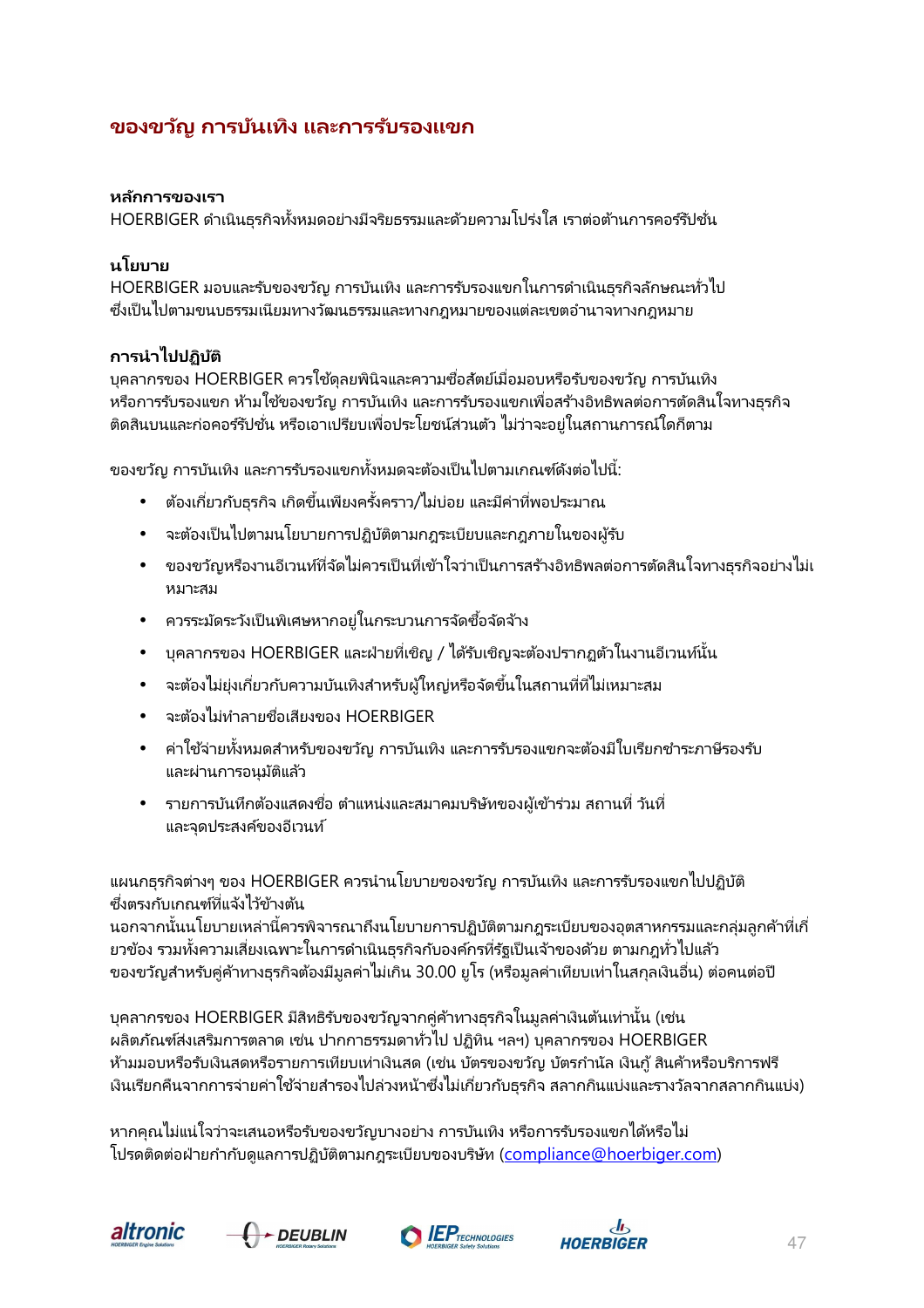## ของขวัญ การบันเทิง และการรับรองแขก

**หลักการของเรา**

HOERBIGER ดำเนินธุรกิจทั้งหมดอย่างมีจริยธรรมและด้วยความโปร่งใส เราต่อต้านการคอร์รัปชั่น

**นโยบาย**

HOERBIGER มอบและรับของขวัญ การบันเทิง และการรับรองแขกในการดำเนินธุรกิจลักษณะทั่วไป ซึ่งเป็นไปตามขนบธรรมเนียมทางวัฒนธรรมและทางกฎหมายของแต่ละเขตอำนาจทางกฎหมาย

**การนำไปปฏิบัติ**

บุคลากรของ HOERBIGER ควรใช้ดุลยพินิจและความซื่อสัตย์เมื่อมอบหรือรับของขวัญ การบันเทิง หรือการรับรองแขก ห้ามใช้ของขวัญ การบันเทิง และการรับรองแขกเพื่อสร้างอิทธิพลต่อการตัดสินใจทางธุรกิจ ติดสินบนและก่อคอร์รัปชั่น หรือเอาเปรียบเพื่อประโยชน์ส่วนตัว ไม่ว่าจะอยู่ในสถานการณ์ใดก็ตาม

ของขวัญ การบันเทิง และการรับรองแขกทั้งหมดจะต้องเป็นไปตามเกณฑ์ดังต่อไปนี้:

- ต้องเกี่ยวกับธุรกิจ เกิดขึ้นเพียงครั้งคราว/ไม่บ่อย และมีค่าที่พอประมาณ
- จะต้องเป็นไปตามนโยบายการปฏิบัติตามกฎระเบียบและกฎภายในของผู้รับ
- ของขวัญหรืองานอีเวนท์ที่จัดไม่ควรเป็นที่เข้าใจว่าเป็นการสร้างอิทธิพลต่อการตัดสินใจทางธุรกิจอย่างไม่เหมาะสม
- ควรระมัดระวังเป็นพิเศษหากอยู่ในกระบวนการจัดซื้อจัดจ้าง
- บุคลากรของ HOERBIGER และฝ่ายที่เชิญ / ได้รับเชิญจะต้องปรากฏตัวในงานอีเวนท์นั้น
- จะต้องไม่ยุ่งเกี่ยวกับความบันเทิงสำหรับผู้ใหญ่หรือจัดขึ้นในสถานที่ที่ไม่เหมาะสม
- จะต้องไม่ทำลายชื่อเสียงของ HOERBIGER
- ค่าใช้จ่ายทั้งหมดสำหรับของขวัญ การบันเทิง และการรับรองแขกจะต้องมีใบเรียกชำระภาษีรองรับและผ่านการอนุมัติแล้ว
- รายการบันทึกต้องแสดงชื่อ ตำแหน่งและสมาคมบริษัทของผู้เข้าร่วม สถานที่ วันที่ และจุดประสงค์ของอีเวนท์

แผนกธุรกิจต่างๆ ของ HOERBIGER ควรนำนโยบายของขวัญ การบันเทิง และการรับรองแขกไปปฏิบัติ ซึ่งตรงกับเกณฑ์ที่แจ้งไว้ข้างต้น
นอกจากนั้นนโยบายเหล่านี้ควรพิจารณาถึงนโยบายการปฏิบัติตามกฎระเบียบของอุตสาหกรรมและกลุ่มลูกค้าที่เกี่ยวข้อง รวมทั้งความเสี่ยงเฉพาะในการดำเนินธุรกิจกับองค์กรที่รัฐเป็นเจ้าของด้วย ตามกฎทั่วไปแล้ว ของขวัญสำหรับคู่ค้าทางธุรกิจต้องมีมูลค่าไม่เกิน 30.00 ยูโร (หรือมูลค่าเทียบเท่าในสกุลเงินอื่น) ต่อคนต่อปี

บุคลากรของ HOERBIGER มีสิทธิรับของขวัญจากคู่ค้าทางธุรกิจในมูลค่าเงินต้นเท่านั้น (เช่น ผลิตภัณฑ์ส่งเสริมการตลาด เช่น ปากกาธรรมดาทั่วไป ปฏิทิน ฯลฯ) บุคลากรของ HOERBIGER ห้ามมอบหรือรับเงินสดหรือรายการเทียบเท่าเงินสด (เช่น บัตรของขวัญ บัตรกำนัล เงินกู้ สินค้าหรือบริการฟรี เงินเรียกคืนจากการจ่ายค่าใช้จ่ายสำรองไปล่วงหน้าซึ่งไม่เกี่ยวกับธุรกิจ สลากกินแบ่งและรางวัลจากสลากกินแบ่ง)

หากคุณไม่แน่ใจว่าจะเสนอหรือรับของขวัญบางอย่าง การบันเทิง หรือการรับรองแขกได้หรือไม่ โปรดติดต่อฝ่ายกำกับดูแลการปฏิบัติตามกฎระเบียบของบริษัท (compliance@hoerbiger.com)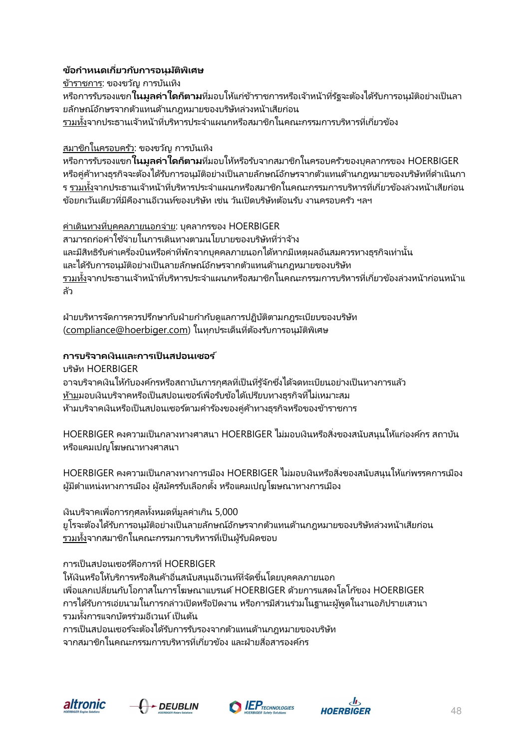**ข้อกำหนดเกี่ยวกับการอนุมัติพิเศษ**

ข้าราชการ: ของขวัญ การบันเทิง หรือการรับรองแขก**ในมูลค่าใดก็ตาม**ที่มอบให้แก่ข้าราชการหรือเจ้าหน้าที่รัฐจะต้องได้รับการอนุมัติอย่างเป็นลายลักษณ์อักษรจากตัวแทนด้านกฎหมายของบริษัทล่วงหน้าเสียก่อน รวมทั้งจากประธานเจ้าหน้าที่บริหารประจำแผนกหรือสมาชิกในคณะกรรมการบริหารที่เกี่ยวข้อง

สมาชิกในครอบครัว: ของขวัญ การบันเทิง หรือการรับรองแขก**ในมูลค่าใดก็ตาม**ที่มอบให้หรือรับจากสมาชิกในครอบครัวของบุคลากรของ HOERBIGER หรือคู่ค้าทางธุรกิจจะต้องได้รับการอนุมัติอย่างเป็นลายลักษณ์อักษรจากตัวแทนด้านกฎหมายของบริษัทที่ดำเนินการ รวมทั้งจากประธานเจ้าหน้าที่บริหารประจำแผนกหรือสมาชิกในคณะกรรมการบริหารที่เกี่ยวข้องล่วงหน้าเสียก่อน ข้อยกเว้นเดียวที่มีคืองานอีเวนท์ของบริษัท เช่น วันเปิดบริษัทต้อนรับ งานครอบครัว ฯลฯ

ค่าเดินทางที่บุคคลภายนอกจ่าย: บุคลากรของ HOERBIGER สามารถก่อค่าใช้จ่ายในการเดินทางตามนโยบายของบริษัทที่ว่าจ้าง และมีสิทธิรับค่าเครื่องบินหรือค่าที่พักจากบุคคลภายนอกได้หากมีเหตุผลอันสมควรทางธุรกิจเท่านั้น และได้รับการอนุมัติอย่างเป็นลายลักษณ์อักษรจากตัวแทนด้านกฎหมายของบริษัท รวมทั้งจากประธานเจ้าหน้าที่บริหารประจำแผนกหรือสมาชิกในคณะกรรมการบริหารที่เกี่ยวข้องล่วงหน้าก่อนหน้าแล้ว

ฝ่ายบริหารจัดการควรปรึกษากับฝ่ายกำกับดูแลการปฏิบัติตามกฎระเบียบของบริษัท (compliance@hoerbiger.com) ในทุกประเด็นที่ต้องรับการอนุมัติพิเศษ

**การบริจาคเงินและการเป็นสปอนเซอร์**

บริษัท HOERBIGER อาจบริจาคเงินให้กับองค์กรหรือสถาบันการกุศลที่เป็นที่รู้จักซึ่งได้จดทะเบียนอย่างเป็นทางการแล้ว ห้ามมอบเงินบริจาคหรือเป็นสปอนเซอร์เพื่อรับข้อได้เปรียบทางธุรกิจที่ไม่เหมาะสม ห้ามบริจาคเงินหรือเป็นสปอนเซอร์ตามคำร้องของคู่ค้าทางธุรกิจหรือของข้าราชการ

HOERBIGER คงความเป็นกลางทางศาสนา HOERBIGER ไม่มอบเงินหรือสิ่งของสนับสนุนให้แก่องค์กร สถาบัน หรือแคมเปญโฆษณาทางศาสนา

HOERBIGER คงความเป็นกลางทางการเมือง HOERBIGER ไม่มอบเงินหรือสิ่งของสนับสนุนให้แก่พรรคการเมือง ผู้มีตำแหน่งทางการเมือง ผู้สมัครรับเลือกตั้ง หรือแคมเปญโฆษณาทางการเมือง

เงินบริจาคเพื่อการกุศลทั้งหมดที่มูลค่าเกิน 5,000 ยูโรจะต้องได้รับการอนุมัติอย่างเป็นลายลักษณ์อักษรจากตัวแทนด้านกฎหมายของบริษัทล่วงหน้าเสียก่อน รวมทั้งจากสมาชิกในคณะกรรมการบริหารที่เป็นผู้รับผิดชอบ

การเป็นสปอนเซอร์คือการที่ HOERBIGER ให้เงินหรือให้บริการหรือสินค้าอื่นสนับสนุนอีเวนท์ที่จัดขึ้นโดยบุคคลภายนอก เพื่อแลกเปลี่ยนกับโอกาสในการโฆษณาแบรนด์ HOERBIGER ด้วยการแสดงโลโก้ของ HOERBIGER การได้รับการเอ่ยนามในการกล่าวเปิดหรือปิดงาน หรือการมีส่วนร่วมในฐานะผู้พูดในงานอภิปรายเสวนา รวมทั้งการแจกบัตรร่วมอีเวนท์ เป็นต้น การเป็นสปอนเซอร์จะต้องได้รับการรับรองจากตัวแทนด้านกฎหมายของบริษัท จากสมาชิกในคณะกรรมการบริหารที่เกี่ยวข้อง และฝ่ายสื่อสารองค์กร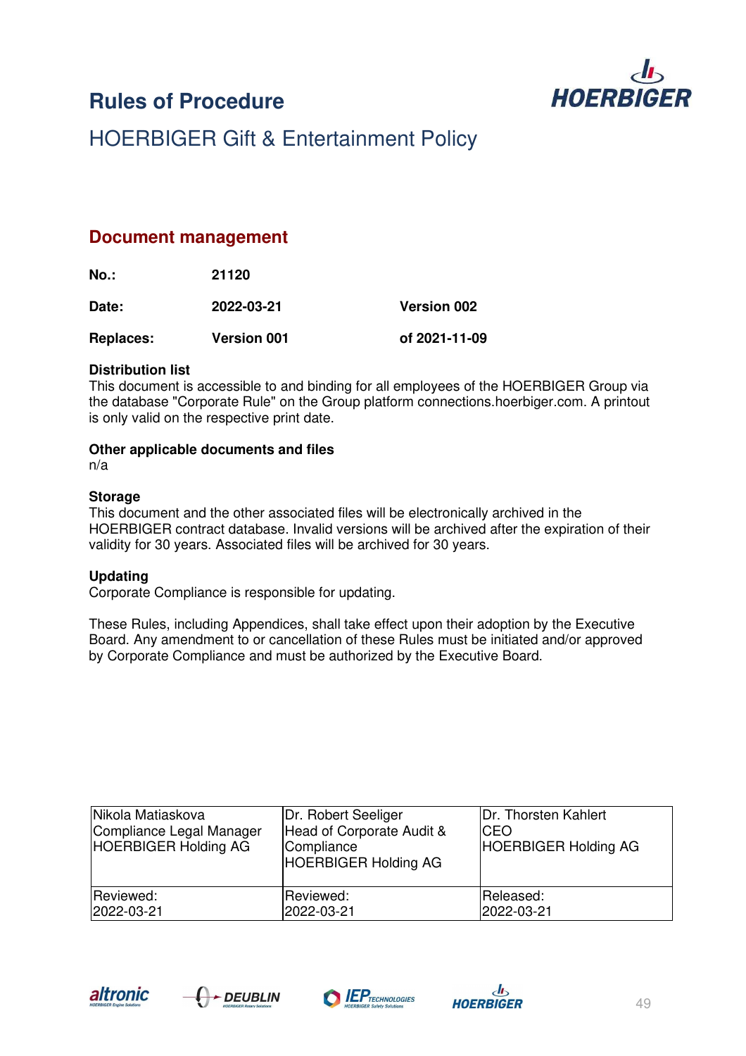# Rules of Procedure

## HOERBIGER Gift & Entertainment Policy

## Document management

| | | |
|---|---|---|
| **No.:** | **21120** | |
| **Date:** | **2022-03-21** | **Version 002** |
| **Replaces:** | **Version 001** | **of 2021-11-09** |

**Distribution list**
This document is accessible to and binding for all employees of the HOERBIGER Group via the database "Corporate Rule" on the Group platform connections.hoerbiger.com. A printout is only valid on the respective print date.

**Other applicable documents and files**
n/a

**Storage**
This document and the other associated files will be electronically archived in the HOERBIGER contract database. Invalid versions will be archived after the expiration of their validity for 30 years. Associated files will be archived for 30 years.

**Updating**
Corporate Compliance is responsible for updating.

These Rules, including Appendices, shall take effect upon their adoption by the Executive Board. Any amendment to or cancellation of these Rules must be initiated and/or approved by Corporate Compliance and must be authorized by the Executive Board.

| | | |
|---|---|---|
| Nikola Matiaskova<br>Compliance Legal Manager<br>HOERBIGER Holding AG | Dr. Robert Seeliger<br>Head of Corporate Audit & Compliance<br>HOERBIGER Holding AG | Dr. Thorsten Kahlert<br>CEO<br>HOERBIGER Holding AG |
| Reviewed:<br>2022-03-21 | Reviewed:<br>2022-03-21 | Released:<br>2022-03-21 |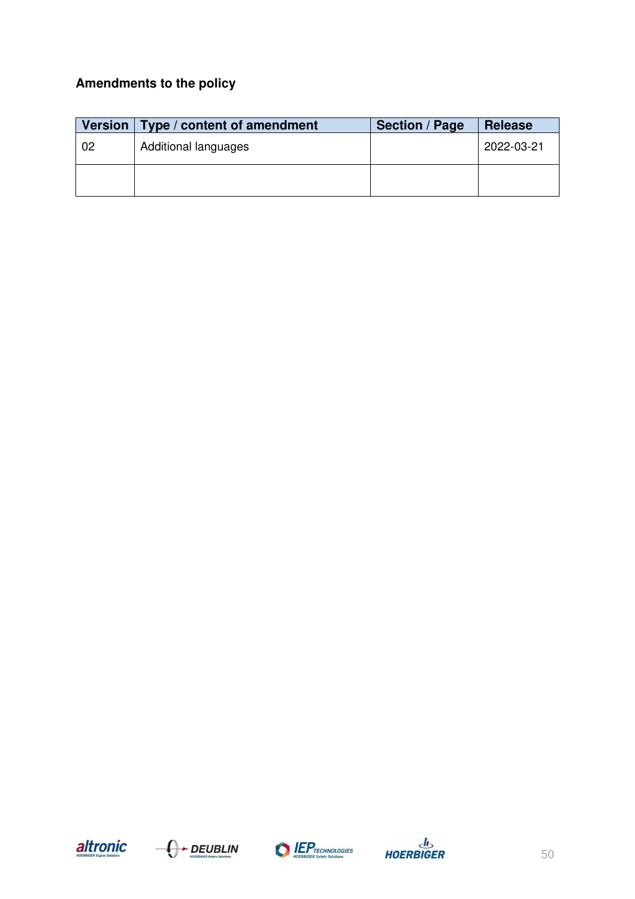**Amendments to the policy**

| Version | Type / content of amendment | Section / Page | Release |
|---|---|---|---|
| 02 | Additional languages | | 2022-03-21 |
| | | | |